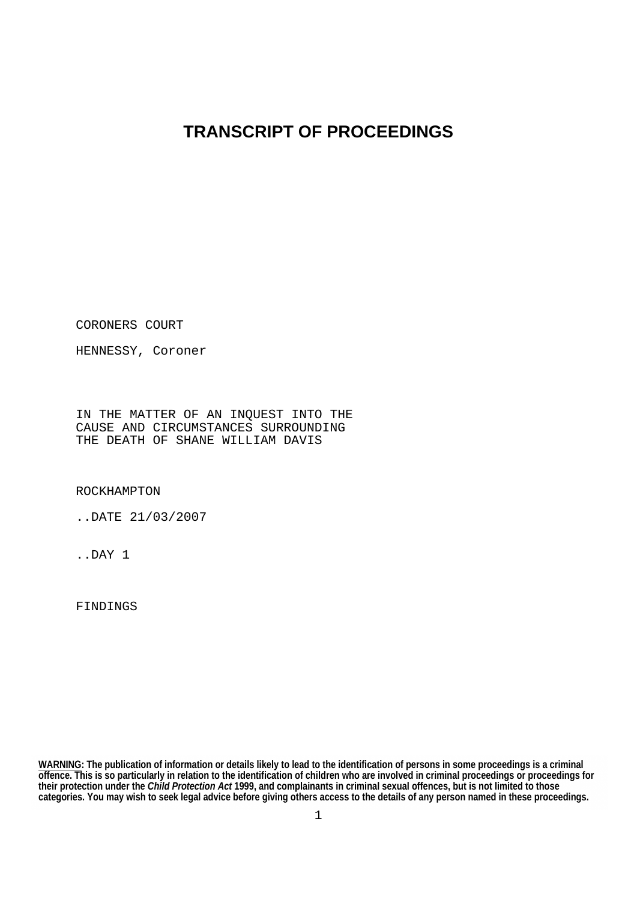# TRANSCRIPT OF PROCEEDINGS

CORONERS COURT

HENNESSY, Coroner

IN THE MATTER OF AN INQUEST INTO THE CAUSE AND CIRCUMSTANCES SURROUNDING THE DEATH OF SHANE WILLIAM DAVIS

ROCKHAMPTON

..DATE 21/03/2007

..DAY 1

FINDINGS

**WARNING: The publication of information or details likely to lead to the identification of persons in some proceedings is a criminal offence. This is so particularly in relation to the identification of children who are involved in criminal proceedings or proceedings for their protection under the *Child Protection Act* 1999, and complainants in criminal sexual offences, but is not limited to those categories. You may wish to seek legal advice before giving others access to the details of any person named in these proceedings.**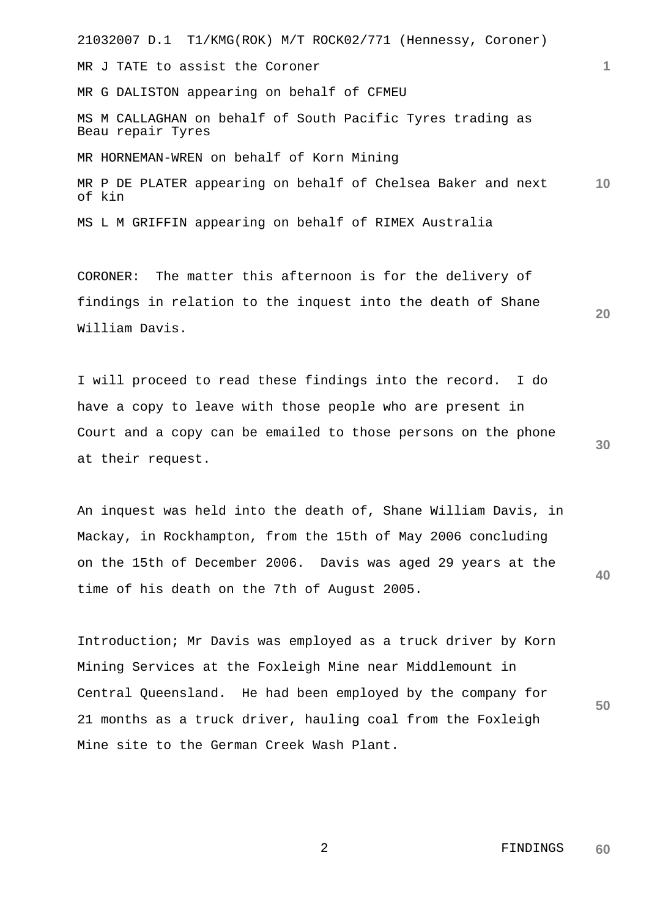21032007 D.1 T1/KMG(ROK) M/T ROCK02/771 (Hennessy, Coroner)

MR J TATE to assist the Coroner

MR G DALISTON appearing on behalf of CFMEU

MS M CALLAGHAN on behalf of South Pacific Tyres trading as Beau repair Tyres

MR HORNEMAN-WREN on behalf of Korn Mining

MR P DE PLATER appearing on behalf of Chelsea Baker and next of kin

MS L M GRIFFIN appearing on behalf of RIMEX Australia

CORONER: The matter this afternoon is for the delivery of findings in relation to the inquest into the death of Shane William Davis.

I will proceed to read these findings into the record. I do have a copy to leave with those people who are present in Court and a copy can be emailed to those persons on the phone at their request.

An inquest was held into the death of, Shane William Davis, in Mackay, in Rockhampton, from the 15th of May 2006 concluding on the 15th of December 2006. Davis was aged 29 years at the time of his death on the 7th of August 2005.

Introduction; Mr Davis was employed as a truck driver by Korn Mining Services at the Foxleigh Mine near Middlemount in Central Queensland. He had been employed by the company for 21 months as a truck driver, hauling coal from the Foxleigh Mine site to the German Creek Wash Plant.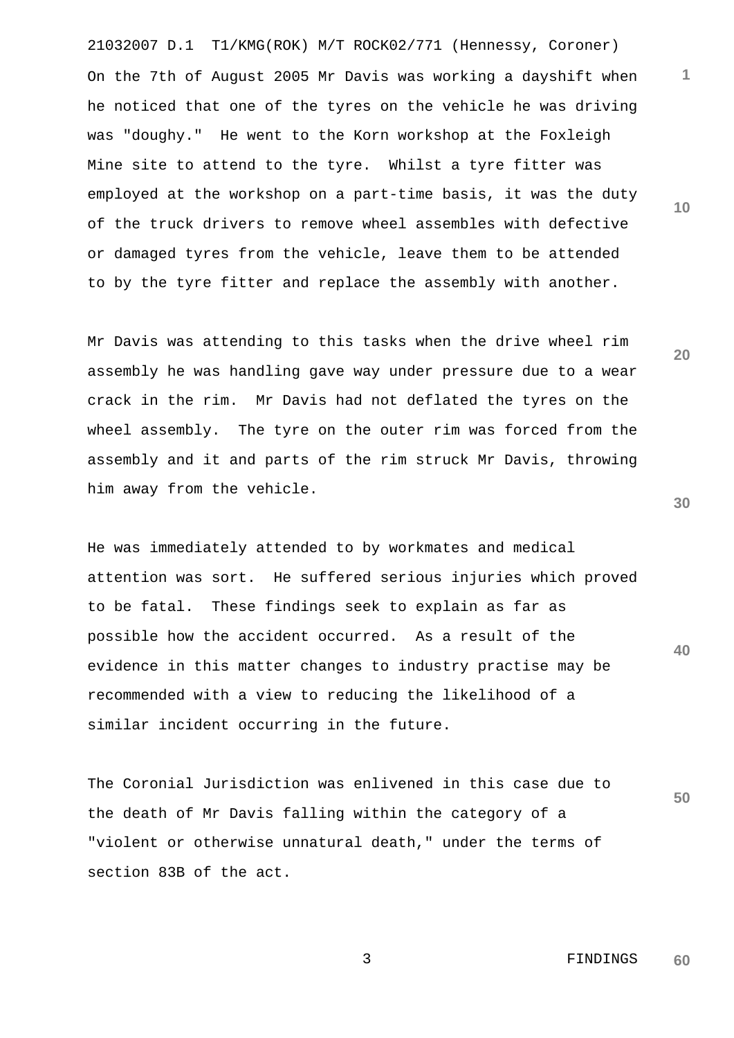On the 7th of August 2005 Mr Davis was working a dayshift when he noticed that one of the tyres on the vehicle he was driving was "doughy." He went to the Korn workshop at the Foxleigh Mine site to attend to the tyre. Whilst a tyre fitter was employed at the workshop on a part-time basis, it was the duty of the truck drivers to remove wheel assembles with defective or damaged tyres from the vehicle, leave them to be attended to by the tyre fitter and replace the assembly with another.

Mr Davis was attending to this tasks when the drive wheel rim assembly he was handling gave way under pressure due to a wear crack in the rim. Mr Davis had not deflated the tyres on the wheel assembly. The tyre on the outer rim was forced from the assembly and it and parts of the rim struck Mr Davis, throwing him away from the vehicle.

He was immediately attended to by workmates and medical attention was sort. He suffered serious injuries which proved to be fatal. These findings seek to explain as far as possible how the accident occurred. As a result of the evidence in this matter changes to industry practise may be recommended with a view to reducing the likelihood of a similar incident occurring in the future.

The Coronial Jurisdiction was enlivened in this case due to the death of Mr Davis falling within the category of a "violent or otherwise unnatural death," under the terms of section 83B of the act.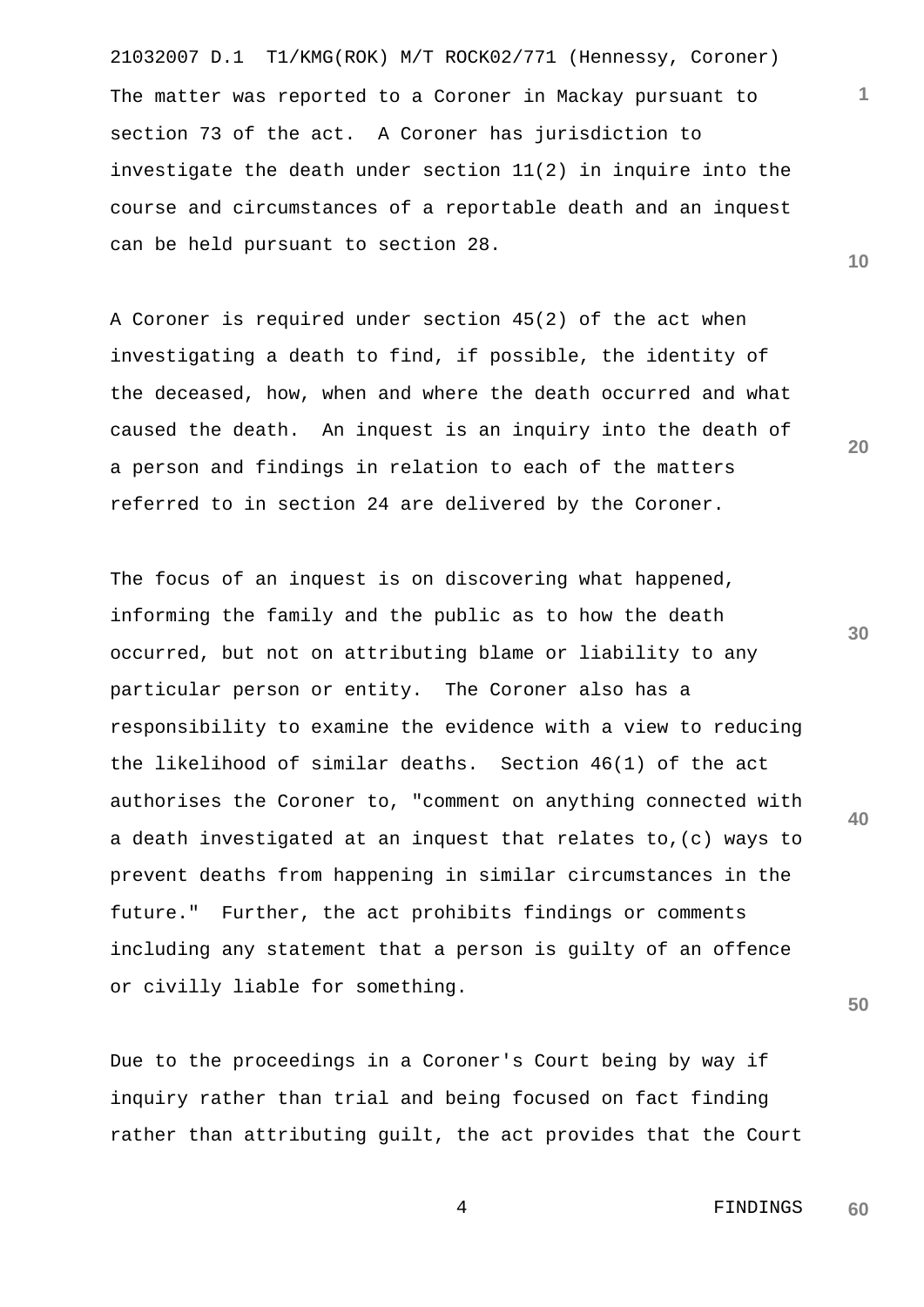The matter was reported to a Coroner in Mackay pursuant to section 73 of the act. A Coroner has jurisdiction to investigate the death under section 11(2) in inquire into the course and circumstances of a reportable death and an inquest can be held pursuant to section 28.

A Coroner is required under section 45(2) of the act when investigating a death to find, if possible, the identity of the deceased, how, when and where the death occurred and what caused the death. An inquest is an inquiry into the death of a person and findings in relation to each of the matters referred to in section 24 are delivered by the Coroner.

The focus of an inquest is on discovering what happened, informing the family and the public as to how the death occurred, but not on attributing blame or liability to any particular person or entity. The Coroner also has a responsibility to examine the evidence with a view to reducing the likelihood of similar deaths. Section 46(1) of the act authorises the Coroner to, "comment on anything connected with a death investigated at an inquest that relates to,(c) ways to prevent deaths from happening in similar circumstances in the future." Further, the act prohibits findings or comments including any statement that a person is guilty of an offence or civilly liable for something.

Due to the proceedings in a Coroner's Court being by way if inquiry rather than trial and being focused on fact finding rather than attributing guilt, the act provides that the Court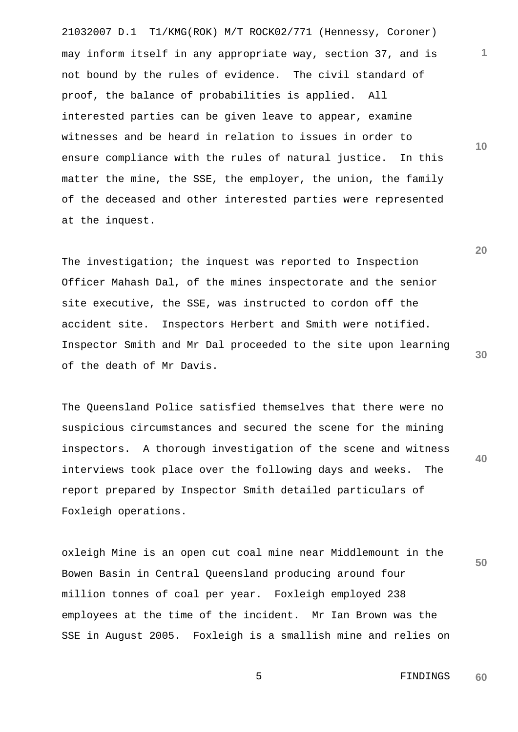may inform itself in any appropriate way, section 37, and is not bound by the rules of evidence. The civil standard of proof, the balance of probabilities is applied. All interested parties can be given leave to appear, examine witnesses and be heard in relation to issues in order to ensure compliance with the rules of natural justice. In this matter the mine, the SSE, the employer, the union, the family of the deceased and other interested parties were represented at the inquest.

The investigation; the inquest was reported to Inspection Officer Mahash Dal, of the mines inspectorate and the senior site executive, the SSE, was instructed to cordon off the accident site. Inspectors Herbert and Smith were notified. Inspector Smith and Mr Dal proceeded to the site upon learning of the death of Mr Davis.

The Queensland Police satisfied themselves that there were no suspicious circumstances and secured the scene for the mining inspectors. A thorough investigation of the scene and witness interviews took place over the following days and weeks. The report prepared by Inspector Smith detailed particulars of Foxleigh operations.

oxleigh Mine is an open cut coal mine near Middlemount in the Bowen Basin in Central Queensland producing around four million tonnes of coal per year. Foxleigh employed 238 employees at the time of the incident. Mr Ian Brown was the SSE in August 2005. Foxleigh is a smallish mine and relies on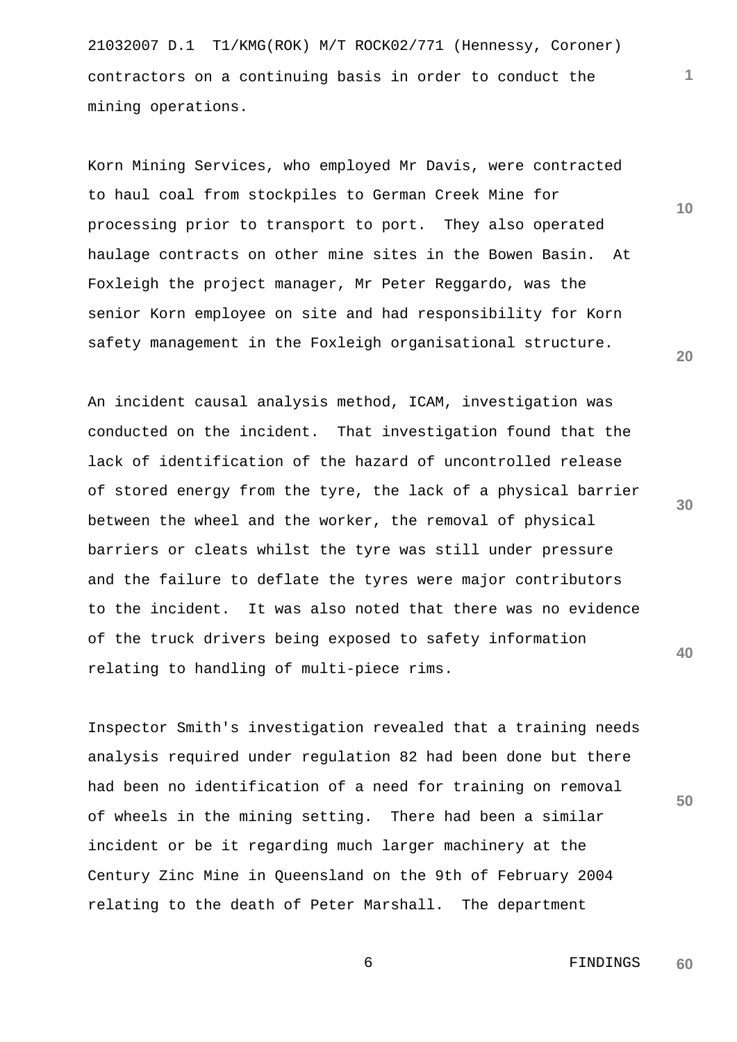contractors on a continuing basis in order to conduct the mining operations.

Korn Mining Services, who employed Mr Davis, were contracted to haul coal from stockpiles to German Creek Mine for processing prior to transport to port. They also operated haulage contracts on other mine sites in the Bowen Basin. At Foxleigh the project manager, Mr Peter Reggardo, was the senior Korn employee on site and had responsibility for Korn safety management in the Foxleigh organisational structure.

An incident causal analysis method, ICAM, investigation was conducted on the incident. That investigation found that the lack of identification of the hazard of uncontrolled release of stored energy from the tyre, the lack of a physical barrier between the wheel and the worker, the removal of physical barriers or cleats whilst the tyre was still under pressure and the failure to deflate the tyres were major contributors to the incident. It was also noted that there was no evidence of the truck drivers being exposed to safety information relating to handling of multi-piece rims.

Inspector Smith's investigation revealed that a training needs analysis required under regulation 82 had been done but there had been no identification of a need for training on removal of wheels in the mining setting. There had been a similar incident or be it regarding much larger machinery at the Century Zinc Mine in Queensland on the 9th of February 2004 relating to the death of Peter Marshall. The department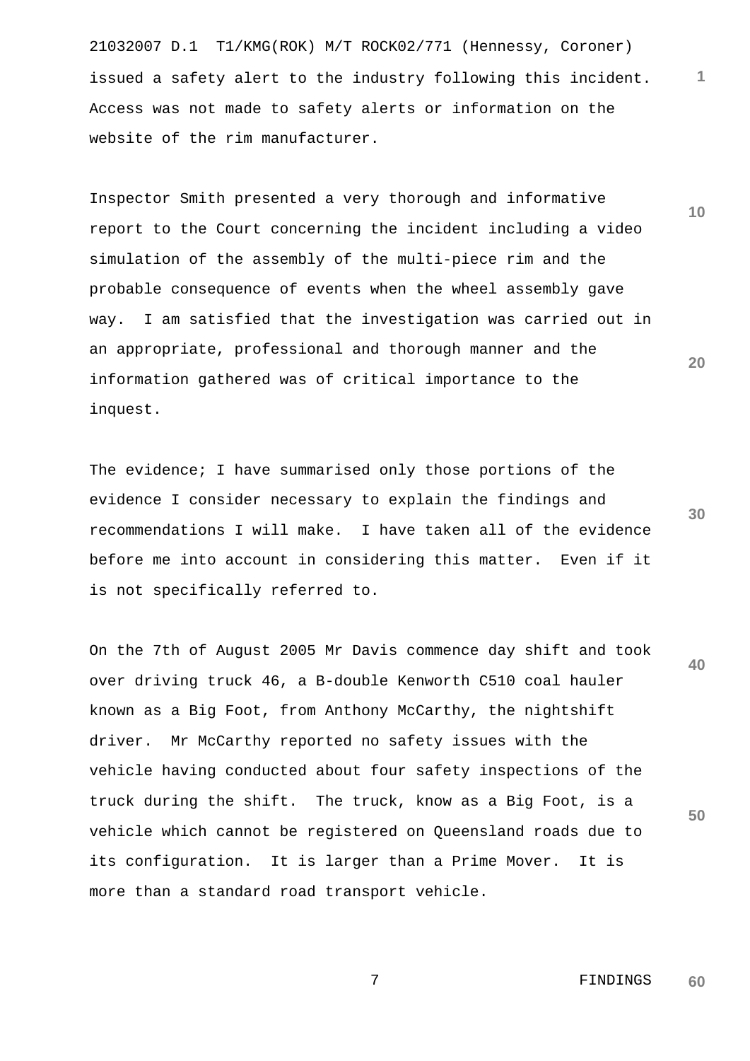issued a safety alert to the industry following this incident. Access was not made to safety alerts or information on the website of the rim manufacturer.

Inspector Smith presented a very thorough and informative report to the Court concerning the incident including a video simulation of the assembly of the multi-piece rim and the probable consequence of events when the wheel assembly gave way. I am satisfied that the investigation was carried out in an appropriate, professional and thorough manner and the information gathered was of critical importance to the inquest.

The evidence; I have summarised only those portions of the evidence I consider necessary to explain the findings and recommendations I will make. I have taken all of the evidence before me into account in considering this matter. Even if it is not specifically referred to.

On the 7th of August 2005 Mr Davis commence day shift and took over driving truck 46, a B-double Kenworth C510 coal hauler known as a Big Foot, from Anthony McCarthy, the nightshift driver. Mr McCarthy reported no safety issues with the vehicle having conducted about four safety inspections of the truck during the shift. The truck, know as a Big Foot, is a vehicle which cannot be registered on Queensland roads due to its configuration. It is larger than a Prime Mover. It is more than a standard road transport vehicle.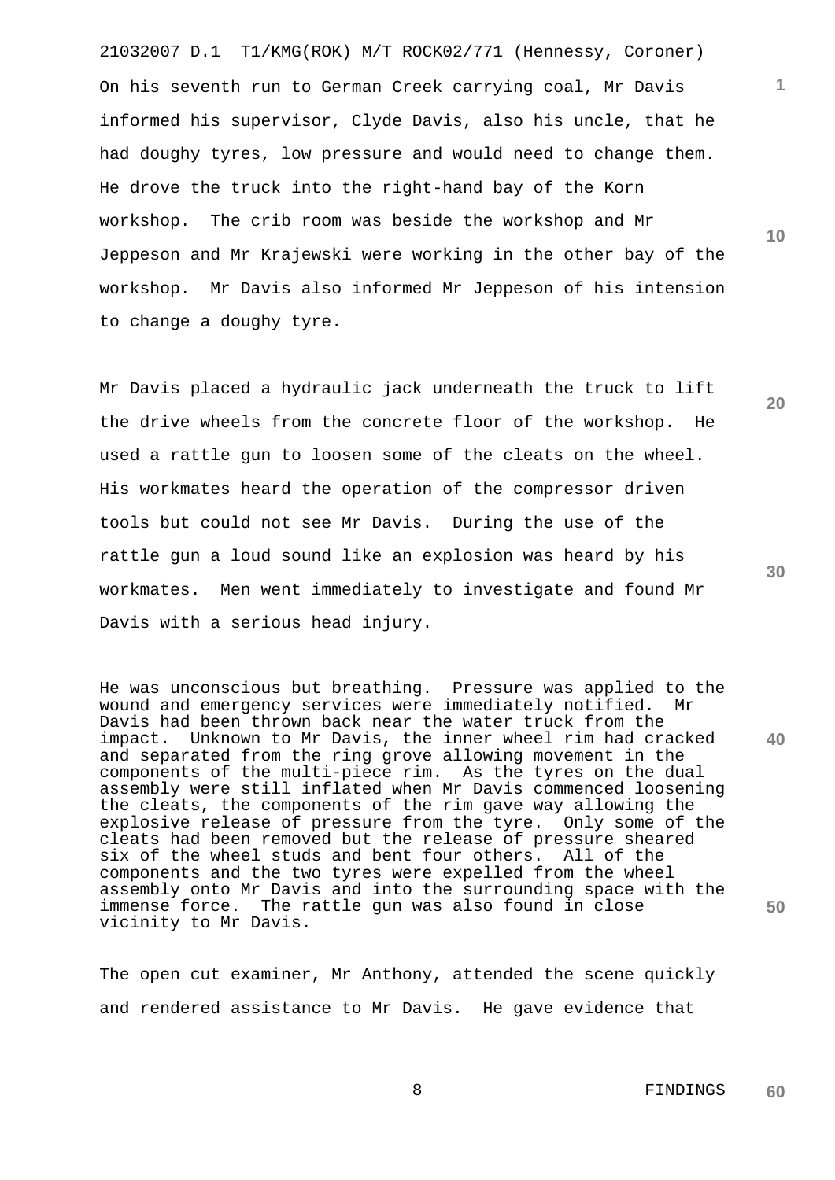On his seventh run to German Creek carrying coal, Mr Davis informed his supervisor, Clyde Davis, also his uncle, that he had doughy tyres, low pressure and would need to change them. He drove the truck into the right-hand bay of the Korn workshop. The crib room was beside the workshop and Mr Jeppeson and Mr Krajewski were working in the other bay of the workshop. Mr Davis also informed Mr Jeppeson of his intension to change a doughy tyre.

Mr Davis placed a hydraulic jack underneath the truck to lift the drive wheels from the concrete floor of the workshop. He used a rattle gun to loosen some of the cleats on the wheel. His workmates heard the operation of the compressor driven tools but could not see Mr Davis. During the use of the rattle gun a loud sound like an explosion was heard by his workmates. Men went immediately to investigate and found Mr Davis with a serious head injury.

He was unconscious but breathing. Pressure was applied to the wound and emergency services were immediately notified. Mr Davis had been thrown back near the water truck from the impact. Unknown to Mr Davis, the inner wheel rim had cracked and separated from the ring grove allowing movement in the components of the multi-piece rim. As the tyres on the dual assembly were still inflated when Mr Davis commenced loosening the cleats, the components of the rim gave way allowing the explosive release of pressure from the tyre. Only some of the cleats had been removed but the release of pressure sheared six of the wheel studs and bent four others. All of the components and the two tyres were expelled from the wheel assembly onto Mr Davis and into the surrounding space with the immense force. The rattle gun was also found in close vicinity to Mr Davis.

The open cut examiner, Mr Anthony, attended the scene quickly and rendered assistance to Mr Davis. He gave evidence that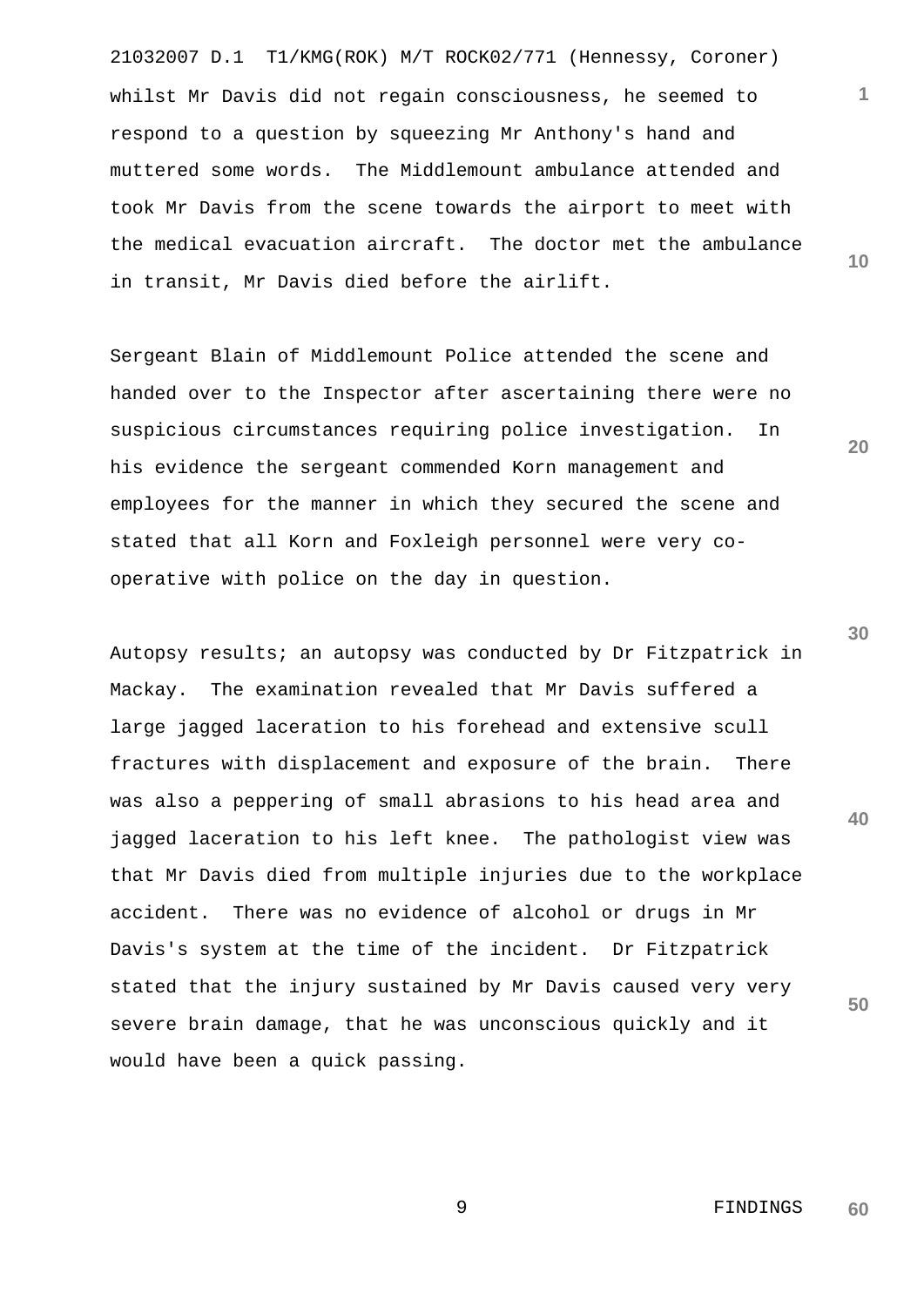whilst Mr Davis did not regain consciousness, he seemed to respond to a question by squeezing Mr Anthony's hand and muttered some words. The Middlemount ambulance attended and took Mr Davis from the scene towards the airport to meet with the medical evacuation aircraft. The doctor met the ambulance in transit, Mr Davis died before the airlift.

Sergeant Blain of Middlemount Police attended the scene and handed over to the Inspector after ascertaining there were no suspicious circumstances requiring police investigation. In his evidence the sergeant commended Korn management and employees for the manner in which they secured the scene and stated that all Korn and Foxleigh personnel were very co-operative with police on the day in question.

Autopsy results; an autopsy was conducted by Dr Fitzpatrick in Mackay. The examination revealed that Mr Davis suffered a large jagged laceration to his forehead and extensive scull fractures with displacement and exposure of the brain. There was also a peppering of small abrasions to his head area and jagged laceration to his left knee. The pathologist view was that Mr Davis died from multiple injuries due to the workplace accident. There was no evidence of alcohol or drugs in Mr Davis's system at the time of the incident. Dr Fitzpatrick stated that the injury sustained by Mr Davis caused very very severe brain damage, that he was unconscious quickly and it would have been a quick passing.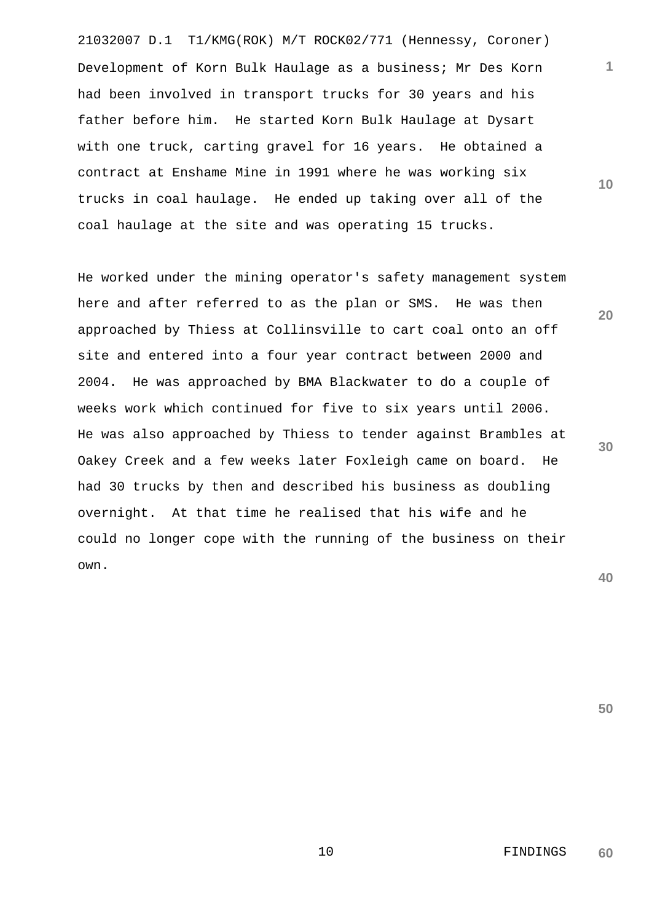Development of Korn Bulk Haulage as a business; Mr Des Korn had been involved in transport trucks for 30 years and his father before him. He started Korn Bulk Haulage at Dysart with one truck, carting gravel for 16 years. He obtained a contract at Enshame Mine in 1991 where he was working six trucks in coal haulage. He ended up taking over all of the coal haulage at the site and was operating 15 trucks.

He worked under the mining operator's safety management system here and after referred to as the plan or SMS. He was then approached by Thiess at Collinsville to cart coal onto an off site and entered into a four year contract between 2000 and 2004. He was approached by BMA Blackwater to do a couple of weeks work which continued for five to six years until 2006. He was also approached by Thiess to tender against Brambles at Oakey Creek and a few weeks later Foxleigh came on board. He had 30 trucks by then and described his business as doubling overnight. At that time he realised that his wife and he could no longer cope with the running of the business on their own.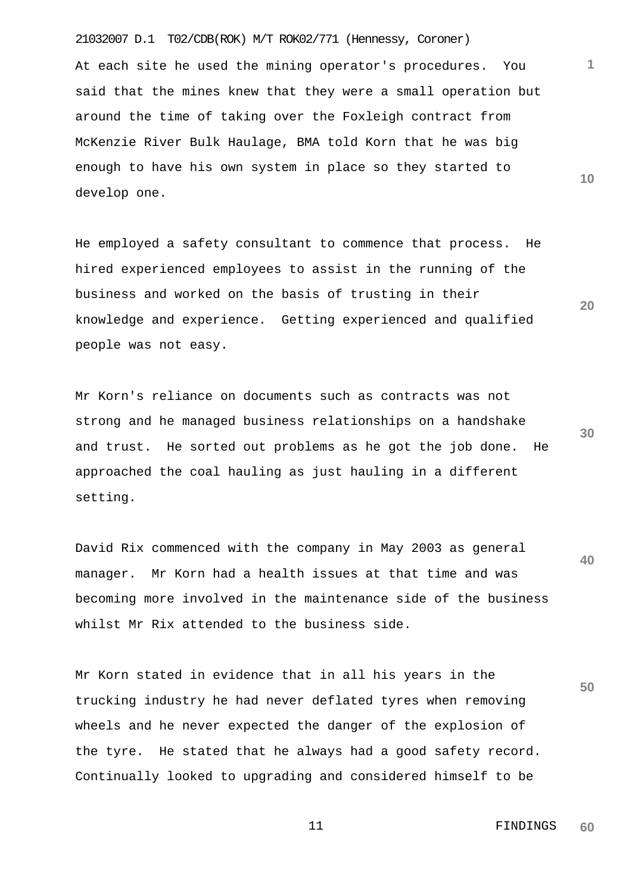At each site he used the mining operator's procedures. You said that the mines knew that they were a small operation but around the time of taking over the Foxleigh contract from McKenzie River Bulk Haulage, BMA told Korn that he was big enough to have his own system in place so they started to develop one.

He employed a safety consultant to commence that process. He hired experienced employees to assist in the running of the business and worked on the basis of trusting in their knowledge and experience. Getting experienced and qualified people was not easy.

Mr Korn's reliance on documents such as contracts was not strong and he managed business relationships on a handshake and trust. He sorted out problems as he got the job done. He approached the coal hauling as just hauling in a different setting.

David Rix commenced with the company in May 2003 as general manager. Mr Korn had a health issues at that time and was becoming more involved in the maintenance side of the business whilst Mr Rix attended to the business side.

Mr Korn stated in evidence that in all his years in the trucking industry he had never deflated tyres when removing wheels and he never expected the danger of the explosion of the tyre. He stated that he always had a good safety record. Continually looked to upgrading and considered himself to be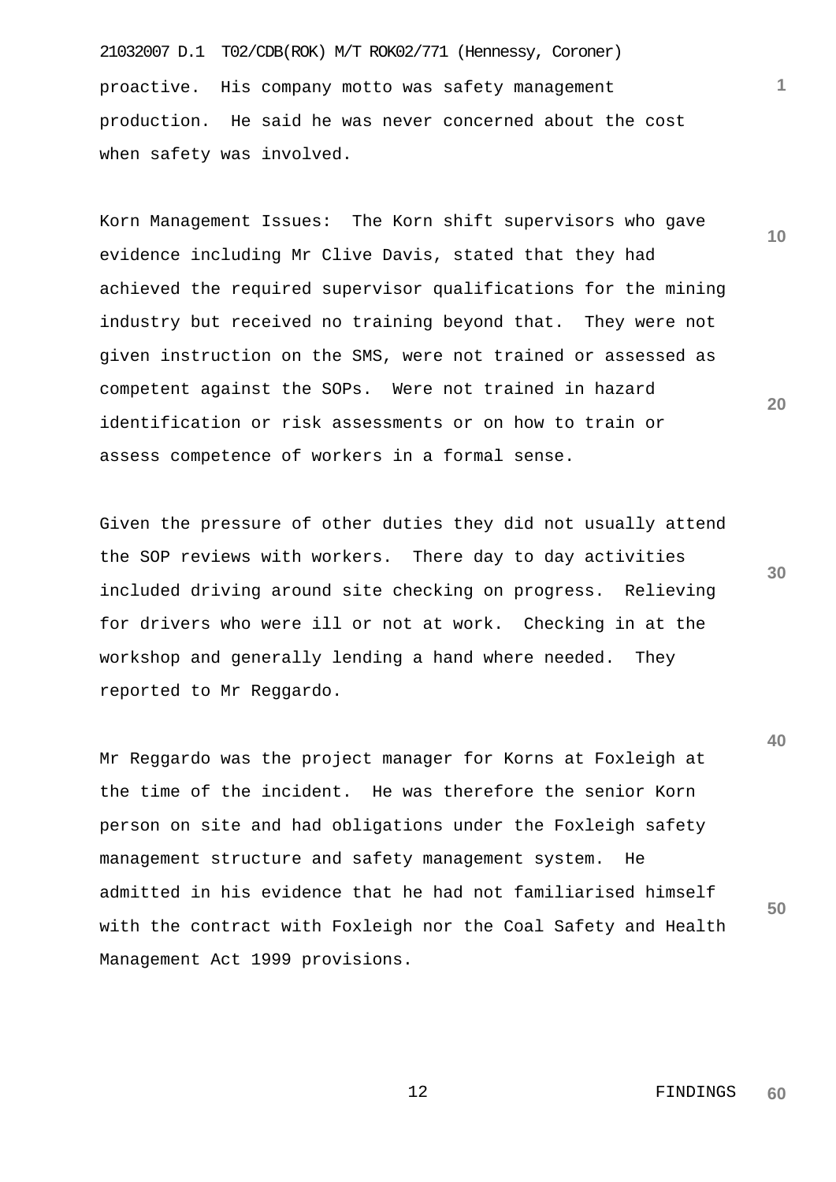proactive. His company motto was safety management production. He said he was never concerned about the cost when safety was involved.

Korn Management Issues: The Korn shift supervisors who gave evidence including Mr Clive Davis, stated that they had achieved the required supervisor qualifications for the mining industry but received no training beyond that. They were not given instruction on the SMS, were not trained or assessed as competent against the SOPs. Were not trained in hazard identification or risk assessments or on how to train or assess competence of workers in a formal sense.

Given the pressure of other duties they did not usually attend the SOP reviews with workers. There day to day activities included driving around site checking on progress. Relieving for drivers who were ill or not at work. Checking in at the workshop and generally lending a hand where needed. They reported to Mr Reggardo.

Mr Reggardo was the project manager for Korns at Foxleigh at the time of the incident. He was therefore the senior Korn person on site and had obligations under the Foxleigh safety management structure and safety management system. He admitted in his evidence that he had not familiarised himself with the contract with Foxleigh nor the Coal Safety and Health Management Act 1999 provisions.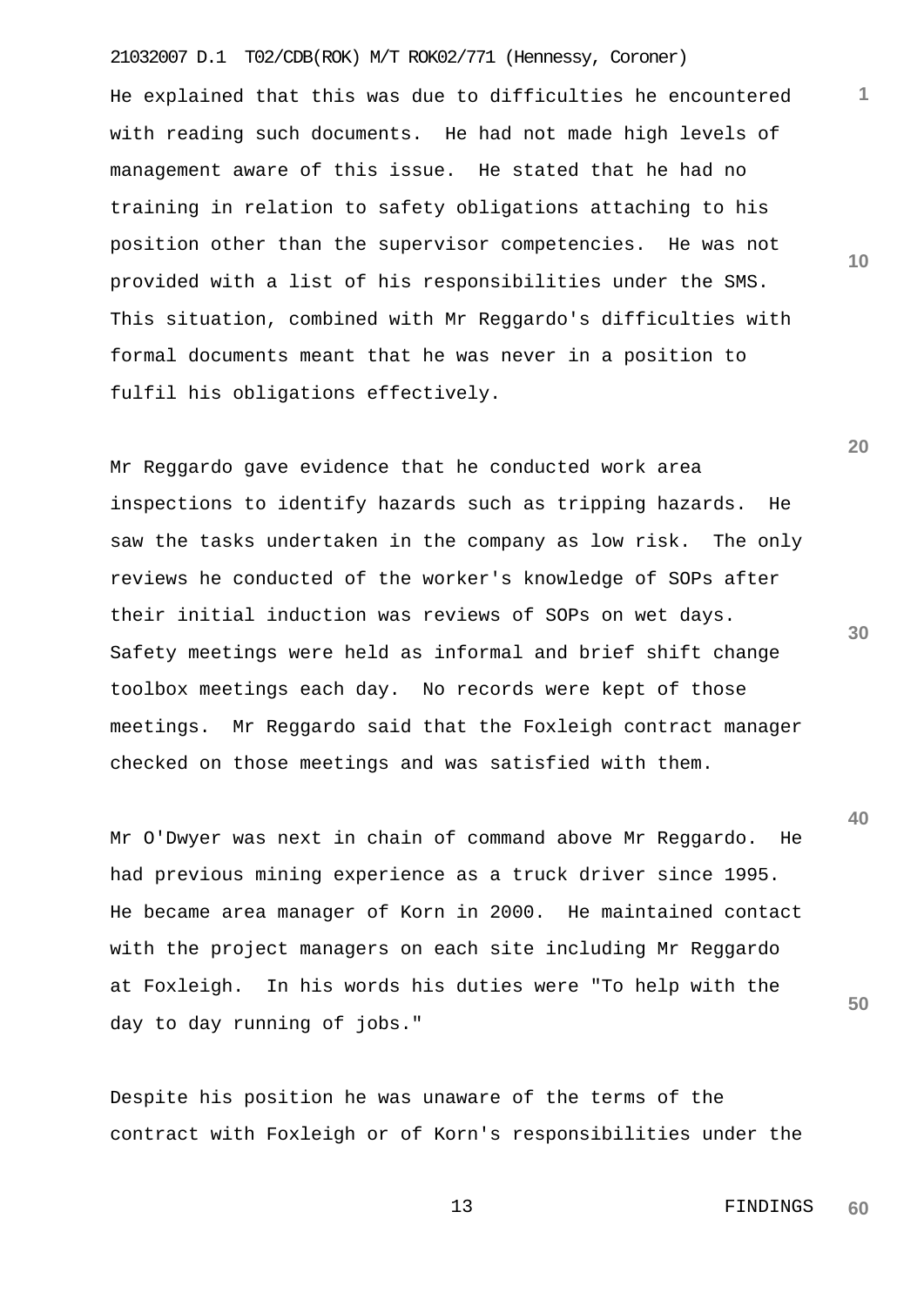He explained that this was due to difficulties he encountered with reading such documents. He had not made high levels of management aware of this issue. He stated that he had no training in relation to safety obligations attaching to his position other than the supervisor competencies. He was not provided with a list of his responsibilities under the SMS. This situation, combined with Mr Reggardo's difficulties with formal documents meant that he was never in a position to fulfil his obligations effectively.

Mr Reggardo gave evidence that he conducted work area inspections to identify hazards such as tripping hazards. He saw the tasks undertaken in the company as low risk. The only reviews he conducted of the worker's knowledge of SOPs after their initial induction was reviews of SOPs on wet days. Safety meetings were held as informal and brief shift change toolbox meetings each day. No records were kept of those meetings. Mr Reggardo said that the Foxleigh contract manager checked on those meetings and was satisfied with them.

Mr O'Dwyer was next in chain of command above Mr Reggardo. He had previous mining experience as a truck driver since 1995. He became area manager of Korn in 2000. He maintained contact with the project managers on each site including Mr Reggardo at Foxleigh. In his words his duties were "To help with the day to day running of jobs."

Despite his position he was unaware of the terms of the contract with Foxleigh or of Korn's responsibilities under the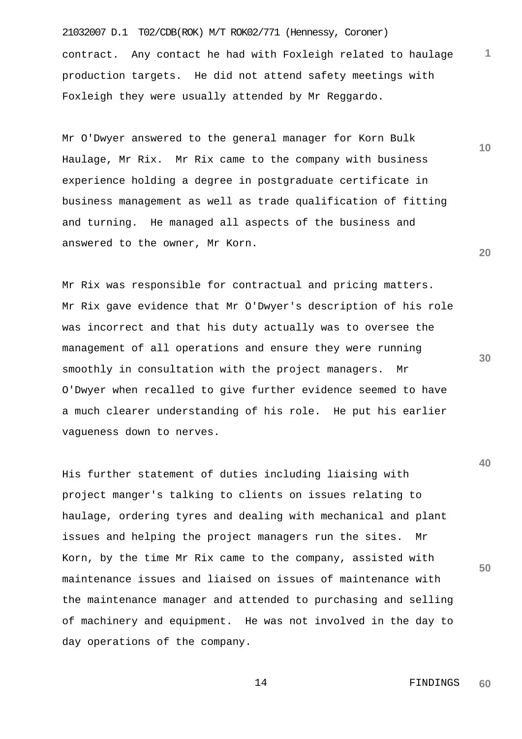contract. Any contact he had with Foxleigh related to haulage production targets. He did not attend safety meetings with Foxleigh they were usually attended by Mr Reggardo.

Mr O'Dwyer answered to the general manager for Korn Bulk Haulage, Mr Rix. Mr Rix came to the company with business experience holding a degree in postgraduate certificate in business management as well as trade qualification of fitting and turning. He managed all aspects of the business and answered to the owner, Mr Korn.

Mr Rix was responsible for contractual and pricing matters. Mr Rix gave evidence that Mr O'Dwyer's description of his role was incorrect and that his duty actually was to oversee the management of all operations and ensure they were running smoothly in consultation with the project managers. Mr O'Dwyer when recalled to give further evidence seemed to have a much clearer understanding of his role. He put his earlier vagueness down to nerves.

His further statement of duties including liaising with project manger's talking to clients on issues relating to haulage, ordering tyres and dealing with mechanical and plant issues and helping the project managers run the sites. Mr Korn, by the time Mr Rix came to the company, assisted with maintenance issues and liaised on issues of maintenance with the maintenance manager and attended to purchasing and selling of machinery and equipment. He was not involved in the day to day operations of the company.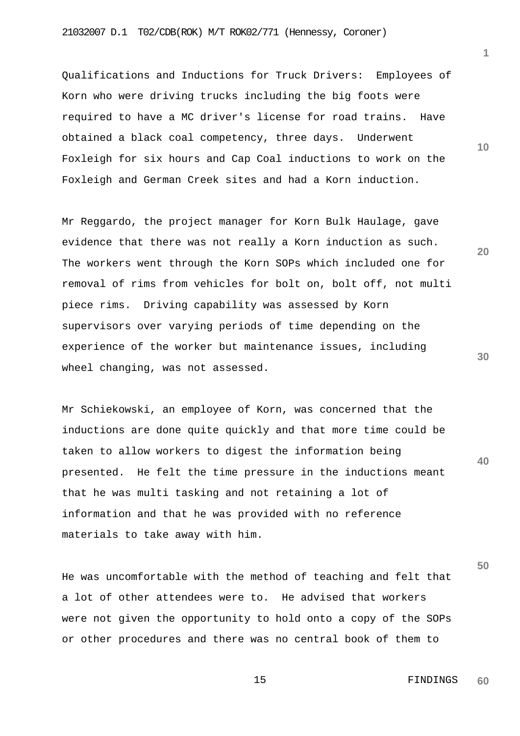Qualifications and Inductions for Truck Drivers: Employees of Korn who were driving trucks including the big foots were required to have a MC driver's license for road trains. Have obtained a black coal competency, three days. Underwent Foxleigh for six hours and Cap Coal inductions to work on the Foxleigh and German Creek sites and had a Korn induction.

Mr Reggardo, the project manager for Korn Bulk Haulage, gave evidence that there was not really a Korn induction as such. The workers went through the Korn SOPs which included one for removal of rims from vehicles for bolt on, bolt off, not multi piece rims. Driving capability was assessed by Korn supervisors over varying periods of time depending on the experience of the worker but maintenance issues, including wheel changing, was not assessed.

Mr Schiekowski, an employee of Korn, was concerned that the inductions are done quite quickly and that more time could be taken to allow workers to digest the information being presented. He felt the time pressure in the inductions meant that he was multi tasking and not retaining a lot of information and that he was provided with no reference materials to take away with him.

He was uncomfortable with the method of teaching and felt that a lot of other attendees were to. He advised that workers were not given the opportunity to hold onto a copy of the SOPs or other procedures and there was no central book of them to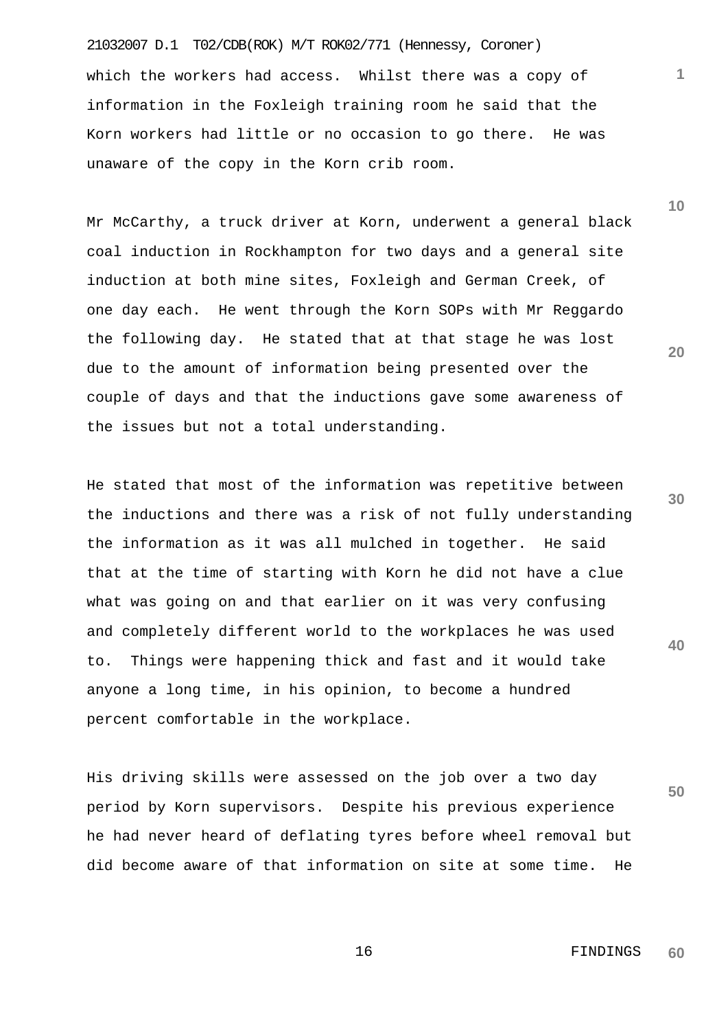which the workers had access. Whilst there was a copy of information in the Foxleigh training room he said that the Korn workers had little or no occasion to go there. He was unaware of the copy in the Korn crib room.

Mr McCarthy, a truck driver at Korn, underwent a general black coal induction in Rockhampton for two days and a general site induction at both mine sites, Foxleigh and German Creek, of one day each. He went through the Korn SOPs with Mr Reggardo the following day. He stated that at that stage he was lost due to the amount of information being presented over the couple of days and that the inductions gave some awareness of the issues but not a total understanding.

He stated that most of the information was repetitive between the inductions and there was a risk of not fully understanding the information as it was all mulched in together. He said that at the time of starting with Korn he did not have a clue what was going on and that earlier on it was very confusing and completely different world to the workplaces he was used to. Things were happening thick and fast and it would take anyone a long time, in his opinion, to become a hundred percent comfortable in the workplace.

His driving skills were assessed on the job over a two day period by Korn supervisors. Despite his previous experience he had never heard of deflating tyres before wheel removal but did become aware of that information on site at some time. He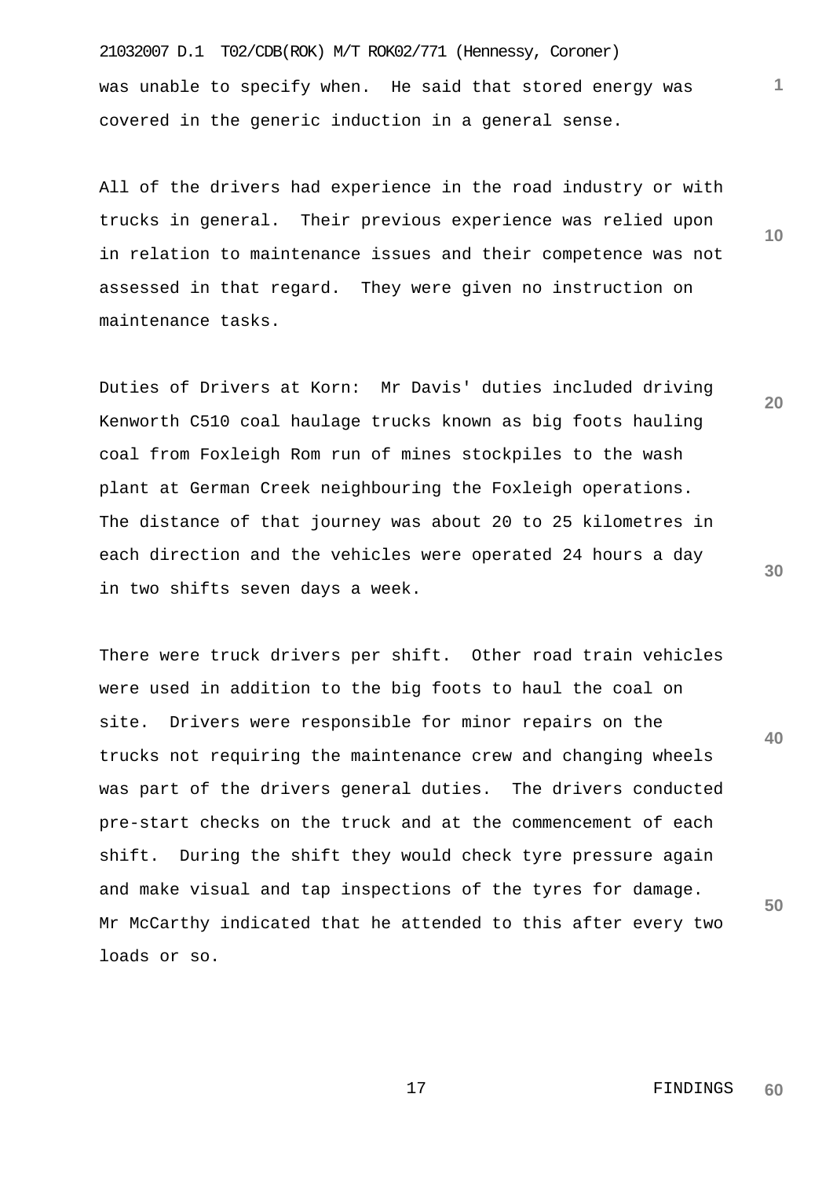was unable to specify when. He said that stored energy was covered in the generic induction in a general sense.

All of the drivers had experience in the road industry or with trucks in general. Their previous experience was relied upon in relation to maintenance issues and their competence was not assessed in that regard. They were given no instruction on maintenance tasks.

Duties of Drivers at Korn: Mr Davis' duties included driving Kenworth C510 coal haulage trucks known as big foots hauling coal from Foxleigh Rom run of mines stockpiles to the wash plant at German Creek neighbouring the Foxleigh operations. The distance of that journey was about 20 to 25 kilometres in each direction and the vehicles were operated 24 hours a day in two shifts seven days a week.

There were truck drivers per shift. Other road train vehicles were used in addition to the big foots to haul the coal on site. Drivers were responsible for minor repairs on the trucks not requiring the maintenance crew and changing wheels was part of the drivers general duties. The drivers conducted pre-start checks on the truck and at the commencement of each shift. During the shift they would check tyre pressure again and make visual and tap inspections of the tyres for damage. Mr McCarthy indicated that he attended to this after every two loads or so.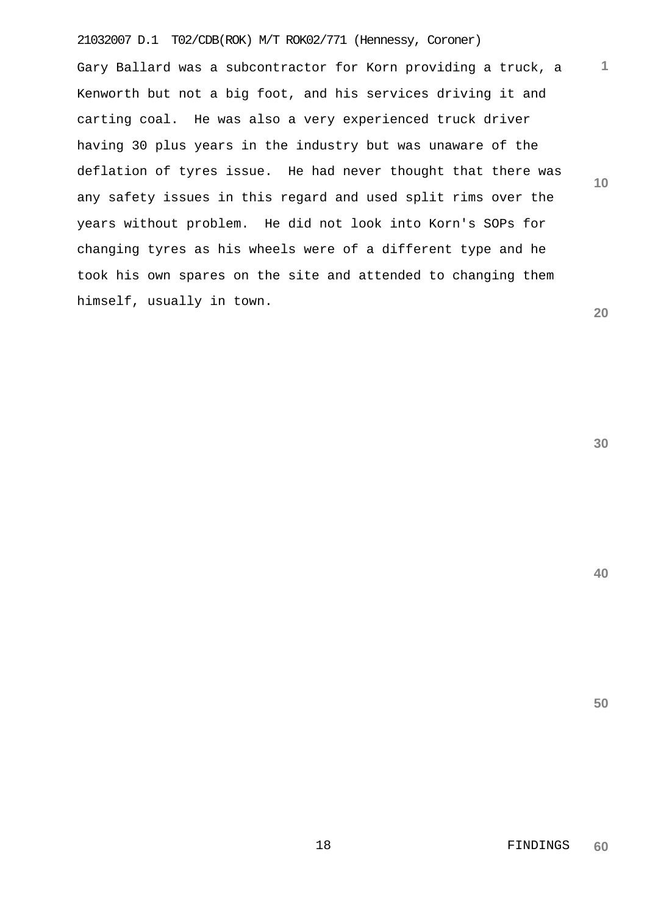Gary Ballard was a subcontractor for Korn providing a truck, a Kenworth but not a big foot, and his services driving it and carting coal. He was also a very experienced truck driver having 30 plus years in the industry but was unaware of the deflation of tyres issue. He had never thought that there was any safety issues in this regard and used split rims over the years without problem. He did not look into Korn's SOPs for changing tyres as his wheels were of a different type and he took his own spares on the site and attended to changing them himself, usually in town.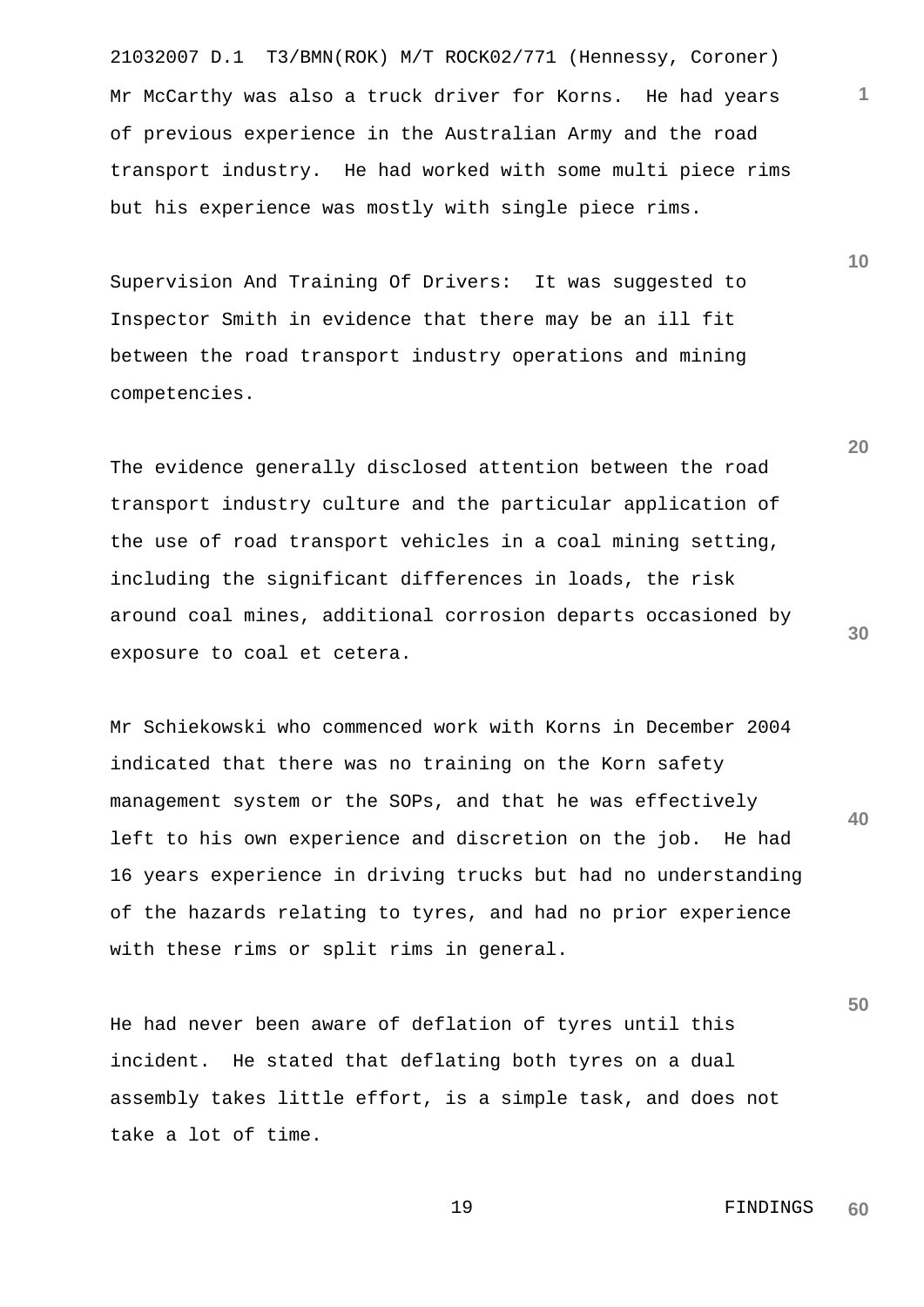Mr McCarthy was also a truck driver for Korns. He had years of previous experience in the Australian Army and the road transport industry. He had worked with some multi piece rims but his experience was mostly with single piece rims.

Supervision And Training Of Drivers: It was suggested to Inspector Smith in evidence that there may be an ill fit between the road transport industry operations and mining competencies.

The evidence generally disclosed attention between the road transport industry culture and the particular application of the use of road transport vehicles in a coal mining setting, including the significant differences in loads, the risk around coal mines, additional corrosion departs occasioned by exposure to coal et cetera.

Mr Schiekowski who commenced work with Korns in December 2004 indicated that there was no training on the Korn safety management system or the SOPs, and that he was effectively left to his own experience and discretion on the job. He had 16 years experience in driving trucks but had no understanding of the hazards relating to tyres, and had no prior experience with these rims or split rims in general.

He had never been aware of deflation of tyres until this incident. He stated that deflating both tyres on a dual assembly takes little effort, is a simple task, and does not take a lot of time.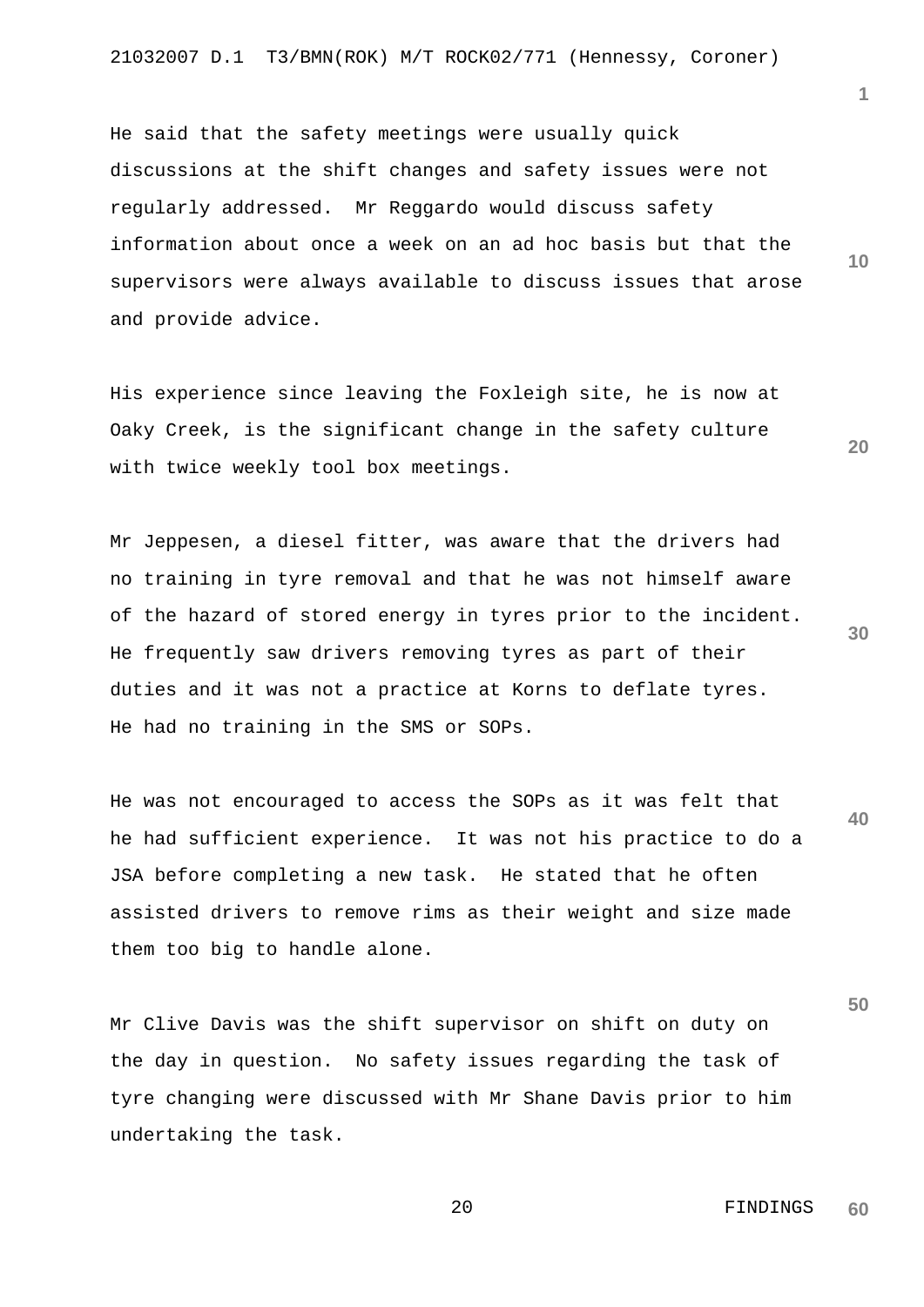He said that the safety meetings were usually quick discussions at the shift changes and safety issues were not regularly addressed. Mr Reggardo would discuss safety information about once a week on an ad hoc basis but that the supervisors were always available to discuss issues that arose and provide advice.

His experience since leaving the Foxleigh site, he is now at Oaky Creek, is the significant change in the safety culture with twice weekly tool box meetings.

Mr Jeppesen, a diesel fitter, was aware that the drivers had no training in tyre removal and that he was not himself aware of the hazard of stored energy in tyres prior to the incident. He frequently saw drivers removing tyres as part of their duties and it was not a practice at Korns to deflate tyres. He had no training in the SMS or SOPs.

He was not encouraged to access the SOPs as it was felt that he had sufficient experience. It was not his practice to do a JSA before completing a new task. He stated that he often assisted drivers to remove rims as their weight and size made them too big to handle alone.

Mr Clive Davis was the shift supervisor on shift on duty on the day in question. No safety issues regarding the task of tyre changing were discussed with Mr Shane Davis prior to him undertaking the task.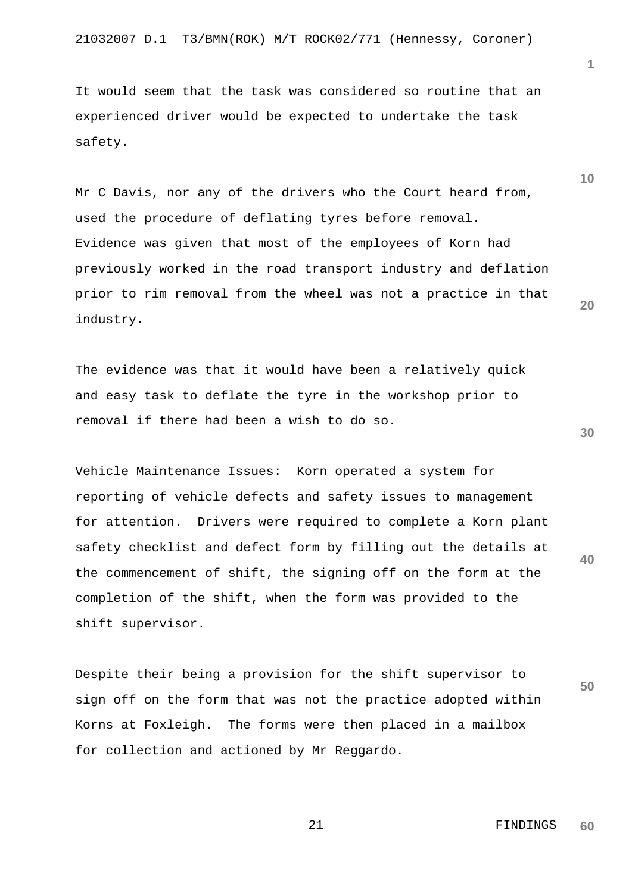It would seem that the task was considered so routine that an experienced driver would be expected to undertake the task safety.

Mr C Davis, nor any of the drivers who the Court heard from, used the procedure of deflating tyres before removal. Evidence was given that most of the employees of Korn had previously worked in the road transport industry and deflation prior to rim removal from the wheel was not a practice in that industry.

The evidence was that it would have been a relatively quick and easy task to deflate the tyre in the workshop prior to removal if there had been a wish to do so.

Vehicle Maintenance Issues: Korn operated a system for reporting of vehicle defects and safety issues to management for attention. Drivers were required to complete a Korn plant safety checklist and defect form by filling out the details at the commencement of shift, the signing off on the form at the completion of the shift, when the form was provided to the shift supervisor.

Despite their being a provision for the shift supervisor to sign off on the form that was not the practice adopted within Korns at Foxleigh. The forms were then placed in a mailbox for collection and actioned by Mr Reggardo.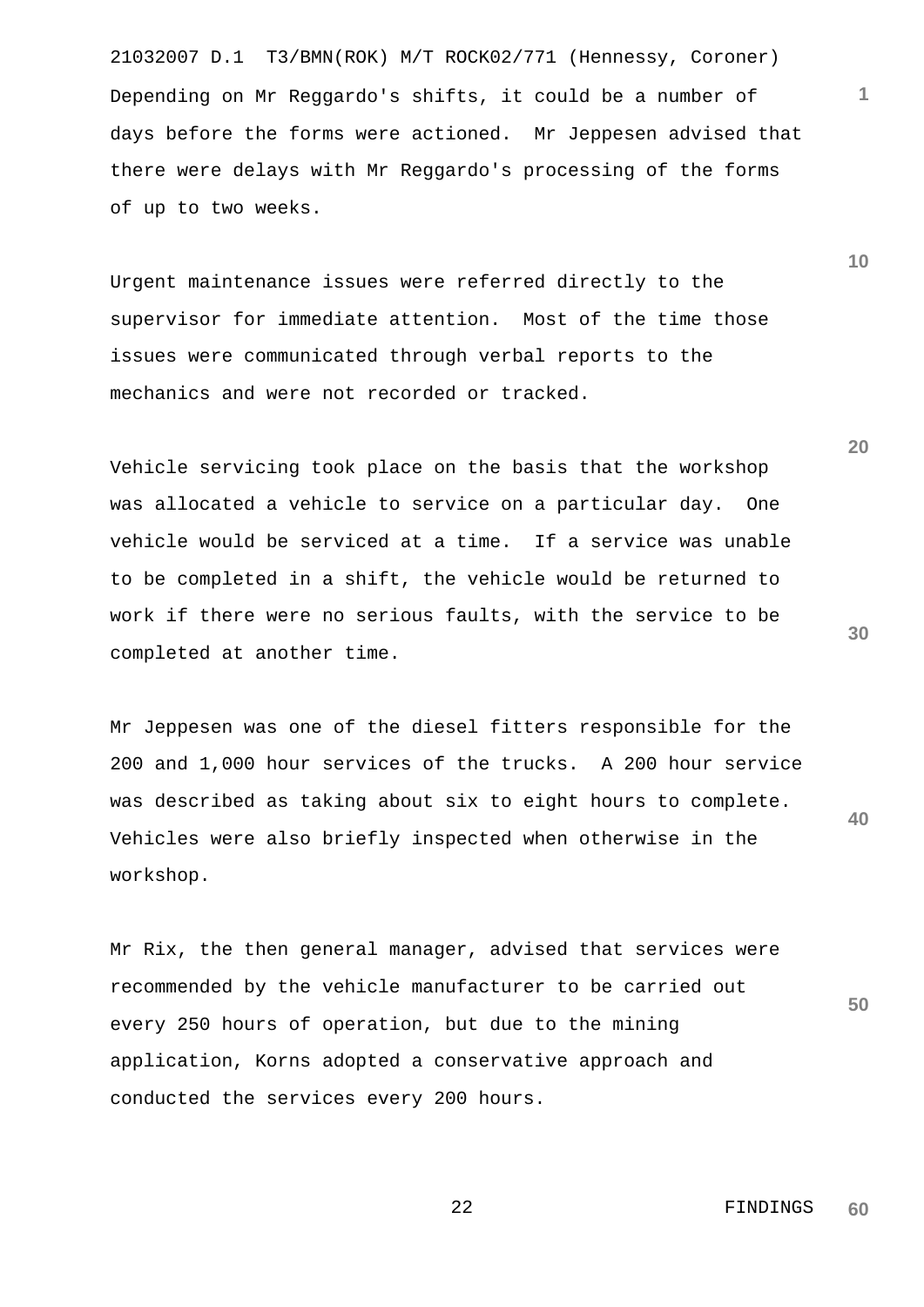Depending on Mr Reggardo's shifts, it could be a number of days before the forms were actioned. Mr Jeppesen advised that there were delays with Mr Reggardo's processing of the forms of up to two weeks.

Urgent maintenance issues were referred directly to the supervisor for immediate attention. Most of the time those issues were communicated through verbal reports to the mechanics and were not recorded or tracked.

Vehicle servicing took place on the basis that the workshop was allocated a vehicle to service on a particular day. One vehicle would be serviced at a time. If a service was unable to be completed in a shift, the vehicle would be returned to work if there were no serious faults, with the service to be completed at another time.

Mr Jeppesen was one of the diesel fitters responsible for the 200 and 1,000 hour services of the trucks. A 200 hour service was described as taking about six to eight hours to complete. Vehicles were also briefly inspected when otherwise in the workshop.

Mr Rix, the then general manager, advised that services were recommended by the vehicle manufacturer to be carried out every 250 hours of operation, but due to the mining application, Korns adopted a conservative approach and conducted the services every 200 hours.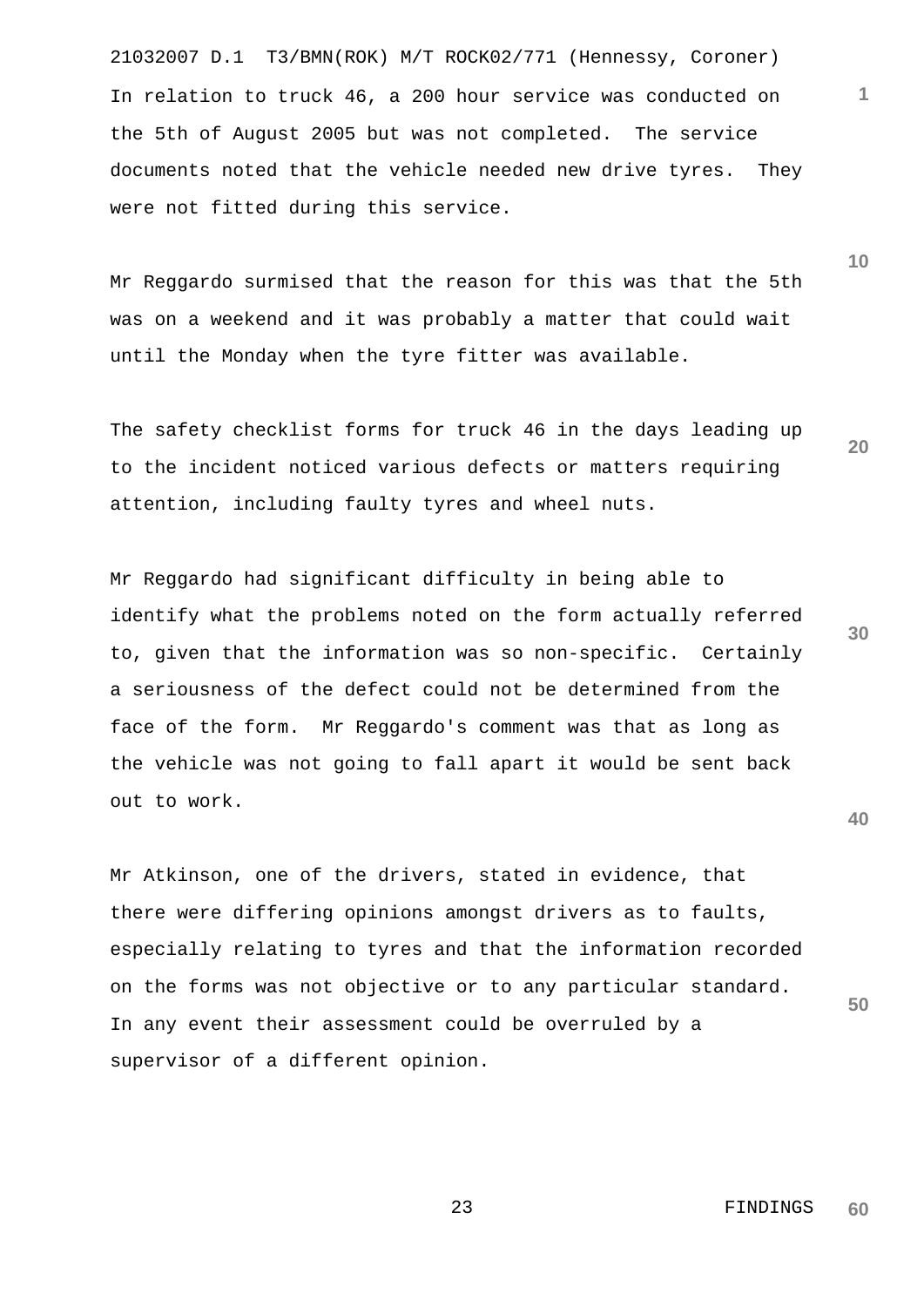In relation to truck 46, a 200 hour service was conducted on the 5th of August 2005 but was not completed. The service documents noted that the vehicle needed new drive tyres. They were not fitted during this service.

Mr Reggardo surmised that the reason for this was that the 5th was on a weekend and it was probably a matter that could wait until the Monday when the tyre fitter was available.

The safety checklist forms for truck 46 in the days leading up to the incident noticed various defects or matters requiring attention, including faulty tyres and wheel nuts.

Mr Reggardo had significant difficulty in being able to identify what the problems noted on the form actually referred to, given that the information was so non-specific. Certainly a seriousness of the defect could not be determined from the face of the form. Mr Reggardo's comment was that as long as the vehicle was not going to fall apart it would be sent back out to work.

Mr Atkinson, one of the drivers, stated in evidence, that there were differing opinions amongst drivers as to faults, especially relating to tyres and that the information recorded on the forms was not objective or to any particular standard. In any event their assessment could be overruled by a supervisor of a different opinion.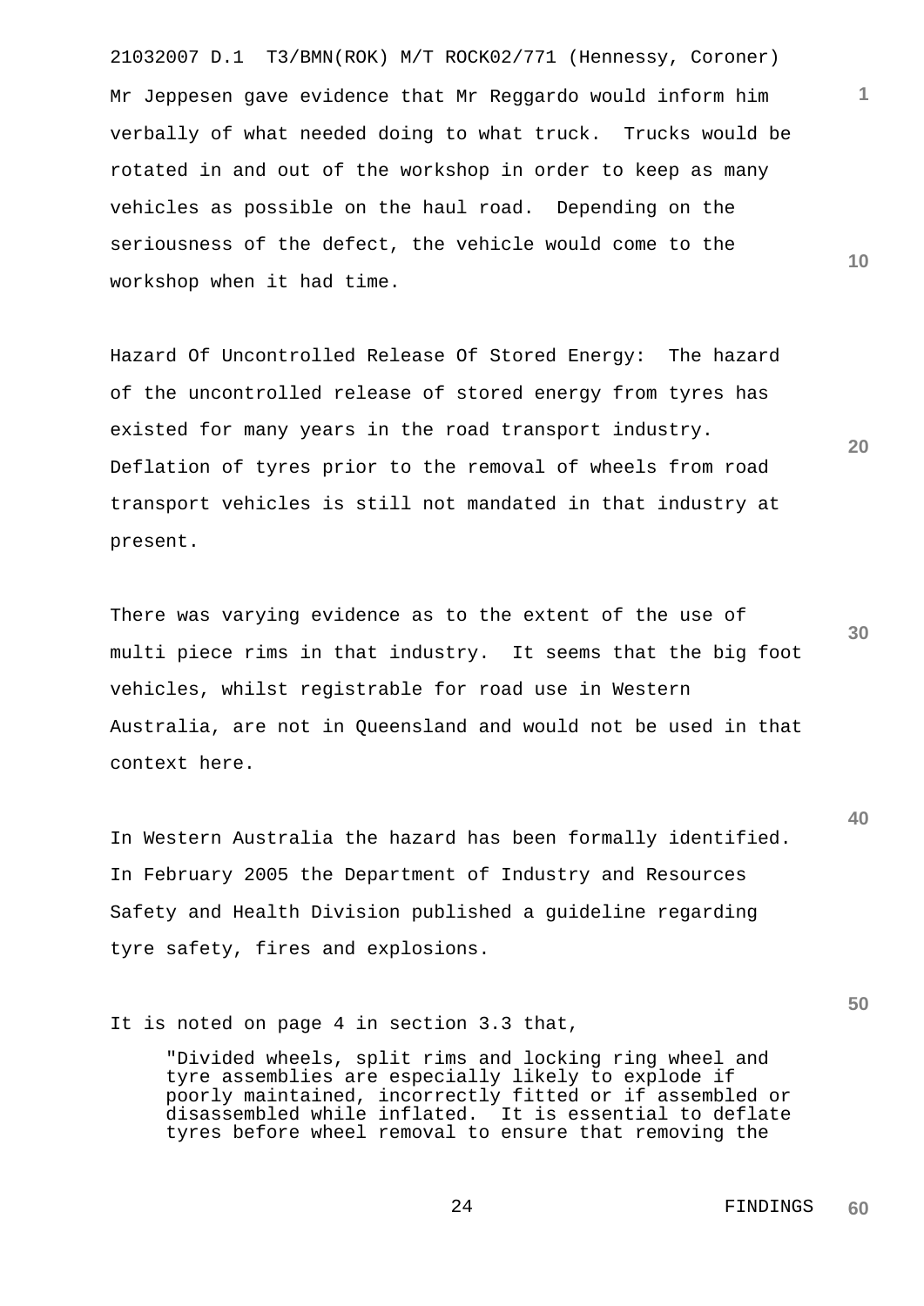Mr Jeppesen gave evidence that Mr Reggardo would inform him verbally of what needed doing to what truck. Trucks would be rotated in and out of the workshop in order to keep as many vehicles as possible on the haul road. Depending on the seriousness of the defect, the vehicle would come to the workshop when it had time.

Hazard Of Uncontrolled Release Of Stored Energy: The hazard of the uncontrolled release of stored energy from tyres has existed for many years in the road transport industry. Deflation of tyres prior to the removal of wheels from road transport vehicles is still not mandated in that industry at present.

There was varying evidence as to the extent of the use of multi piece rims in that industry. It seems that the big foot vehicles, whilst registrable for road use in Western Australia, are not in Queensland and would not be used in that context here.

In Western Australia the hazard has been formally identified. In February 2005 the Department of Industry and Resources Safety and Health Division published a guideline regarding tyre safety, fires and explosions.

It is noted on page 4 in section 3.3 that,

> "Divided wheels, split rims and locking ring wheel and tyre assemblies are especially likely to explode if poorly maintained, incorrectly fitted or if assembled or disassembled while inflated. It is essential to deflate tyres before wheel removal to ensure that removing the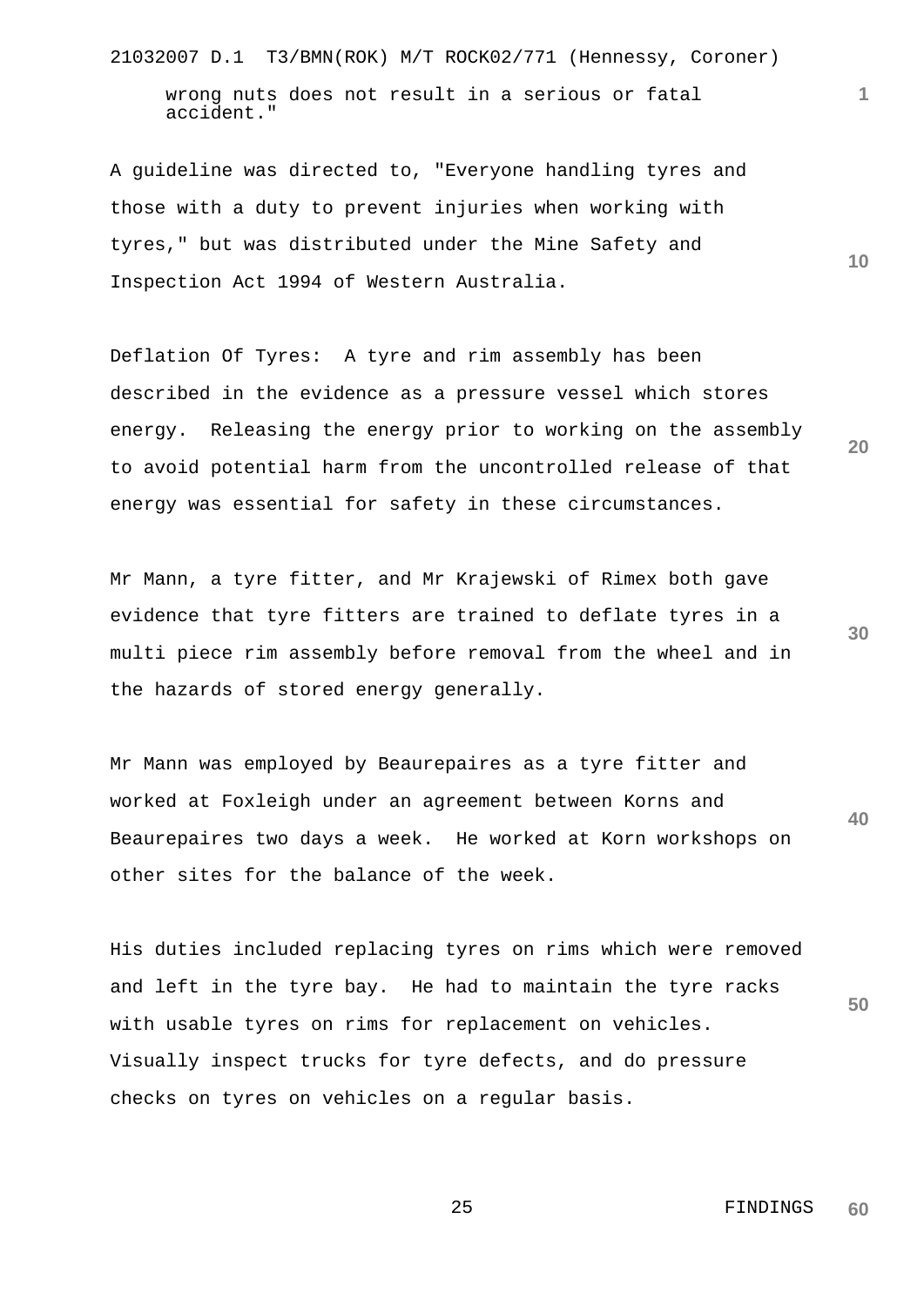wrong nuts does not result in a serious or fatal accident."

A guideline was directed to, "Everyone handling tyres and those with a duty to prevent injuries when working with tyres," but was distributed under the Mine Safety and Inspection Act 1994 of Western Australia.

Deflation Of Tyres: A tyre and rim assembly has been described in the evidence as a pressure vessel which stores energy. Releasing the energy prior to working on the assembly to avoid potential harm from the uncontrolled release of that energy was essential for safety in these circumstances.

Mr Mann, a tyre fitter, and Mr Krajewski of Rimex both gave evidence that tyre fitters are trained to deflate tyres in a multi piece rim assembly before removal from the wheel and in the hazards of stored energy generally.

Mr Mann was employed by Beaurepaires as a tyre fitter and worked at Foxleigh under an agreement between Korns and Beaurepaires two days a week. He worked at Korn workshops on other sites for the balance of the week.

His duties included replacing tyres on rims which were removed and left in the tyre bay. He had to maintain the tyre racks with usable tyres on rims for replacement on vehicles. Visually inspect trucks for tyre defects, and do pressure checks on tyres on vehicles on a regular basis.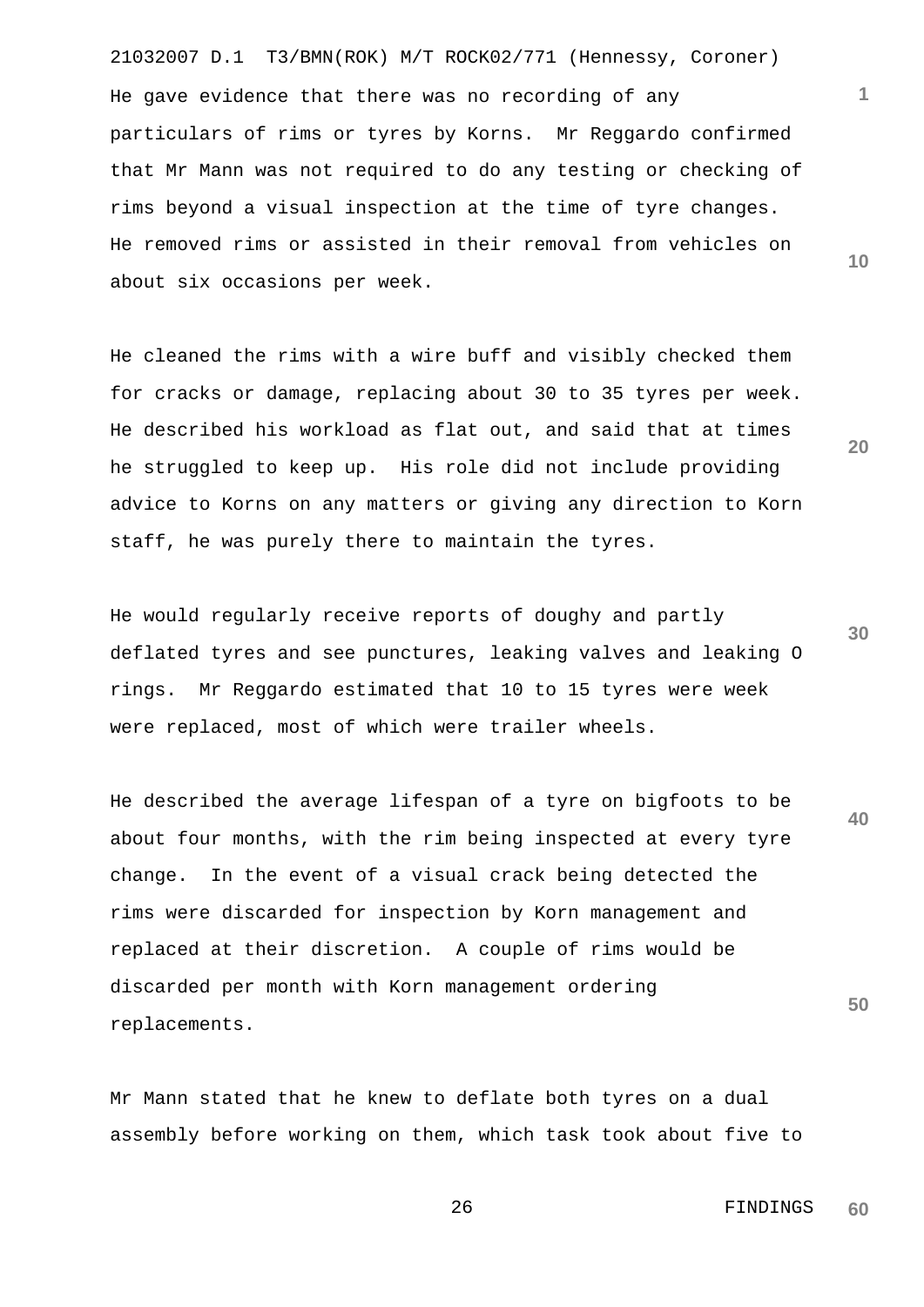He gave evidence that there was no recording of any particulars of rims or tyres by Korns. Mr Reggardo confirmed that Mr Mann was not required to do any testing or checking of rims beyond a visual inspection at the time of tyre changes. He removed rims or assisted in their removal from vehicles on about six occasions per week.

He cleaned the rims with a wire buff and visibly checked them for cracks or damage, replacing about 30 to 35 tyres per week. He described his workload as flat out, and said that at times he struggled to keep up. His role did not include providing advice to Korns on any matters or giving any direction to Korn staff, he was purely there to maintain the tyres.

He would regularly receive reports of doughy and partly deflated tyres and see punctures, leaking valves and leaking O rings. Mr Reggardo estimated that 10 to 15 tyres were week were replaced, most of which were trailer wheels.

He described the average lifespan of a tyre on bigfoots to be about four months, with the rim being inspected at every tyre change. In the event of a visual crack being detected the rims were discarded for inspection by Korn management and replaced at their discretion. A couple of rims would be discarded per month with Korn management ordering replacements.

Mr Mann stated that he knew to deflate both tyres on a dual assembly before working on them, which task took about five to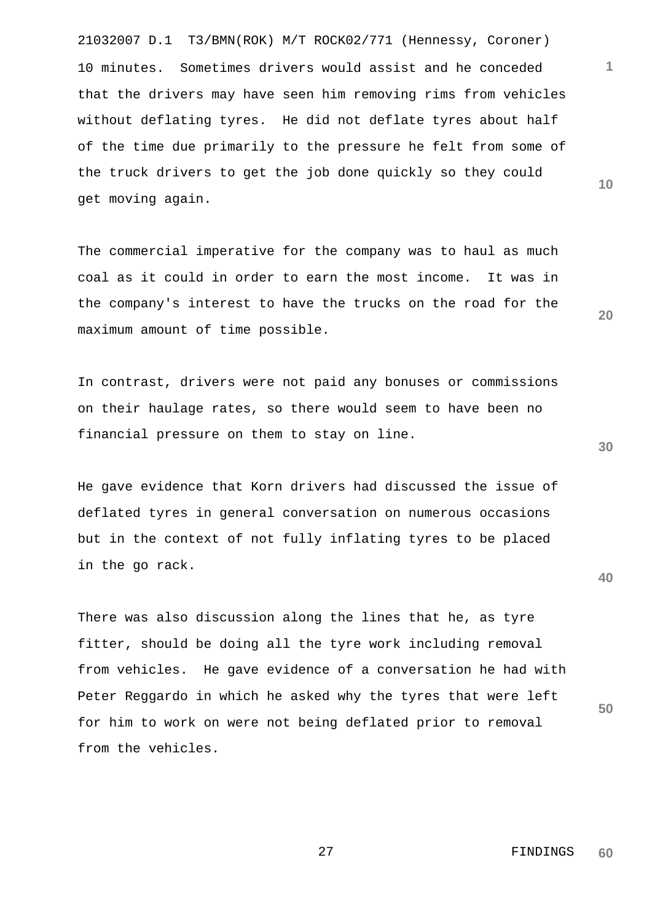10 minutes. Sometimes drivers would assist and he conceded that the drivers may have seen him removing rims from vehicles without deflating tyres. He did not deflate tyres about half of the time due primarily to the pressure he felt from some of the truck drivers to get the job done quickly so they could get moving again.

The commercial imperative for the company was to haul as much coal as it could in order to earn the most income. It was in the company's interest to have the trucks on the road for the maximum amount of time possible.

In contrast, drivers were not paid any bonuses or commissions on their haulage rates, so there would seem to have been no financial pressure on them to stay on line.

He gave evidence that Korn drivers had discussed the issue of deflated tyres in general conversation on numerous occasions but in the context of not fully inflating tyres to be placed in the go rack.

There was also discussion along the lines that he, as tyre fitter, should be doing all the tyre work including removal from vehicles. He gave evidence of a conversation he had with Peter Reggardo in which he asked why the tyres that were left for him to work on were not being deflated prior to removal from the vehicles.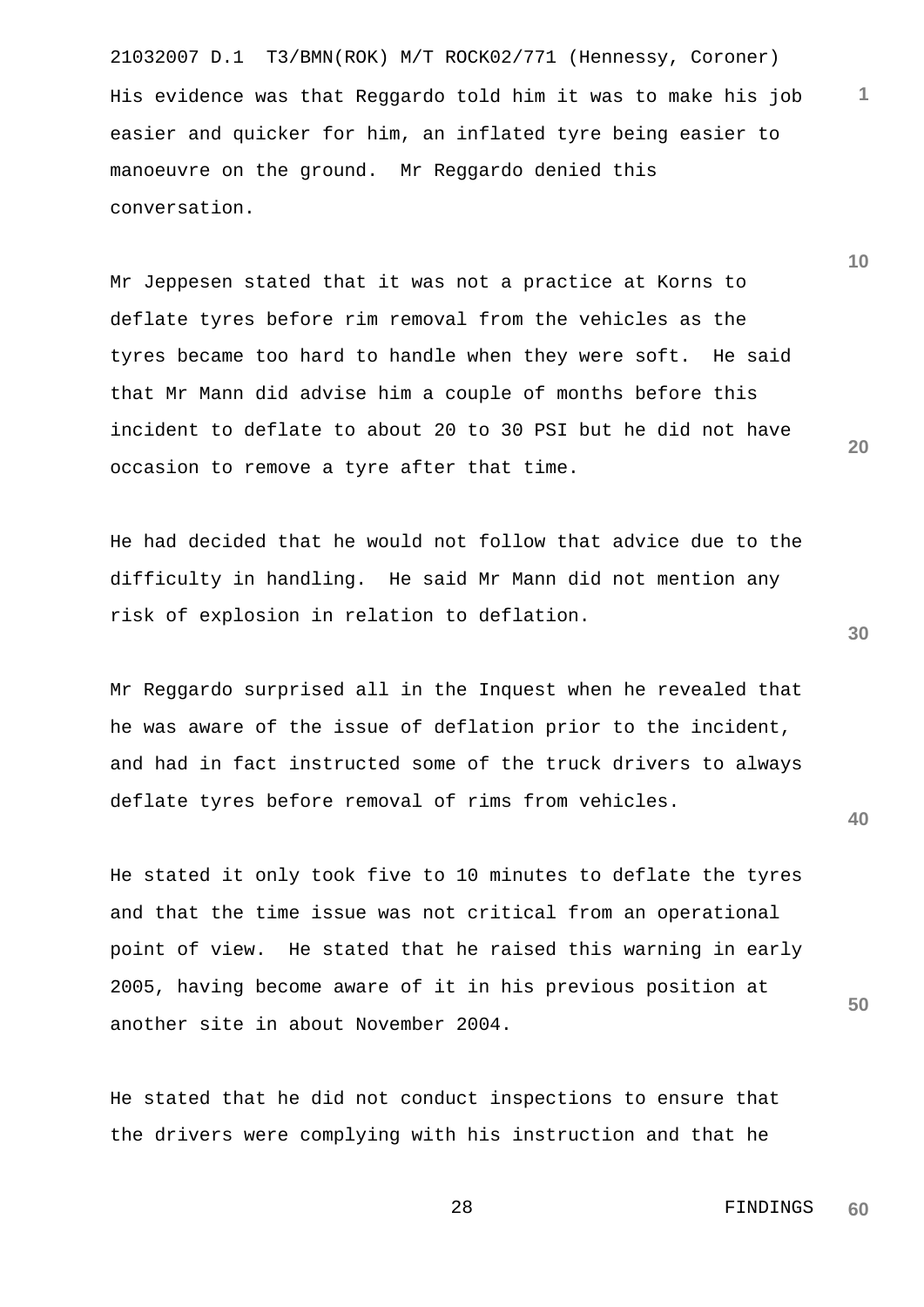His evidence was that Reggardo told him it was to make his job easier and quicker for him, an inflated tyre being easier to manoeuvre on the ground. Mr Reggardo denied this conversation.

Mr Jeppesen stated that it was not a practice at Korns to deflate tyres before rim removal from the vehicles as the tyres became too hard to handle when they were soft. He said that Mr Mann did advise him a couple of months before this incident to deflate to about 20 to 30 PSI but he did not have occasion to remove a tyre after that time.

He had decided that he would not follow that advice due to the difficulty in handling. He said Mr Mann did not mention any risk of explosion in relation to deflation.

Mr Reggardo surprised all in the Inquest when he revealed that he was aware of the issue of deflation prior to the incident, and had in fact instructed some of the truck drivers to always deflate tyres before removal of rims from vehicles.

He stated it only took five to 10 minutes to deflate the tyres and that the time issue was not critical from an operational point of view. He stated that he raised this warning in early 2005, having become aware of it in his previous position at another site in about November 2004.

He stated that he did not conduct inspections to ensure that the drivers were complying with his instruction and that he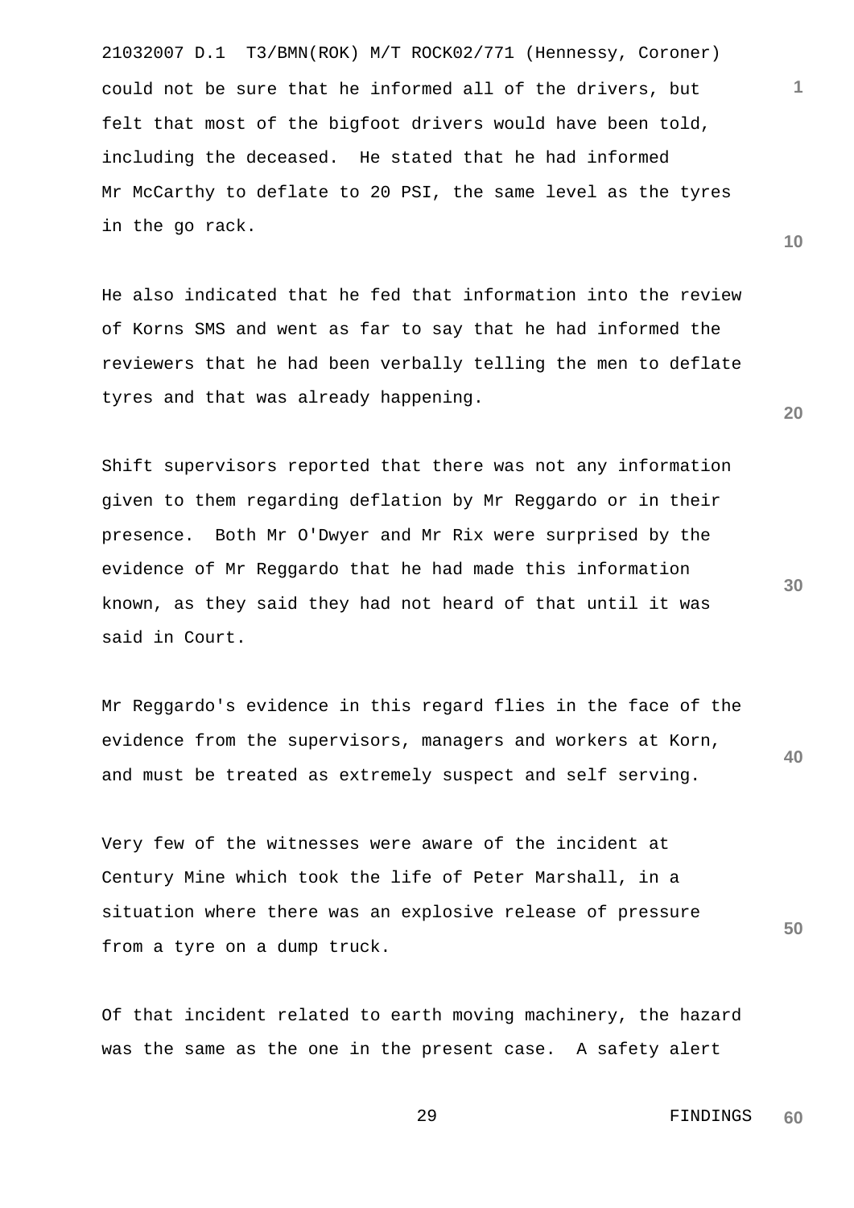could not be sure that he informed all of the drivers, but felt that most of the bigfoot drivers would have been told, including the deceased. He stated that he had informed Mr McCarthy to deflate to 20 PSI, the same level as the tyres in the go rack.

He also indicated that he fed that information into the review of Korns SMS and went as far to say that he had informed the reviewers that he had been verbally telling the men to deflate tyres and that was already happening.

Shift supervisors reported that there was not any information given to them regarding deflation by Mr Reggardo or in their presence. Both Mr O'Dwyer and Mr Rix were surprised by the evidence of Mr Reggardo that he had made this information known, as they said they had not heard of that until it was said in Court.

Mr Reggardo's evidence in this regard flies in the face of the evidence from the supervisors, managers and workers at Korn, and must be treated as extremely suspect and self serving.

Very few of the witnesses were aware of the incident at Century Mine which took the life of Peter Marshall, in a situation where there was an explosive release of pressure from a tyre on a dump truck.

Of that incident related to earth moving machinery, the hazard was the same as the one in the present case. A safety alert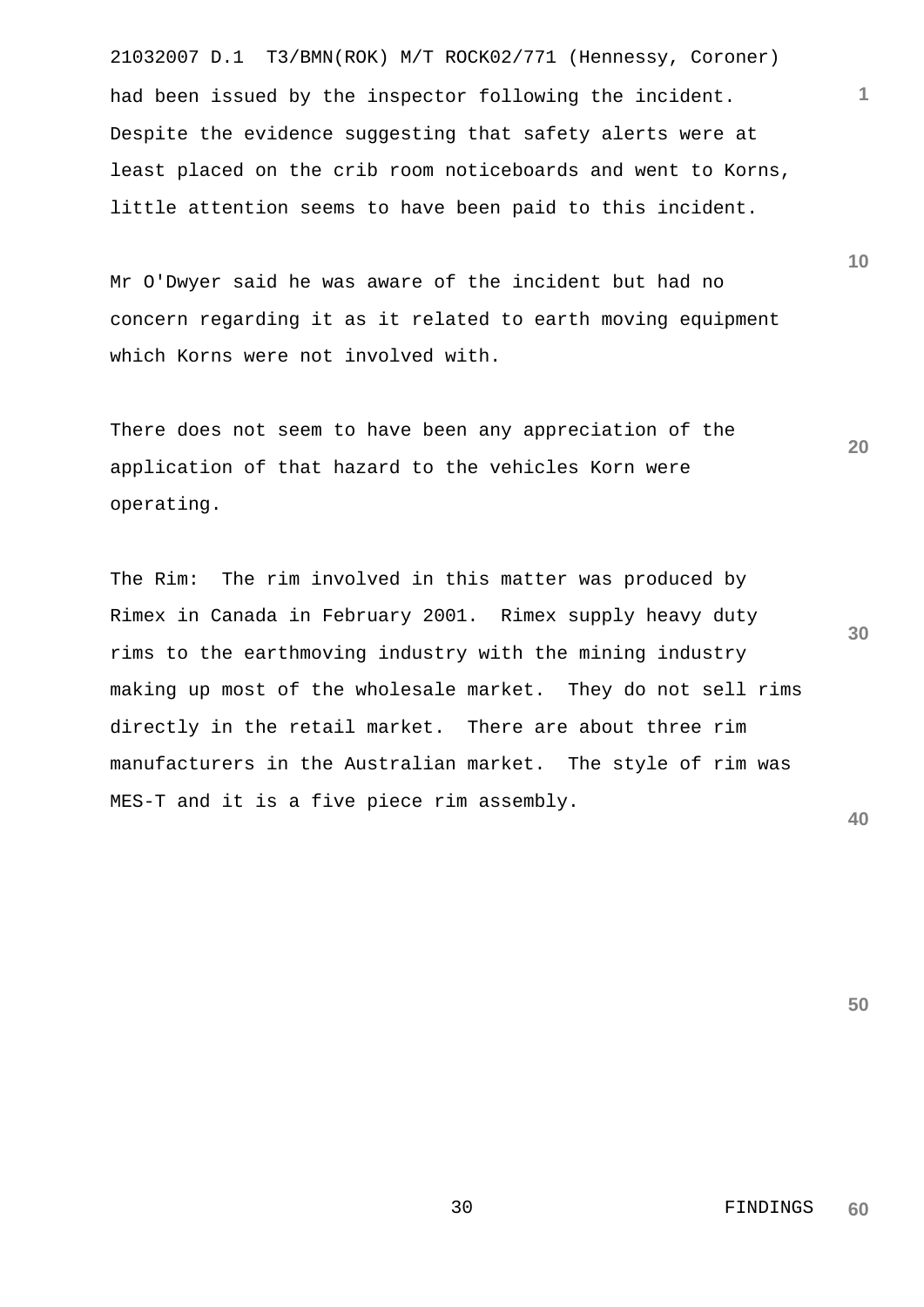had been issued by the inspector following the incident. Despite the evidence suggesting that safety alerts were at least placed on the crib room noticeboards and went to Korns, little attention seems to have been paid to this incident.

Mr O'Dwyer said he was aware of the incident but had no concern regarding it as it related to earth moving equipment which Korns were not involved with.

There does not seem to have been any appreciation of the application of that hazard to the vehicles Korn were operating.

The Rim: The rim involved in this matter was produced by Rimex in Canada in February 2001. Rimex supply heavy duty rims to the earthmoving industry with the mining industry making up most of the wholesale market. They do not sell rims directly in the retail market. There are about three rim manufacturers in the Australian market. The style of rim was MES-T and it is a five piece rim assembly.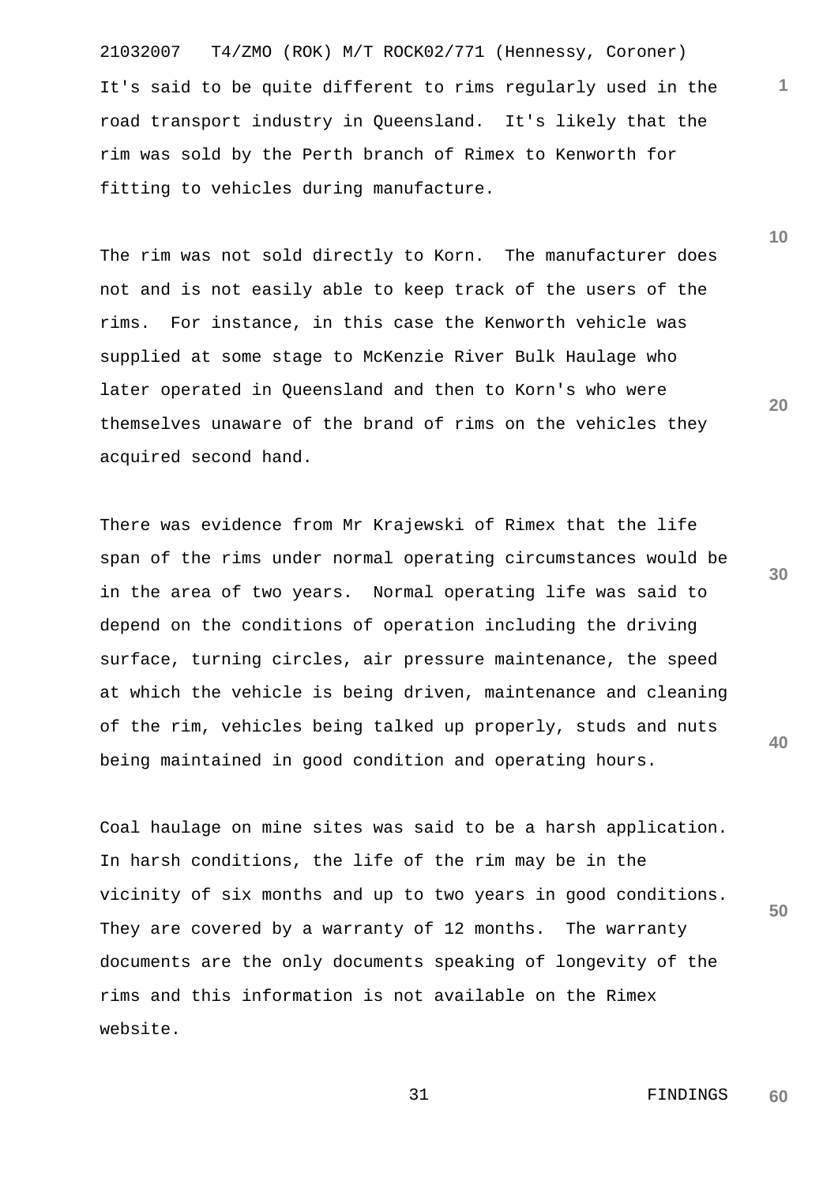It's said to be quite different to rims regularly used in the road transport industry in Queensland. It's likely that the rim was sold by the Perth branch of Rimex to Kenworth for fitting to vehicles during manufacture.

The rim was not sold directly to Korn. The manufacturer does not and is not easily able to keep track of the users of the rims. For instance, in this case the Kenworth vehicle was supplied at some stage to McKenzie River Bulk Haulage who later operated in Queensland and then to Korn's who were themselves unaware of the brand of rims on the vehicles they acquired second hand.

There was evidence from Mr Krajewski of Rimex that the life span of the rims under normal operating circumstances would be in the area of two years. Normal operating life was said to depend on the conditions of operation including the driving surface, turning circles, air pressure maintenance, the speed at which the vehicle is being driven, maintenance and cleaning of the rim, vehicles being talked up properly, studs and nuts being maintained in good condition and operating hours.

Coal haulage on mine sites was said to be a harsh application. In harsh conditions, the life of the rim may be in the vicinity of six months and up to two years in good conditions. They are covered by a warranty of 12 months. The warranty documents are the only documents speaking of longevity of the rims and this information is not available on the Rimex website.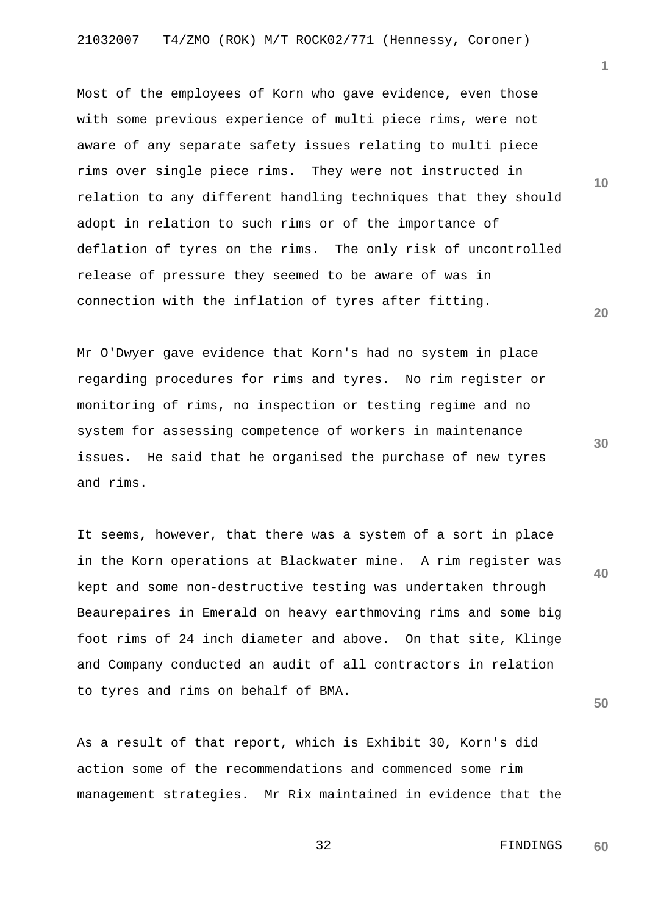Most of the employees of Korn who gave evidence, even those with some previous experience of multi piece rims, were not aware of any separate safety issues relating to multi piece rims over single piece rims. They were not instructed in relation to any different handling techniques that they should adopt in relation to such rims or of the importance of deflation of tyres on the rims. The only risk of uncontrolled release of pressure they seemed to be aware of was in connection with the inflation of tyres after fitting.

Mr O'Dwyer gave evidence that Korn's had no system in place regarding procedures for rims and tyres. No rim register or monitoring of rims, no inspection or testing regime and no system for assessing competence of workers in maintenance issues. He said that he organised the purchase of new tyres and rims.

It seems, however, that there was a system of a sort in place in the Korn operations at Blackwater mine. A rim register was kept and some non-destructive testing was undertaken through Beaurepaires in Emerald on heavy earthmoving rims and some big foot rims of 24 inch diameter and above. On that site, Klinge and Company conducted an audit of all contractors in relation to tyres and rims on behalf of BMA.

As a result of that report, which is Exhibit 30, Korn's did action some of the recommendations and commenced some rim management strategies. Mr Rix maintained in evidence that the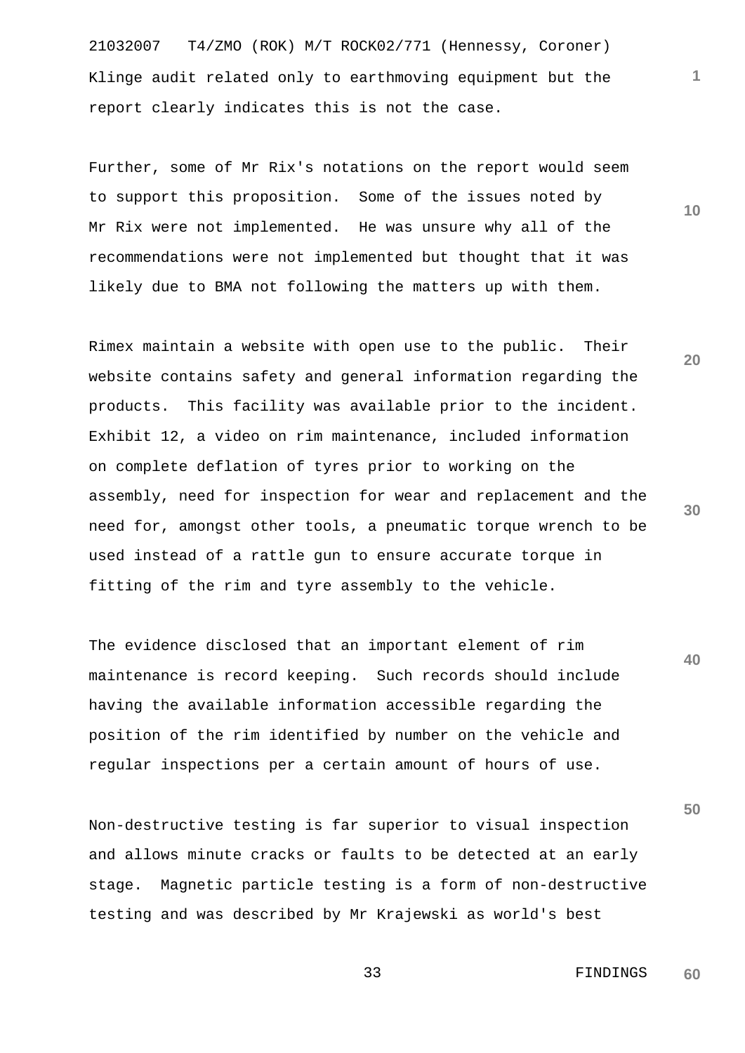Klinge audit related only to earthmoving equipment but the report clearly indicates this is not the case.

Further, some of Mr Rix's notations on the report would seem to support this proposition. Some of the issues noted by Mr Rix were not implemented. He was unsure why all of the recommendations were not implemented but thought that it was likely due to BMA not following the matters up with them.

Rimex maintain a website with open use to the public. Their website contains safety and general information regarding the products. This facility was available prior to the incident. Exhibit 12, a video on rim maintenance, included information on complete deflation of tyres prior to working on the assembly, need for inspection for wear and replacement and the need for, amongst other tools, a pneumatic torque wrench to be used instead of a rattle gun to ensure accurate torque in fitting of the rim and tyre assembly to the vehicle.

The evidence disclosed that an important element of rim maintenance is record keeping. Such records should include having the available information accessible regarding the position of the rim identified by number on the vehicle and regular inspections per a certain amount of hours of use.

Non-destructive testing is far superior to visual inspection and allows minute cracks or faults to be detected at an early stage. Magnetic particle testing is a form of non-destructive testing and was described by Mr Krajewski as world's best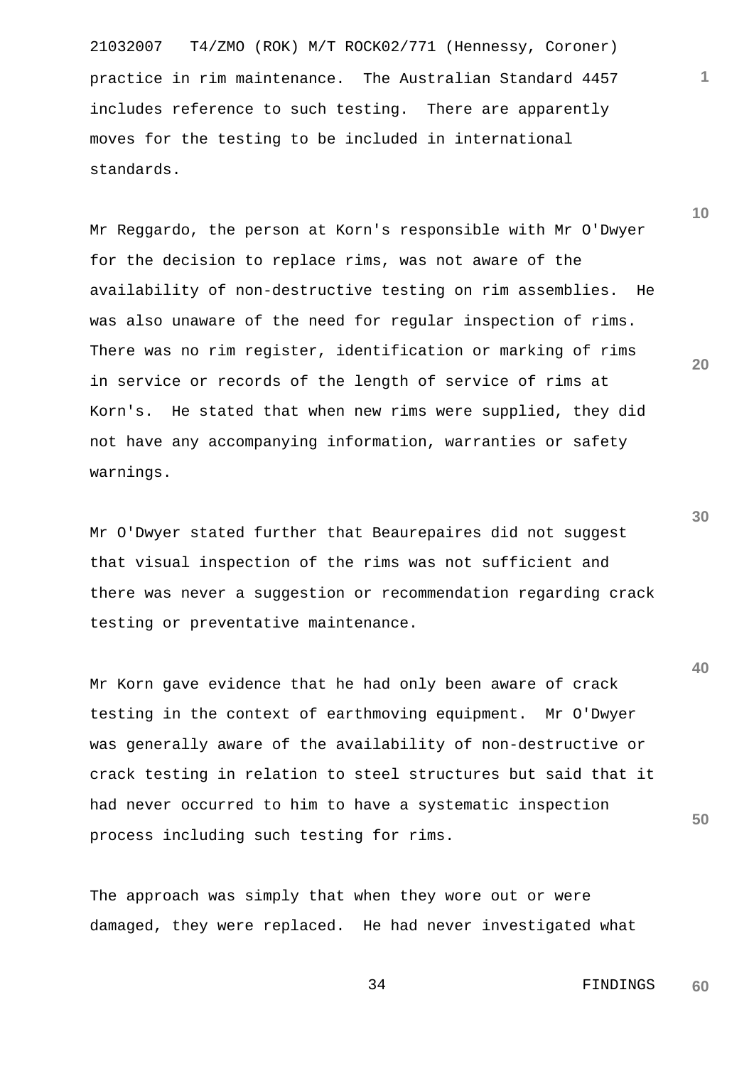practice in rim maintenance. The Australian Standard 4457 includes reference to such testing. There are apparently moves for the testing to be included in international standards.

Mr Reggardo, the person at Korn's responsible with Mr O'Dwyer for the decision to replace rims, was not aware of the availability of non-destructive testing on rim assemblies. He was also unaware of the need for regular inspection of rims. There was no rim register, identification or marking of rims in service or records of the length of service of rims at Korn's. He stated that when new rims were supplied, they did not have any accompanying information, warranties or safety warnings.

Mr O'Dwyer stated further that Beaurepaires did not suggest that visual inspection of the rims was not sufficient and there was never a suggestion or recommendation regarding crack testing or preventative maintenance.

Mr Korn gave evidence that he had only been aware of crack testing in the context of earthmoving equipment. Mr O'Dwyer was generally aware of the availability of non-destructive or crack testing in relation to steel structures but said that it had never occurred to him to have a systematic inspection process including such testing for rims.

The approach was simply that when they wore out or were damaged, they were replaced. He had never investigated what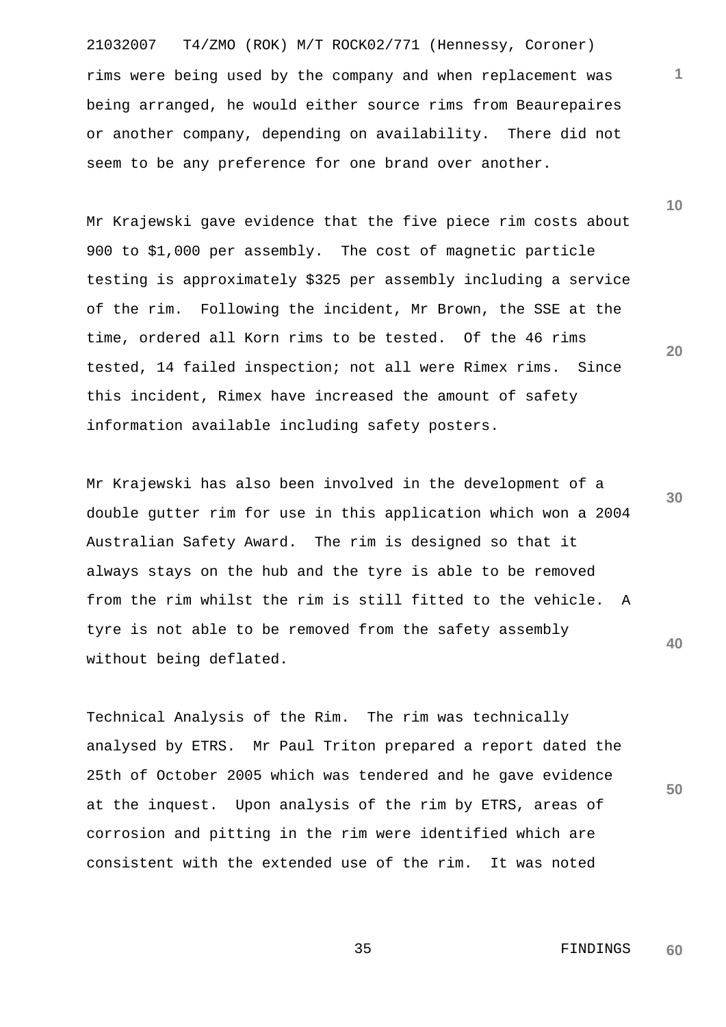rims were being used by the company and when replacement was being arranged, he would either source rims from Beaurepaires or another company, depending on availability. There did not seem to be any preference for one brand over another.

Mr Krajewski gave evidence that the five piece rim costs about 900 to $1,000 per assembly. The cost of magnetic particle testing is approximately $325 per assembly including a service of the rim. Following the incident, Mr Brown, the SSE at the time, ordered all Korn rims to be tested. Of the 46 rims tested, 14 failed inspection; not all were Rimex rims. Since this incident, Rimex have increased the amount of safety information available including safety posters.

Mr Krajewski has also been involved in the development of a double gutter rim for use in this application which won a 2004 Australian Safety Award. The rim is designed so that it always stays on the hub and the tyre is able to be removed from the rim whilst the rim is still fitted to the vehicle. A tyre is not able to be removed from the safety assembly without being deflated.

Technical Analysis of the Rim. The rim was technically analysed by ETRS. Mr Paul Triton prepared a report dated the 25th of October 2005 which was tendered and he gave evidence at the inquest. Upon analysis of the rim by ETRS, areas of corrosion and pitting in the rim were identified which are consistent with the extended use of the rim. It was noted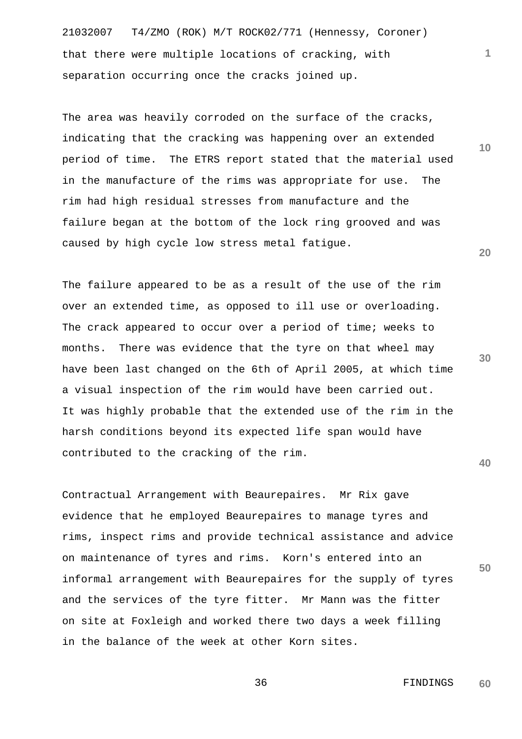that there were multiple locations of cracking, with separation occurring once the cracks joined up.

The area was heavily corroded on the surface of the cracks, indicating that the cracking was happening over an extended period of time. The ETRS report stated that the material used in the manufacture of the rims was appropriate for use. The rim had high residual stresses from manufacture and the failure began at the bottom of the lock ring grooved and was caused by high cycle low stress metal fatigue.

The failure appeared to be as a result of the use of the rim over an extended time, as opposed to ill use or overloading. The crack appeared to occur over a period of time; weeks to months. There was evidence that the tyre on that wheel may have been last changed on the 6th of April 2005, at which time a visual inspection of the rim would have been carried out. It was highly probable that the extended use of the rim in the harsh conditions beyond its expected life span would have contributed to the cracking of the rim.

Contractual Arrangement with Beaurepaires. Mr Rix gave evidence that he employed Beaurepaires to manage tyres and rims, inspect rims and provide technical assistance and advice on maintenance of tyres and rims. Korn's entered into an informal arrangement with Beaurepaires for the supply of tyres and the services of the tyre fitter. Mr Mann was the fitter on site at Foxleigh and worked there two days a week filling in the balance of the week at other Korn sites.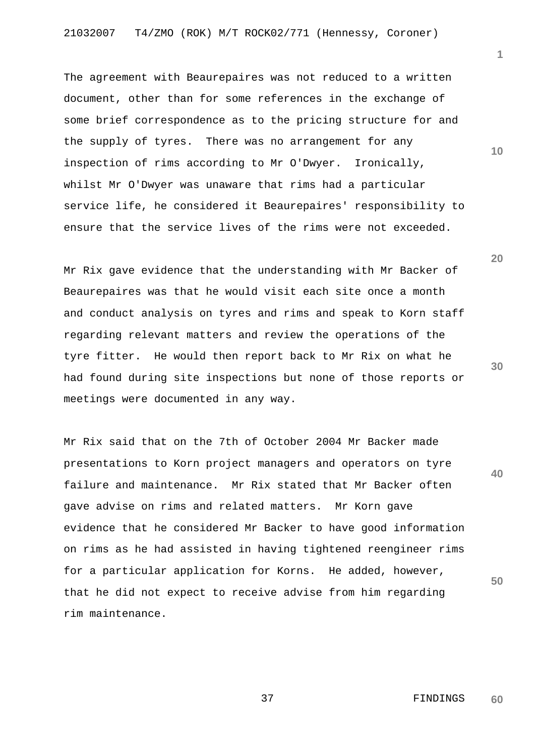The agreement with Beaurepaires was not reduced to a written document, other than for some references in the exchange of some brief correspondence as to the pricing structure for and the supply of tyres. There was no arrangement for any inspection of rims according to Mr O'Dwyer. Ironically, whilst Mr O'Dwyer was unaware that rims had a particular service life, he considered it Beaurepaires' responsibility to ensure that the service lives of the rims were not exceeded.

Mr Rix gave evidence that the understanding with Mr Backer of Beaurepaires was that he would visit each site once a month and conduct analysis on tyres and rims and speak to Korn staff regarding relevant matters and review the operations of the tyre fitter. He would then report back to Mr Rix on what he had found during site inspections but none of those reports or meetings were documented in any way.

Mr Rix said that on the 7th of October 2004 Mr Backer made presentations to Korn project managers and operators on tyre failure and maintenance. Mr Rix stated that Mr Backer often gave advise on rims and related matters. Mr Korn gave evidence that he considered Mr Backer to have good information on rims as he had assisted in having tightened reengineer rims for a particular application for Korns. He added, however, that he did not expect to receive advise from him regarding rim maintenance.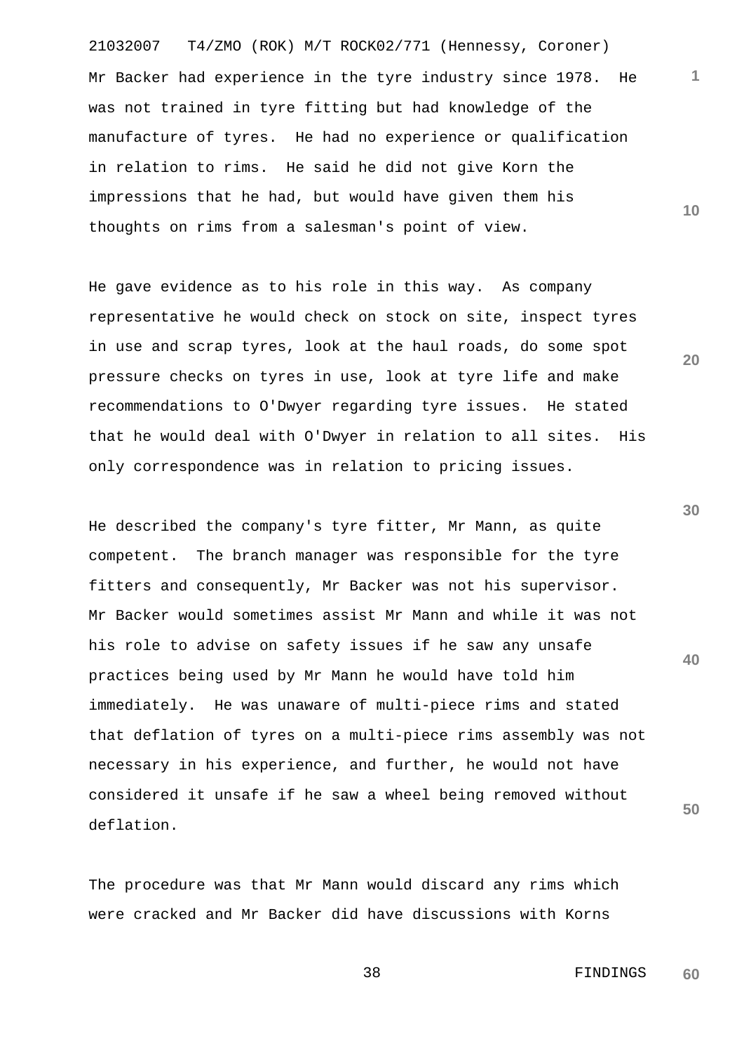Mr Backer had experience in the tyre industry since 1978. He was not trained in tyre fitting but had knowledge of the manufacture of tyres. He had no experience or qualification in relation to rims. He said he did not give Korn the impressions that he had, but would have given them his thoughts on rims from a salesman's point of view.

He gave evidence as to his role in this way. As company representative he would check on stock on site, inspect tyres in use and scrap tyres, look at the haul roads, do some spot pressure checks on tyres in use, look at tyre life and make recommendations to O'Dwyer regarding tyre issues. He stated that he would deal with O'Dwyer in relation to all sites. His only correspondence was in relation to pricing issues.

He described the company's tyre fitter, Mr Mann, as quite competent. The branch manager was responsible for the tyre fitters and consequently, Mr Backer was not his supervisor. Mr Backer would sometimes assist Mr Mann and while it was not his role to advise on safety issues if he saw any unsafe practices being used by Mr Mann he would have told him immediately. He was unaware of multi-piece rims and stated that deflation of tyres on a multi-piece rims assembly was not necessary in his experience, and further, he would not have considered it unsafe if he saw a wheel being removed without deflation.

The procedure was that Mr Mann would discard any rims which were cracked and Mr Backer did have discussions with Korns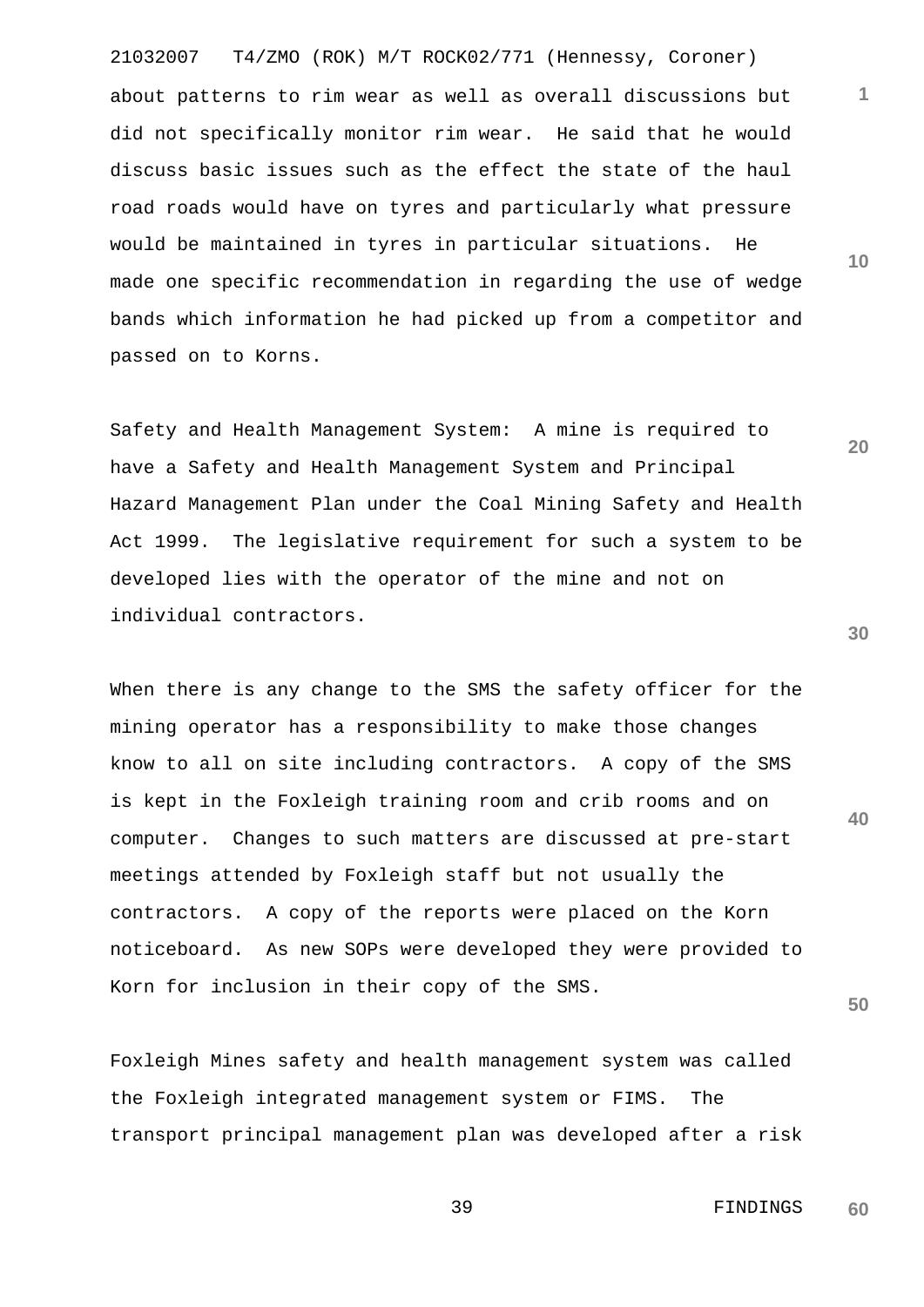about patterns to rim wear as well as overall discussions but did not specifically monitor rim wear. He said that he would discuss basic issues such as the effect the state of the haul road roads would have on tyres and particularly what pressure would be maintained in tyres in particular situations. He made one specific recommendation in regarding the use of wedge bands which information he had picked up from a competitor and passed on to Korns.

Safety and Health Management System: A mine is required to have a Safety and Health Management System and Principal Hazard Management Plan under the Coal Mining Safety and Health Act 1999. The legislative requirement for such a system to be developed lies with the operator of the mine and not on individual contractors.

When there is any change to the SMS the safety officer for the mining operator has a responsibility to make those changes know to all on site including contractors. A copy of the SMS is kept in the Foxleigh training room and crib rooms and on computer. Changes to such matters are discussed at pre-start meetings attended by Foxleigh staff but not usually the contractors. A copy of the reports were placed on the Korn noticeboard. As new SOPs were developed they were provided to Korn for inclusion in their copy of the SMS.

Foxleigh Mines safety and health management system was called the Foxleigh integrated management system or FIMS. The transport principal management plan was developed after a risk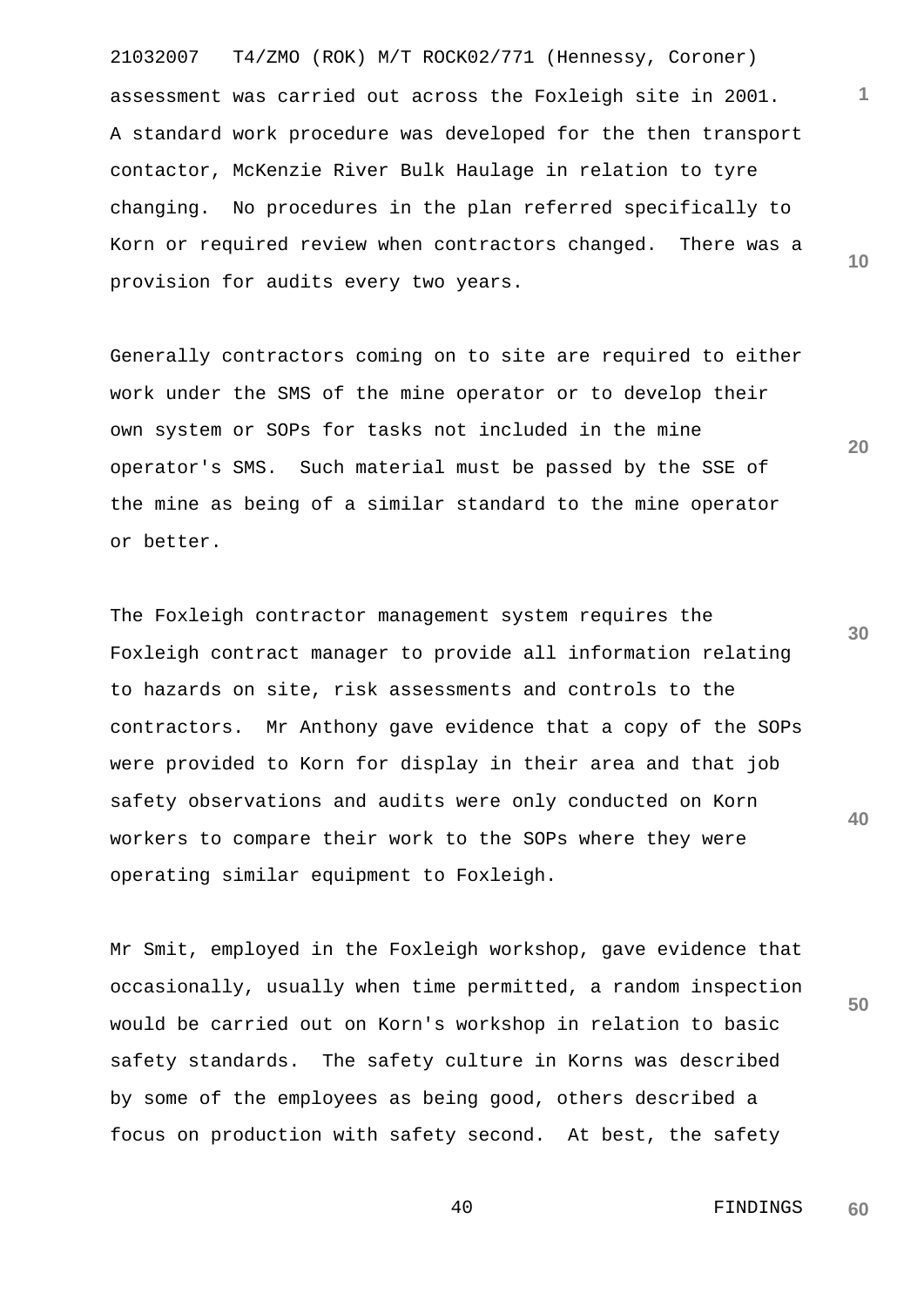assessment was carried out across the Foxleigh site in 2001. A standard work procedure was developed for the then transport contactor, McKenzie River Bulk Haulage in relation to tyre changing. No procedures in the plan referred specifically to Korn or required review when contractors changed. There was a provision for audits every two years.

Generally contractors coming on to site are required to either work under the SMS of the mine operator or to develop their own system or SOPs for tasks not included in the mine operator's SMS. Such material must be passed by the SSE of the mine as being of a similar standard to the mine operator or better.

The Foxleigh contractor management system requires the Foxleigh contract manager to provide all information relating to hazards on site, risk assessments and controls to the contractors. Mr Anthony gave evidence that a copy of the SOPs were provided to Korn for display in their area and that job safety observations and audits were only conducted on Korn workers to compare their work to the SOPs where they were operating similar equipment to Foxleigh.

Mr Smit, employed in the Foxleigh workshop, gave evidence that occasionally, usually when time permitted, a random inspection would be carried out on Korn's workshop in relation to basic safety standards. The safety culture in Korns was described by some of the employees as being good, others described a focus on production with safety second. At best, the safety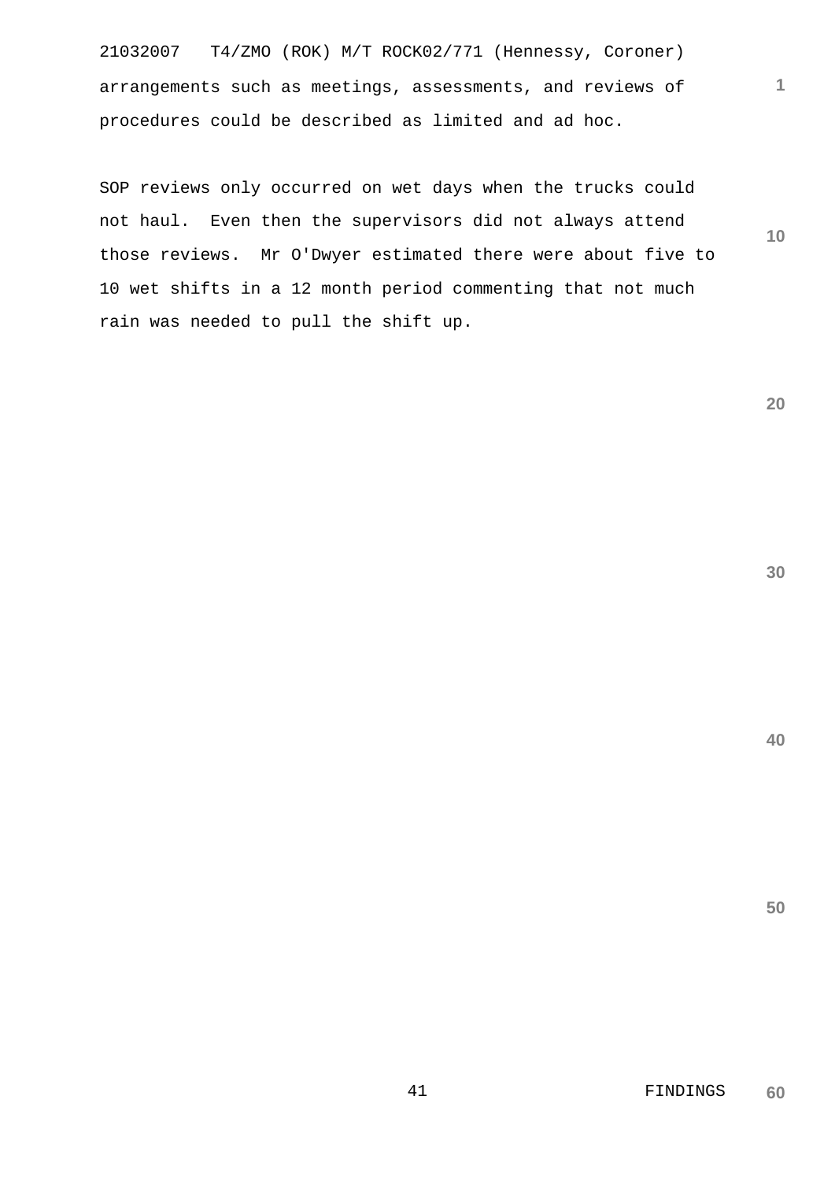arrangements such as meetings, assessments, and reviews of procedures could be described as limited and ad hoc.

SOP reviews only occurred on wet days when the trucks could not haul. Even then the supervisors did not always attend those reviews. Mr O'Dwyer estimated there were about five to 10 wet shifts in a 12 month period commenting that not much rain was needed to pull the shift up.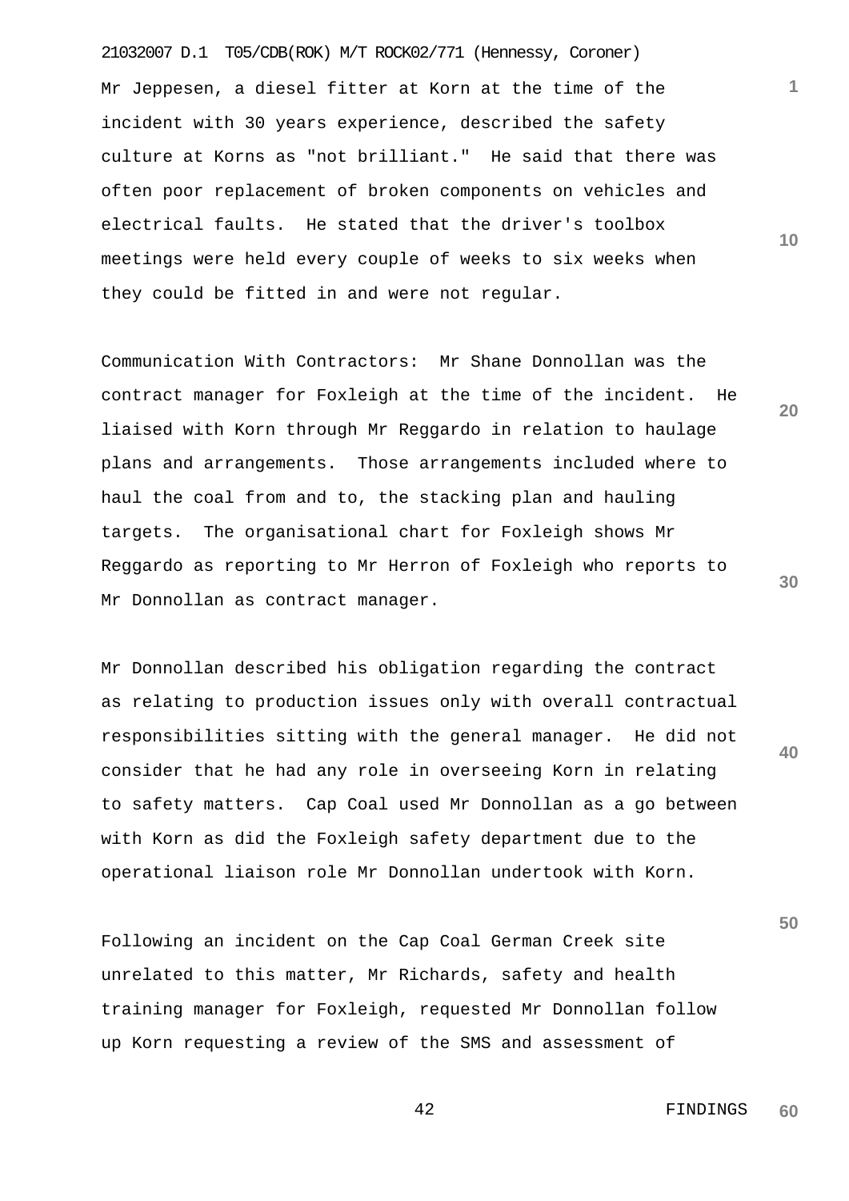Mr Jeppesen, a diesel fitter at Korn at the time of the incident with 30 years experience, described the safety culture at Korns as "not brilliant." He said that there was often poor replacement of broken components on vehicles and electrical faults. He stated that the driver's toolbox meetings were held every couple of weeks to six weeks when they could be fitted in and were not regular.

Communication With Contractors: Mr Shane Donnollan was the contract manager for Foxleigh at the time of the incident. He liaised with Korn through Mr Reggardo in relation to haulage plans and arrangements. Those arrangements included where to haul the coal from and to, the stacking plan and hauling targets. The organisational chart for Foxleigh shows Mr Reggardo as reporting to Mr Herron of Foxleigh who reports to Mr Donnollan as contract manager.

Mr Donnollan described his obligation regarding the contract as relating to production issues only with overall contractual responsibilities sitting with the general manager. He did not consider that he had any role in overseeing Korn in relating to safety matters. Cap Coal used Mr Donnollan as a go between with Korn as did the Foxleigh safety department due to the operational liaison role Mr Donnollan undertook with Korn.

Following an incident on the Cap Coal German Creek site unrelated to this matter, Mr Richards, safety and health training manager for Foxleigh, requested Mr Donnollan follow up Korn requesting a review of the SMS and assessment of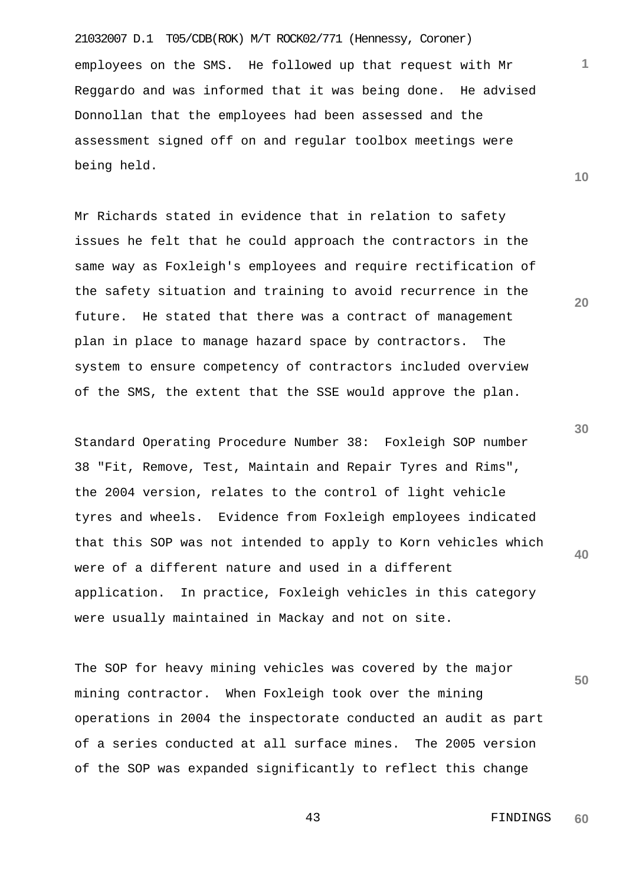employees on the SMS. He followed up that request with Mr Reggardo and was informed that it was being done. He advised Donnollan that the employees had been assessed and the assessment signed off on and regular toolbox meetings were being held.

Mr Richards stated in evidence that in relation to safety issues he felt that he could approach the contractors in the same way as Foxleigh's employees and require rectification of the safety situation and training to avoid recurrence in the future. He stated that there was a contract of management plan in place to manage hazard space by contractors. The system to ensure competency of contractors included overview of the SMS, the extent that the SSE would approve the plan.

Standard Operating Procedure Number 38: Foxleigh SOP number 38 "Fit, Remove, Test, Maintain and Repair Tyres and Rims", the 2004 version, relates to the control of light vehicle tyres and wheels. Evidence from Foxleigh employees indicated that this SOP was not intended to apply to Korn vehicles which were of a different nature and used in a different application. In practice, Foxleigh vehicles in this category were usually maintained in Mackay and not on site.

The SOP for heavy mining vehicles was covered by the major mining contractor. When Foxleigh took over the mining operations in 2004 the inspectorate conducted an audit as part of a series conducted at all surface mines. The 2005 version of the SOP was expanded significantly to reflect this change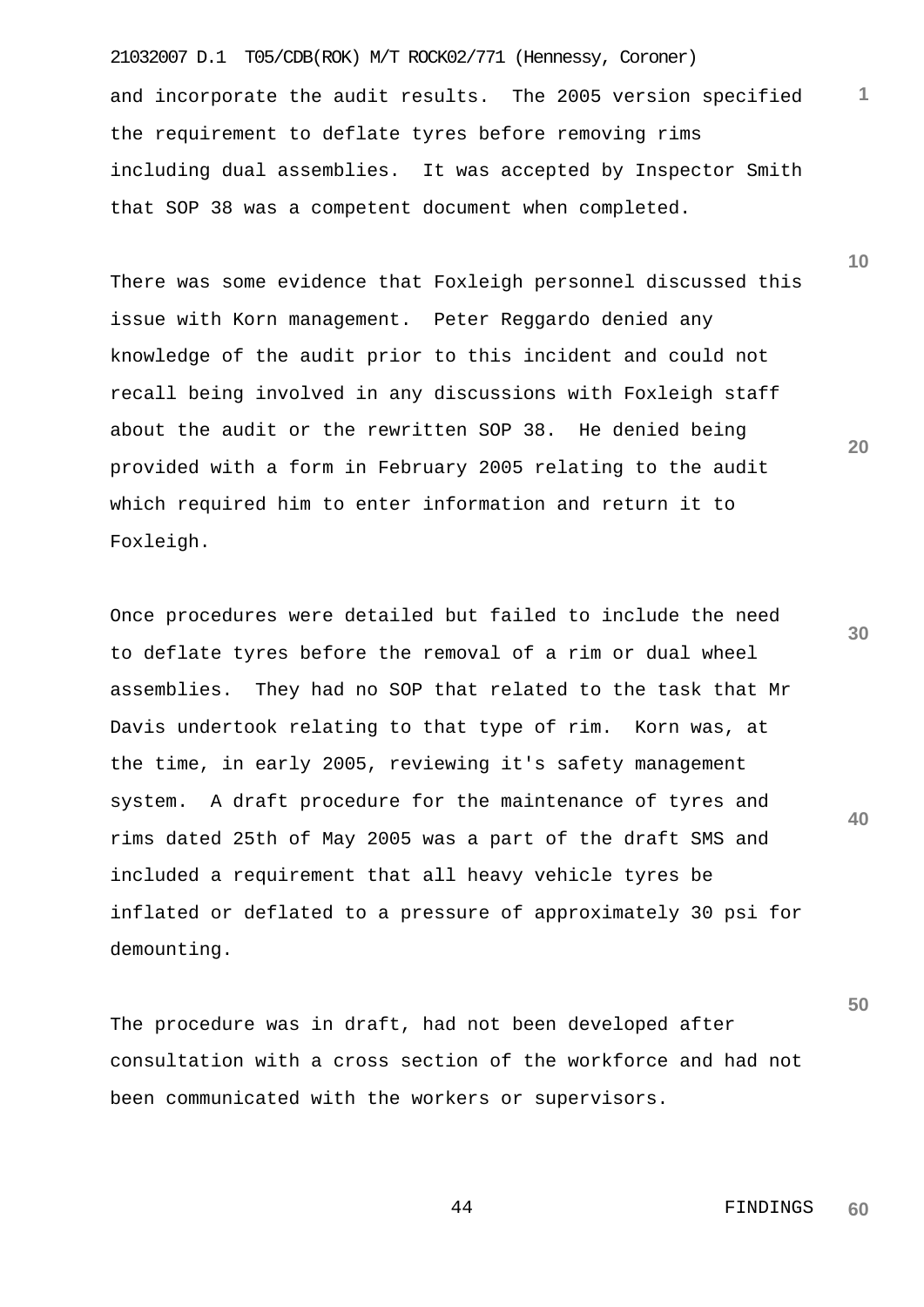and incorporate the audit results. The 2005 version specified the requirement to deflate tyres before removing rims including dual assemblies. It was accepted by Inspector Smith that SOP 38 was a competent document when completed.

There was some evidence that Foxleigh personnel discussed this issue with Korn management. Peter Reggardo denied any knowledge of the audit prior to this incident and could not recall being involved in any discussions with Foxleigh staff about the audit or the rewritten SOP 38. He denied being provided with a form in February 2005 relating to the audit which required him to enter information and return it to Foxleigh.

Once procedures were detailed but failed to include the need to deflate tyres before the removal of a rim or dual wheel assemblies. They had no SOP that related to the task that Mr Davis undertook relating to that type of rim. Korn was, at the time, in early 2005, reviewing it's safety management system. A draft procedure for the maintenance of tyres and rims dated 25th of May 2005 was a part of the draft SMS and included a requirement that all heavy vehicle tyres be inflated or deflated to a pressure of approximately 30 psi for demounting.

The procedure was in draft, had not been developed after consultation with a cross section of the workforce and had not been communicated with the workers or supervisors.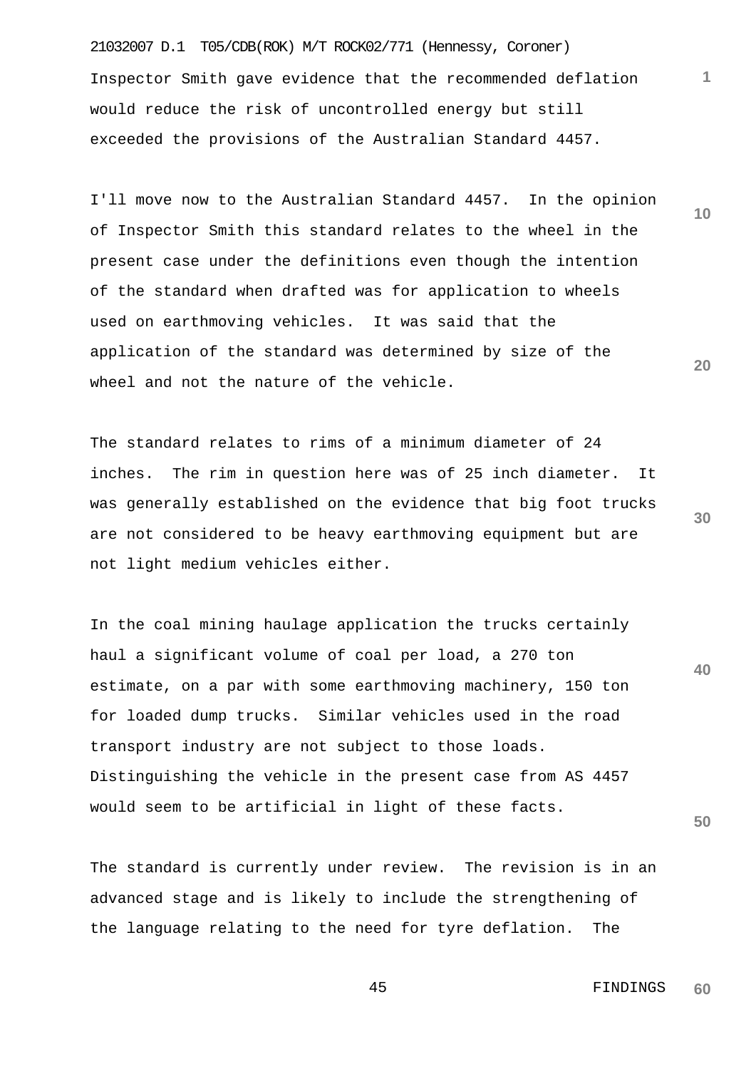Inspector Smith gave evidence that the recommended deflation would reduce the risk of uncontrolled energy but still exceeded the provisions of the Australian Standard 4457.

I'll move now to the Australian Standard 4457. In the opinion of Inspector Smith this standard relates to the wheel in the present case under the definitions even though the intention of the standard when drafted was for application to wheels used on earthmoving vehicles. It was said that the application of the standard was determined by size of the wheel and not the nature of the vehicle.

The standard relates to rims of a minimum diameter of 24 inches. The rim in question here was of 25 inch diameter. It was generally established on the evidence that big foot trucks are not considered to be heavy earthmoving equipment but are not light medium vehicles either.

In the coal mining haulage application the trucks certainly haul a significant volume of coal per load, a 270 ton estimate, on a par with some earthmoving machinery, 150 ton for loaded dump trucks. Similar vehicles used in the road transport industry are not subject to those loads. Distinguishing the vehicle in the present case from AS 4457 would seem to be artificial in light of these facts.

The standard is currently under review. The revision is in an advanced stage and is likely to include the strengthening of the language relating to the need for tyre deflation. The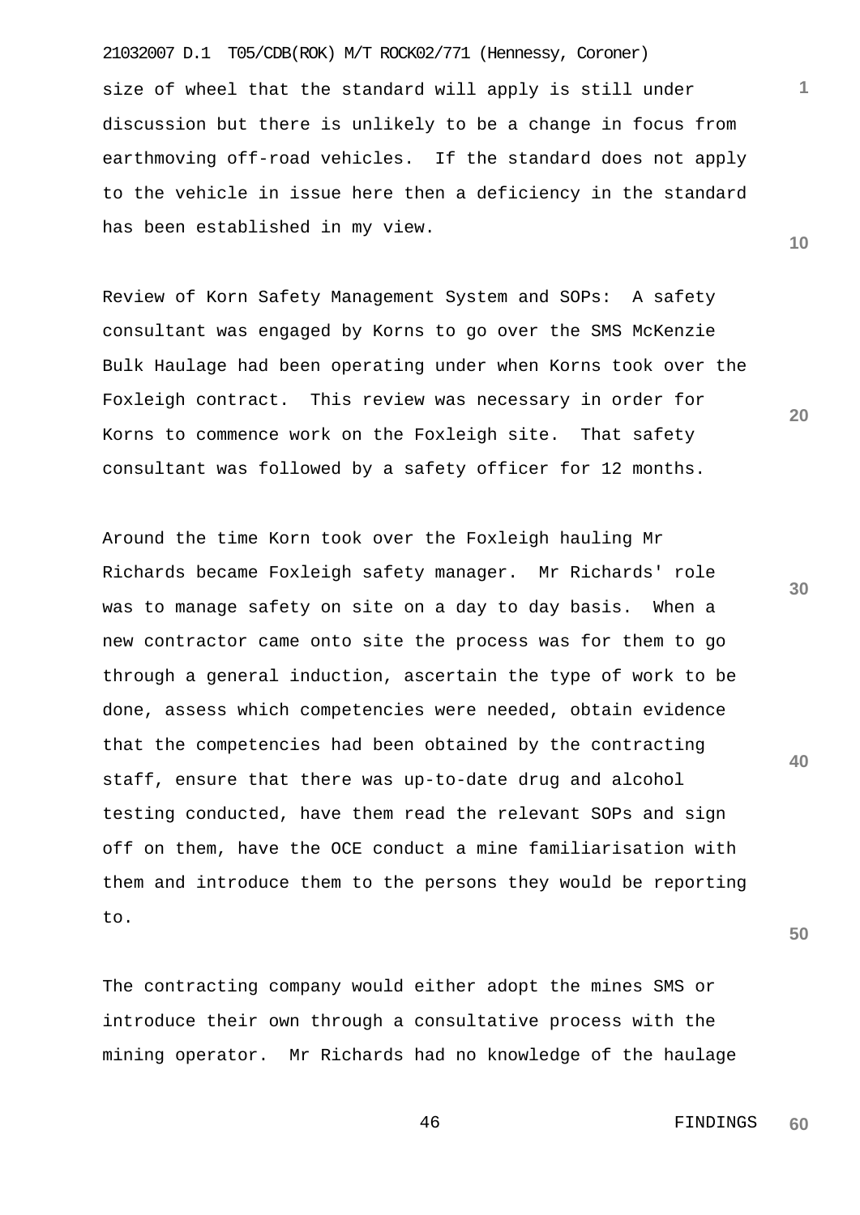size of wheel that the standard will apply is still under discussion but there is unlikely to be a change in focus from earthmoving off-road vehicles. If the standard does not apply to the vehicle in issue here then a deficiency in the standard has been established in my view.

Review of Korn Safety Management System and SOPs: A safety consultant was engaged by Korns to go over the SMS McKenzie Bulk Haulage had been operating under when Korns took over the Foxleigh contract. This review was necessary in order for Korns to commence work on the Foxleigh site. That safety consultant was followed by a safety officer for 12 months.

Around the time Korn took over the Foxleigh hauling Mr Richards became Foxleigh safety manager. Mr Richards' role was to manage safety on site on a day to day basis. When a new contractor came onto site the process was for them to go through a general induction, ascertain the type of work to be done, assess which competencies were needed, obtain evidence that the competencies had been obtained by the contracting staff, ensure that there was up-to-date drug and alcohol testing conducted, have them read the relevant SOPs and sign off on them, have the OCE conduct a mine familiarisation with them and introduce them to the persons they would be reporting to.

The contracting company would either adopt the mines SMS or introduce their own through a consultative process with the mining operator. Mr Richards had no knowledge of the haulage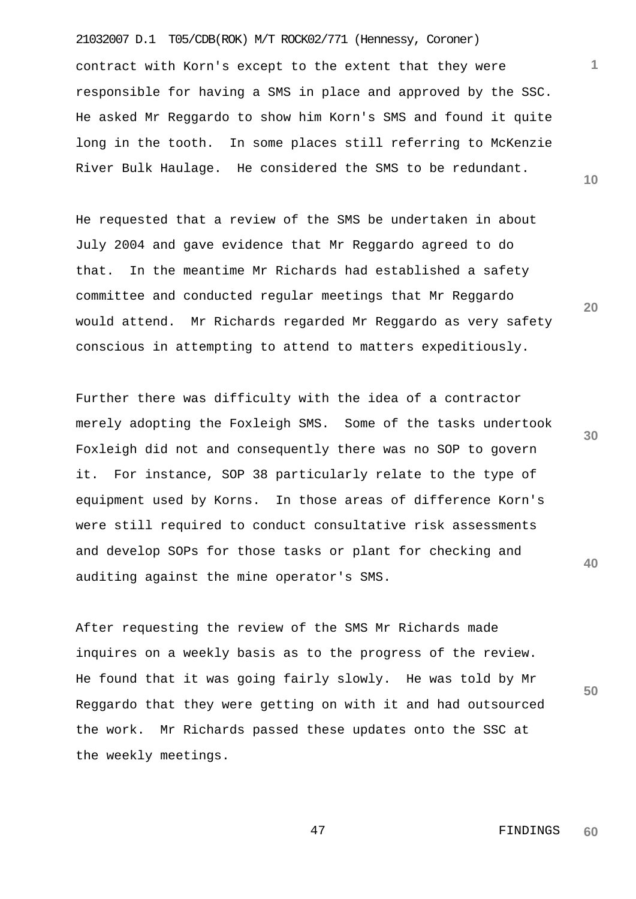contract with Korn's except to the extent that they were responsible for having a SMS in place and approved by the SSC. He asked Mr Reggardo to show him Korn's SMS and found it quite long in the tooth. In some places still referring to McKenzie River Bulk Haulage. He considered the SMS to be redundant.

He requested that a review of the SMS be undertaken in about July 2004 and gave evidence that Mr Reggardo agreed to do that. In the meantime Mr Richards had established a safety committee and conducted regular meetings that Mr Reggardo would attend. Mr Richards regarded Mr Reggardo as very safety conscious in attempting to attend to matters expeditiously.

Further there was difficulty with the idea of a contractor merely adopting the Foxleigh SMS. Some of the tasks undertook Foxleigh did not and consequently there was no SOP to govern it. For instance, SOP 38 particularly relate to the type of equipment used by Korns. In those areas of difference Korn's were still required to conduct consultative risk assessments and develop SOPs for those tasks or plant for checking and auditing against the mine operator's SMS.

After requesting the review of the SMS Mr Richards made inquires on a weekly basis as to the progress of the review. He found that it was going fairly slowly. He was told by Mr Reggardo that they were getting on with it and had outsourced the work. Mr Richards passed these updates onto the SSC at the weekly meetings.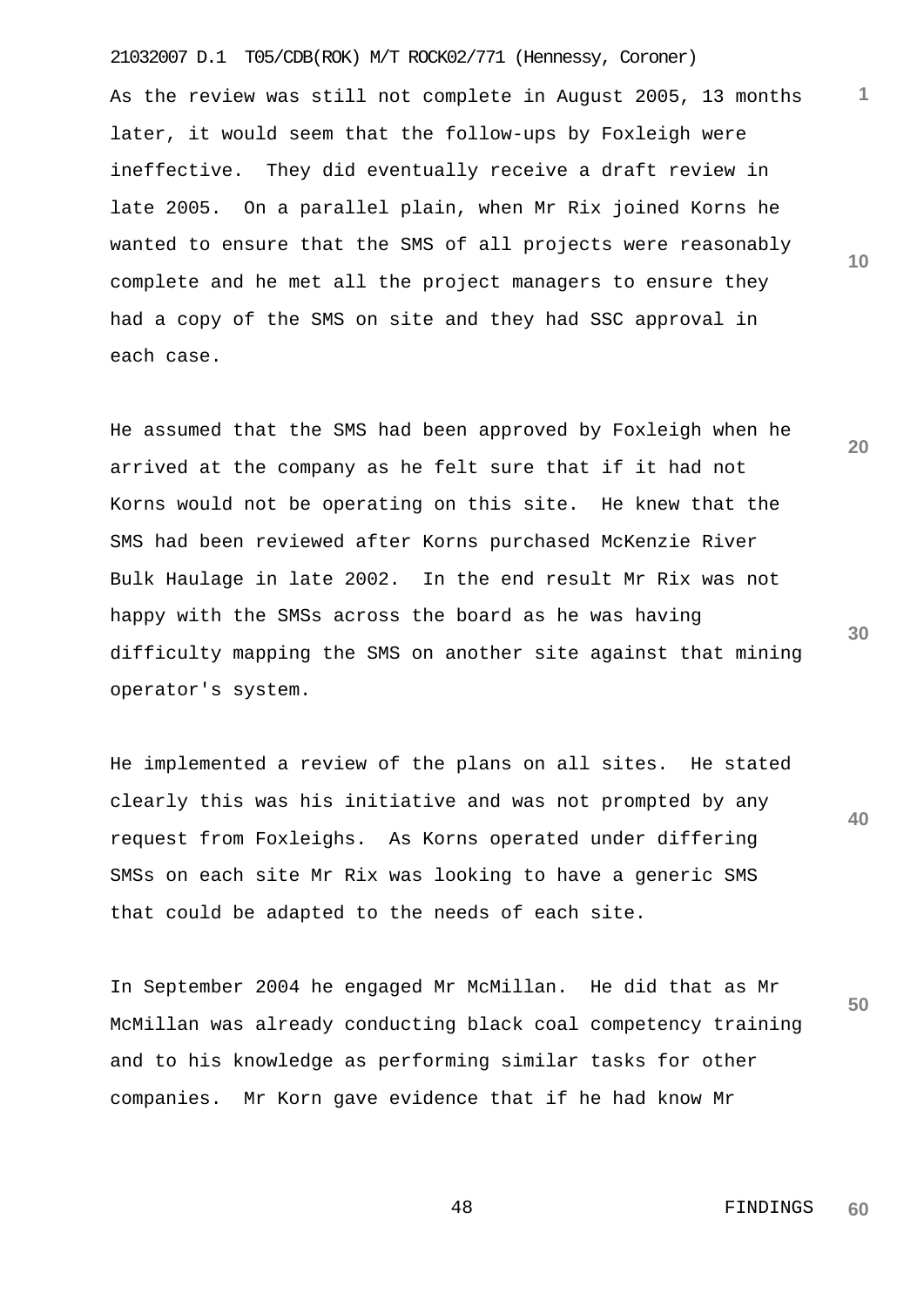As the review was still not complete in August 2005, 13 months later, it would seem that the follow-ups by Foxleigh were ineffective. They did eventually receive a draft review in late 2005. On a parallel plain, when Mr Rix joined Korns he wanted to ensure that the SMS of all projects were reasonably complete and he met all the project managers to ensure they had a copy of the SMS on site and they had SSC approval in each case.

He assumed that the SMS had been approved by Foxleigh when he arrived at the company as he felt sure that if it had not Korns would not be operating on this site. He knew that the SMS had been reviewed after Korns purchased McKenzie River Bulk Haulage in late 2002. In the end result Mr Rix was not happy with the SMSs across the board as he was having difficulty mapping the SMS on another site against that mining operator's system.

He implemented a review of the plans on all sites. He stated clearly this was his initiative and was not prompted by any request from Foxleighs. As Korns operated under differing SMSs on each site Mr Rix was looking to have a generic SMS that could be adapted to the needs of each site.

In September 2004 he engaged Mr McMillan. He did that as Mr McMillan was already conducting black coal competency training and to his knowledge as performing similar tasks for other companies. Mr Korn gave evidence that if he had know Mr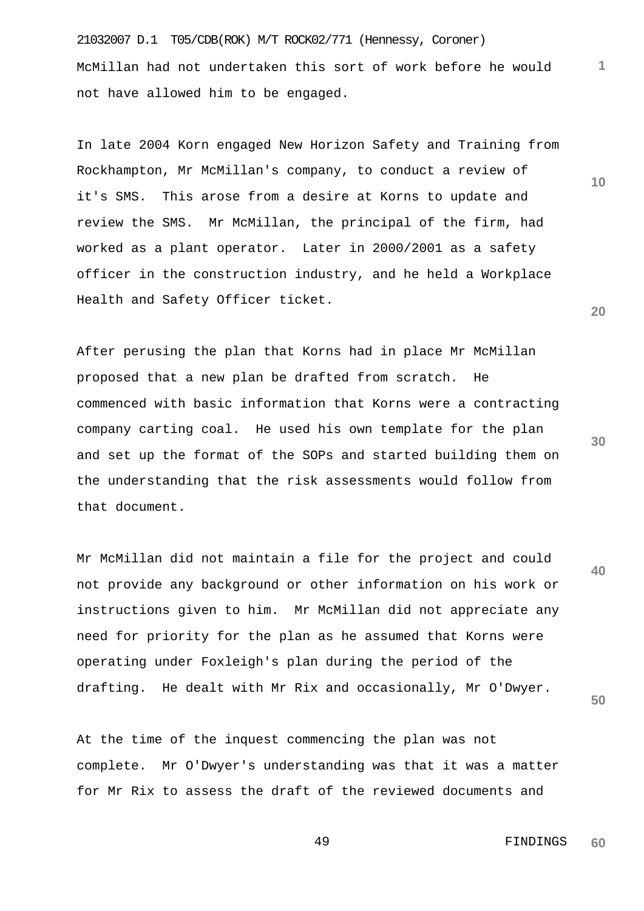McMillan had not undertaken this sort of work before he would not have allowed him to be engaged.

In late 2004 Korn engaged New Horizon Safety and Training from Rockhampton, Mr McMillan's company, to conduct a review of it's SMS. This arose from a desire at Korns to update and review the SMS. Mr McMillan, the principal of the firm, had worked as a plant operator. Later in 2000/2001 as a safety officer in the construction industry, and he held a Workplace Health and Safety Officer ticket.

After perusing the plan that Korns had in place Mr McMillan proposed that a new plan be drafted from scratch. He commenced with basic information that Korns were a contracting company carting coal. He used his own template for the plan and set up the format of the SOPs and started building them on the understanding that the risk assessments would follow from that document.

Mr McMillan did not maintain a file for the project and could not provide any background or other information on his work or instructions given to him. Mr McMillan did not appreciate any need for priority for the plan as he assumed that Korns were operating under Foxleigh's plan during the period of the drafting. He dealt with Mr Rix and occasionally, Mr O'Dwyer.

At the time of the inquest commencing the plan was not complete. Mr O'Dwyer's understanding was that it was a matter for Mr Rix to assess the draft of the reviewed documents and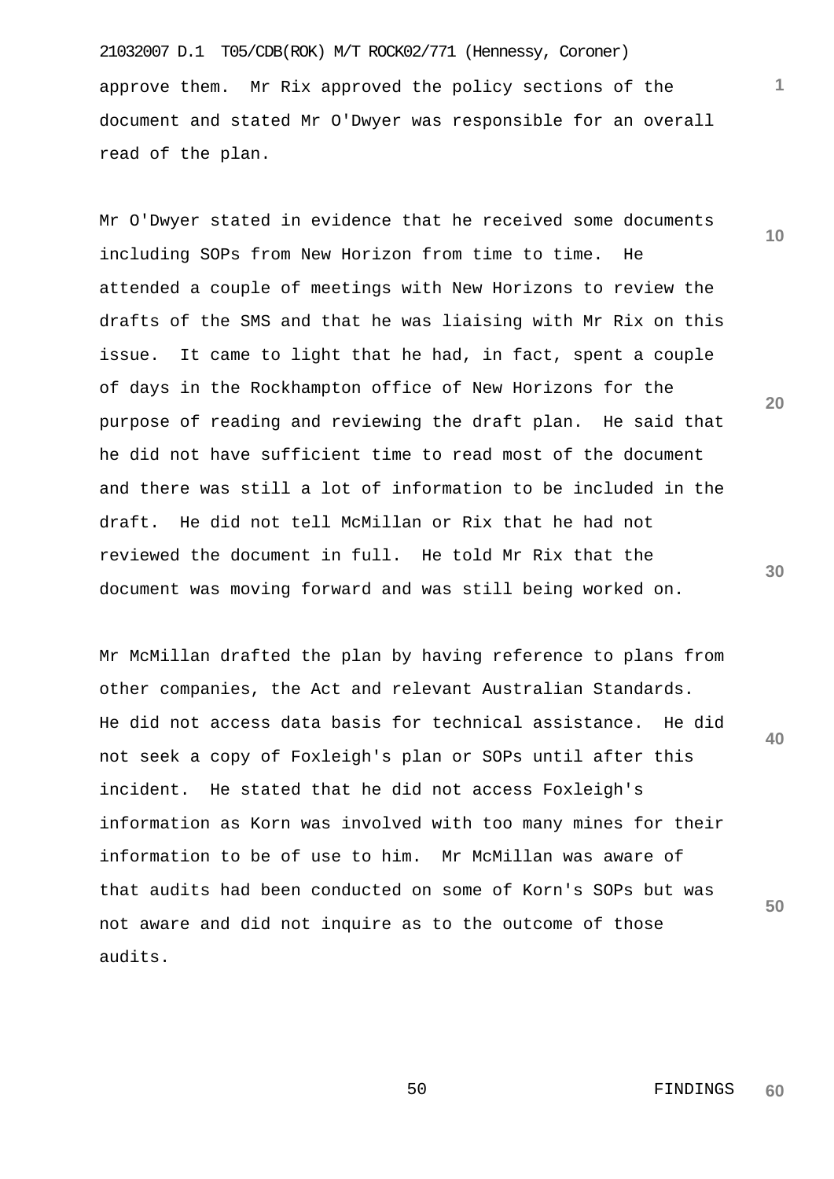approve them. Mr Rix approved the policy sections of the document and stated Mr O'Dwyer was responsible for an overall read of the plan.

Mr O'Dwyer stated in evidence that he received some documents including SOPs from New Horizon from time to time. He attended a couple of meetings with New Horizons to review the drafts of the SMS and that he was liaising with Mr Rix on this issue. It came to light that he had, in fact, spent a couple of days in the Rockhampton office of New Horizons for the purpose of reading and reviewing the draft plan. He said that he did not have sufficient time to read most of the document and there was still a lot of information to be included in the draft. He did not tell McMillan or Rix that he had not reviewed the document in full. He told Mr Rix that the document was moving forward and was still being worked on.

Mr McMillan drafted the plan by having reference to plans from other companies, the Act and relevant Australian Standards. He did not access data basis for technical assistance. He did not seek a copy of Foxleigh's plan or SOPs until after this incident. He stated that he did not access Foxleigh's information as Korn was involved with too many mines for their information to be of use to him. Mr McMillan was aware of that audits had been conducted on some of Korn's SOPs but was not aware and did not inquire as to the outcome of those audits.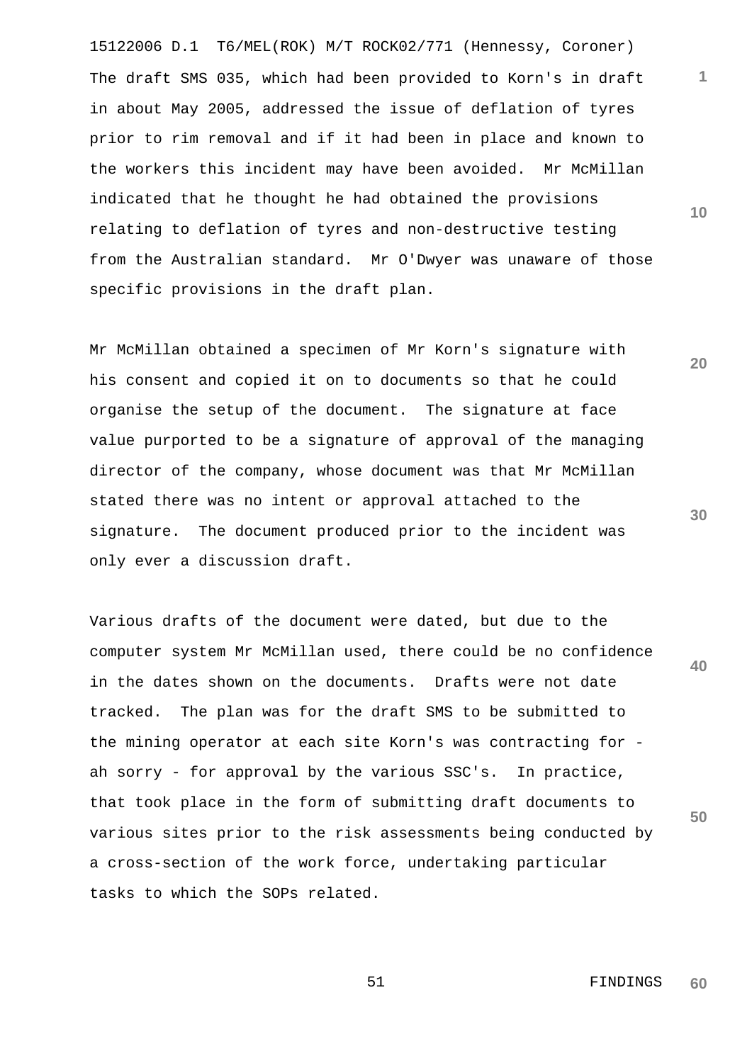The draft SMS 035, which had been provided to Korn's in draft in about May 2005, addressed the issue of deflation of tyres prior to rim removal and if it had been in place and known to the workers this incident may have been avoided. Mr McMillan indicated that he thought he had obtained the provisions relating to deflation of tyres and non-destructive testing from the Australian standard. Mr O'Dwyer was unaware of those specific provisions in the draft plan.

Mr McMillan obtained a specimen of Mr Korn's signature with his consent and copied it on to documents so that he could organise the setup of the document. The signature at face value purported to be a signature of approval of the managing director of the company, whose document was that Mr McMillan stated there was no intent or approval attached to the signature. The document produced prior to the incident was only ever a discussion draft.

Various drafts of the document were dated, but due to the computer system Mr McMillan used, there could be no confidence in the dates shown on the documents. Drafts were not date tracked. The plan was for the draft SMS to be submitted to the mining operator at each site Korn's was contracting for - ah sorry - for approval by the various SSC's. In practice, that took place in the form of submitting draft documents to various sites prior to the risk assessments being conducted by a cross-section of the work force, undertaking particular tasks to which the SOPs related.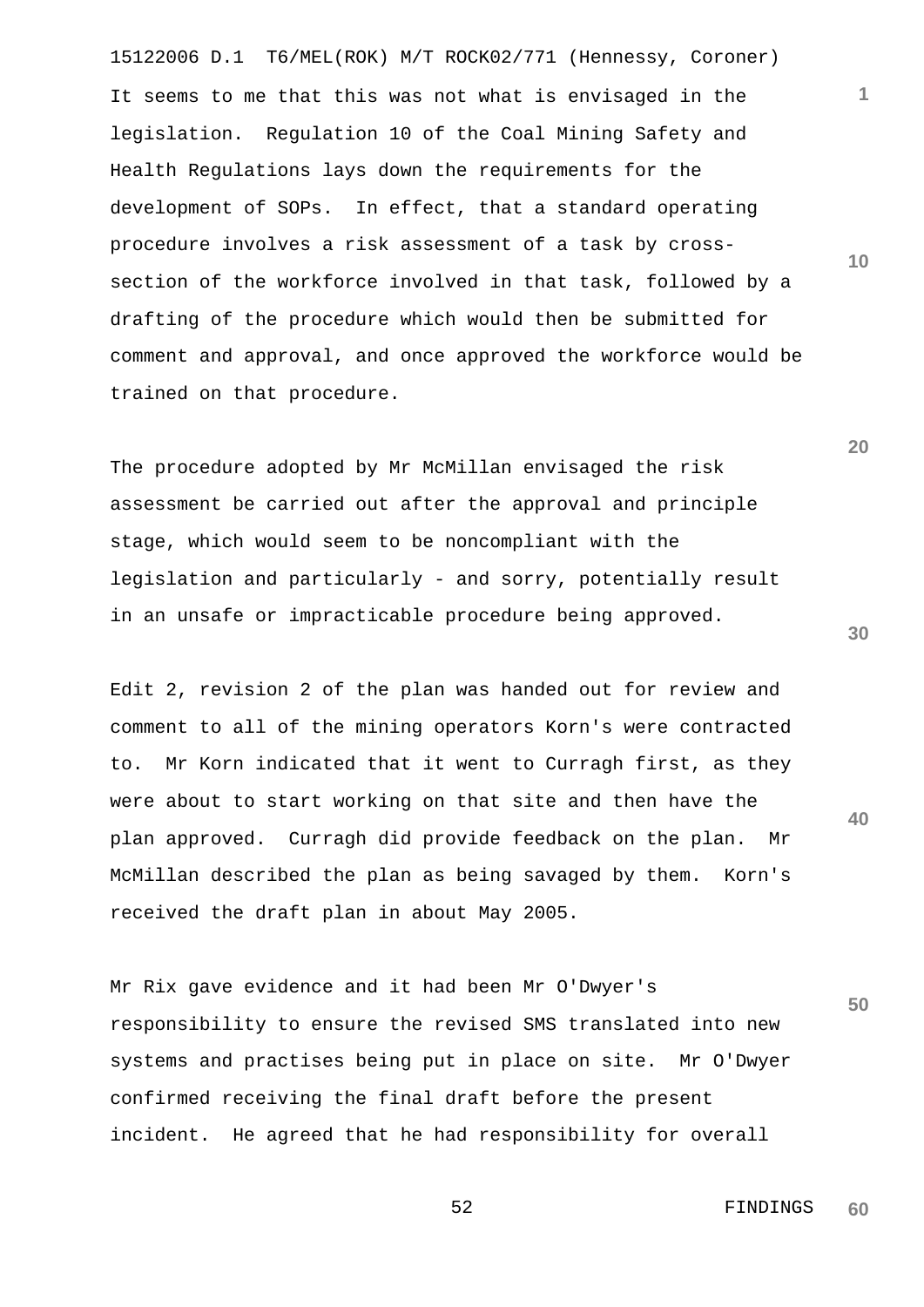It seems to me that this was not what is envisaged in the legislation. Regulation 10 of the Coal Mining Safety and Health Regulations lays down the requirements for the development of SOPs. In effect, that a standard operating procedure involves a risk assessment of a task by cross-section of the workforce involved in that task, followed by a drafting of the procedure which would then be submitted for comment and approval, and once approved the workforce would be trained on that procedure.

The procedure adopted by Mr McMillan envisaged the risk assessment be carried out after the approval and principle stage, which would seem to be noncompliant with the legislation and particularly - and sorry, potentially result in an unsafe or impracticable procedure being approved.

Edit 2, revision 2 of the plan was handed out for review and comment to all of the mining operators Korn's were contracted to. Mr Korn indicated that it went to Curragh first, as they were about to start working on that site and then have the plan approved. Curragh did provide feedback on the plan. Mr McMillan described the plan as being savaged by them. Korn's received the draft plan in about May 2005.

Mr Rix gave evidence and it had been Mr O'Dwyer's responsibility to ensure the revised SMS translated into new systems and practises being put in place on site. Mr O'Dwyer confirmed receiving the final draft before the present incident. He agreed that he had responsibility for overall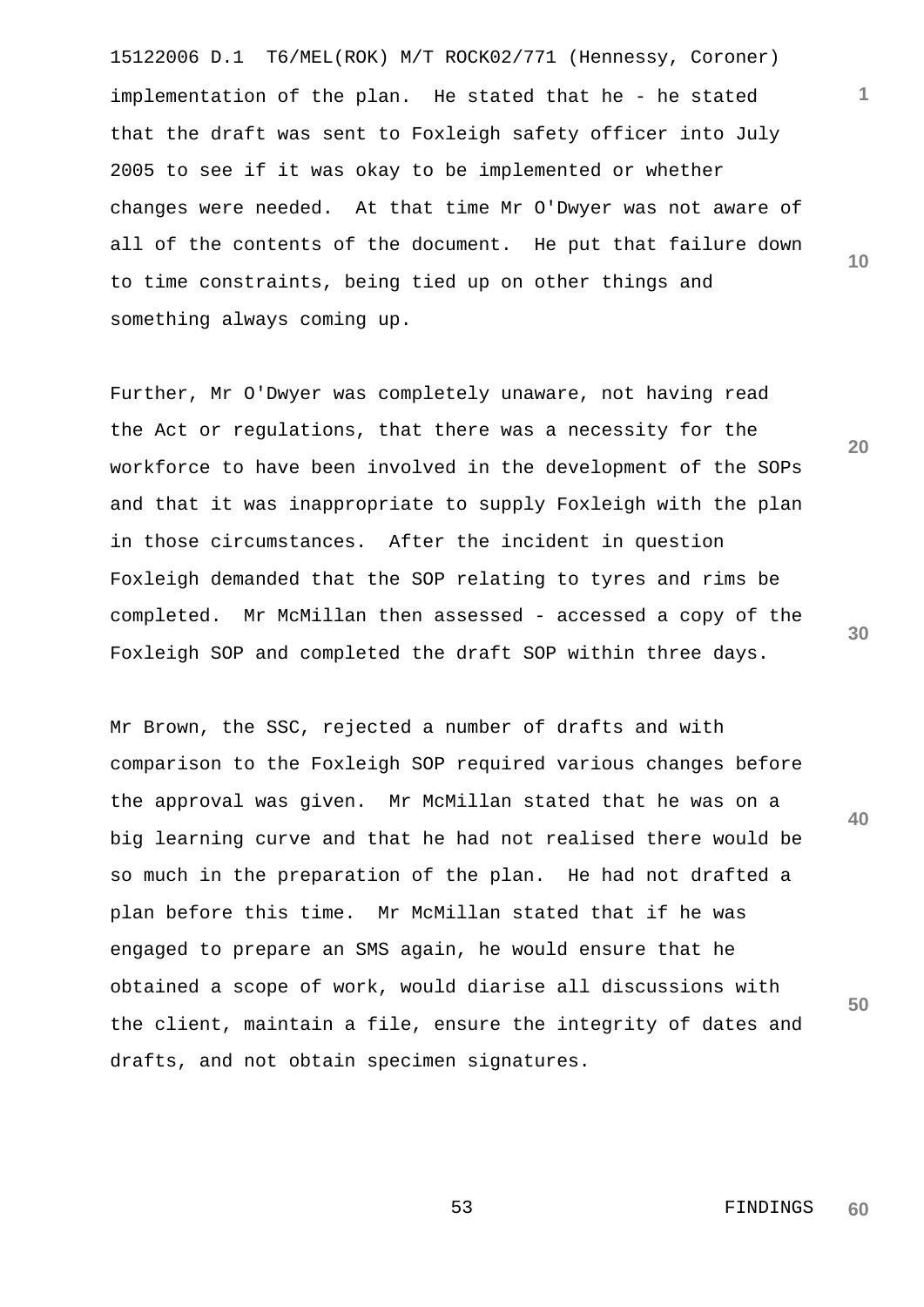implementation of the plan. He stated that he - he stated that the draft was sent to Foxleigh safety officer into July 2005 to see if it was okay to be implemented or whether changes were needed. At that time Mr O'Dwyer was not aware of all of the contents of the document. He put that failure down to time constraints, being tied up on other things and something always coming up.

Further, Mr O'Dwyer was completely unaware, not having read the Act or regulations, that there was a necessity for the workforce to have been involved in the development of the SOPs and that it was inappropriate to supply Foxleigh with the plan in those circumstances. After the incident in question Foxleigh demanded that the SOP relating to tyres and rims be completed. Mr McMillan then assessed - accessed a copy of the Foxleigh SOP and completed the draft SOP within three days.

Mr Brown, the SSC, rejected a number of drafts and with comparison to the Foxleigh SOP required various changes before the approval was given. Mr McMillan stated that he was on a big learning curve and that he had not realised there would be so much in the preparation of the plan. He had not drafted a plan before this time. Mr McMillan stated that if he was engaged to prepare an SMS again, he would ensure that he obtained a scope of work, would diarise all discussions with the client, maintain a file, ensure the integrity of dates and drafts, and not obtain specimen signatures.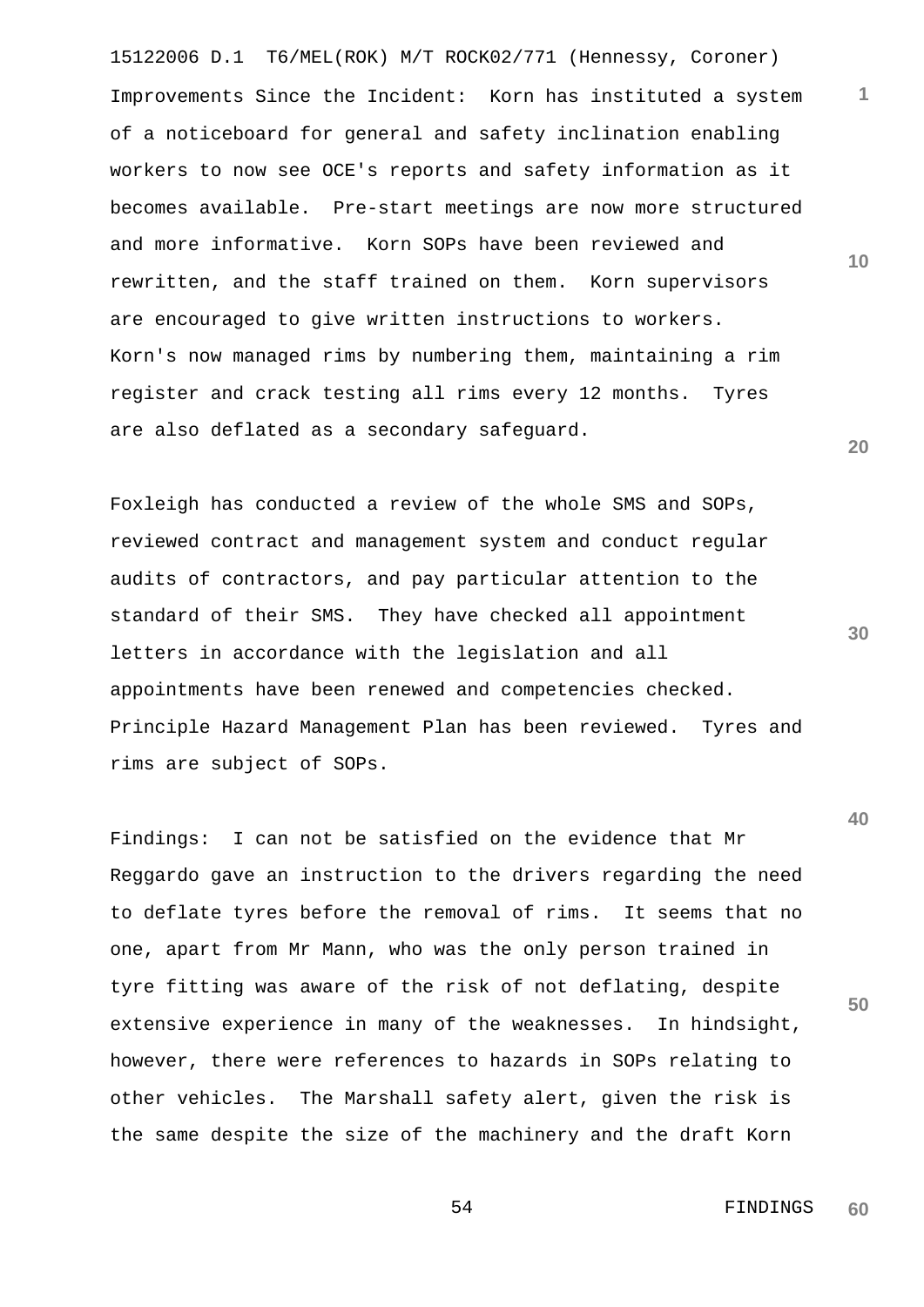Improvements Since the Incident: Korn has instituted a system of a noticeboard for general and safety inclination enabling workers to now see OCE's reports and safety information as it becomes available. Pre-start meetings are now more structured and more informative. Korn SOPs have been reviewed and rewritten, and the staff trained on them. Korn supervisors are encouraged to give written instructions to workers. Korn's now managed rims by numbering them, maintaining a rim register and crack testing all rims every 12 months. Tyres are also deflated as a secondary safeguard.

Foxleigh has conducted a review of the whole SMS and SOPs, reviewed contract and management system and conduct regular audits of contractors, and pay particular attention to the standard of their SMS. They have checked all appointment letters in accordance with the legislation and all appointments have been renewed and competencies checked. Principle Hazard Management Plan has been reviewed. Tyres and rims are subject of SOPs.

Findings: I can not be satisfied on the evidence that Mr Reggardo gave an instruction to the drivers regarding the need to deflate tyres before the removal of rims. It seems that no one, apart from Mr Mann, who was the only person trained in tyre fitting was aware of the risk of not deflating, despite extensive experience in many of the weaknesses. In hindsight, however, there were references to hazards in SOPs relating to other vehicles. The Marshall safety alert, given the risk is the same despite the size of the machinery and the draft Korn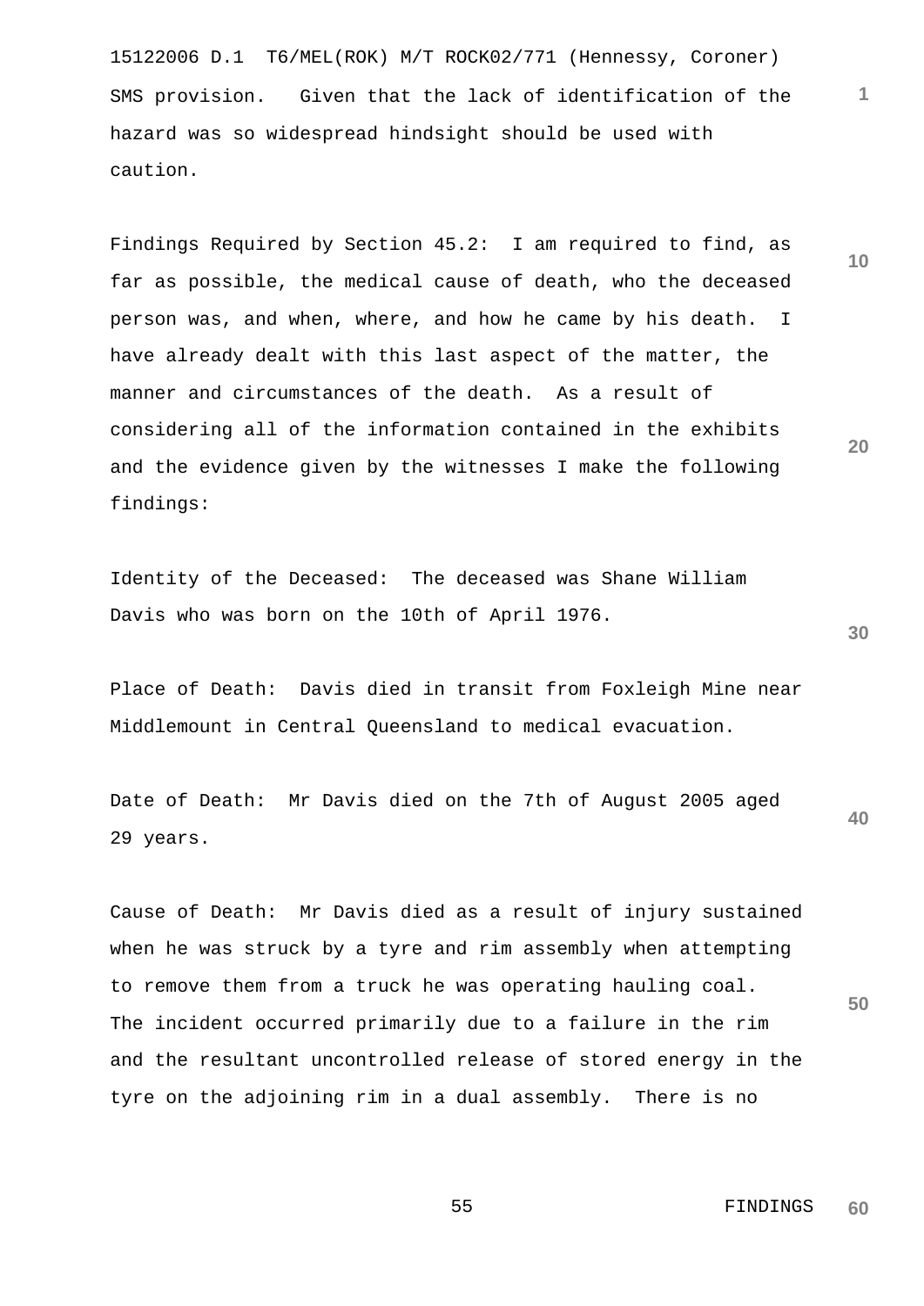SMS provision. Given that the lack of identification of the hazard was so widespread hindsight should be used with caution.

Findings Required by Section 45.2: I am required to find, as far as possible, the medical cause of death, who the deceased person was, and when, where, and how he came by his death. I have already dealt with this last aspect of the matter, the manner and circumstances of the death. As a result of considering all of the information contained in the exhibits and the evidence given by the witnesses I make the following findings:

Identity of the Deceased: The deceased was Shane William Davis who was born on the 10th of April 1976.

Place of Death: Davis died in transit from Foxleigh Mine near Middlemount in Central Queensland to medical evacuation.

Date of Death: Mr Davis died on the 7th of August 2005 aged 29 years.

Cause of Death: Mr Davis died as a result of injury sustained when he was struck by a tyre and rim assembly when attempting to remove them from a truck he was operating hauling coal. The incident occurred primarily due to a failure in the rim and the resultant uncontrolled release of stored energy in the tyre on the adjoining rim in a dual assembly. There is no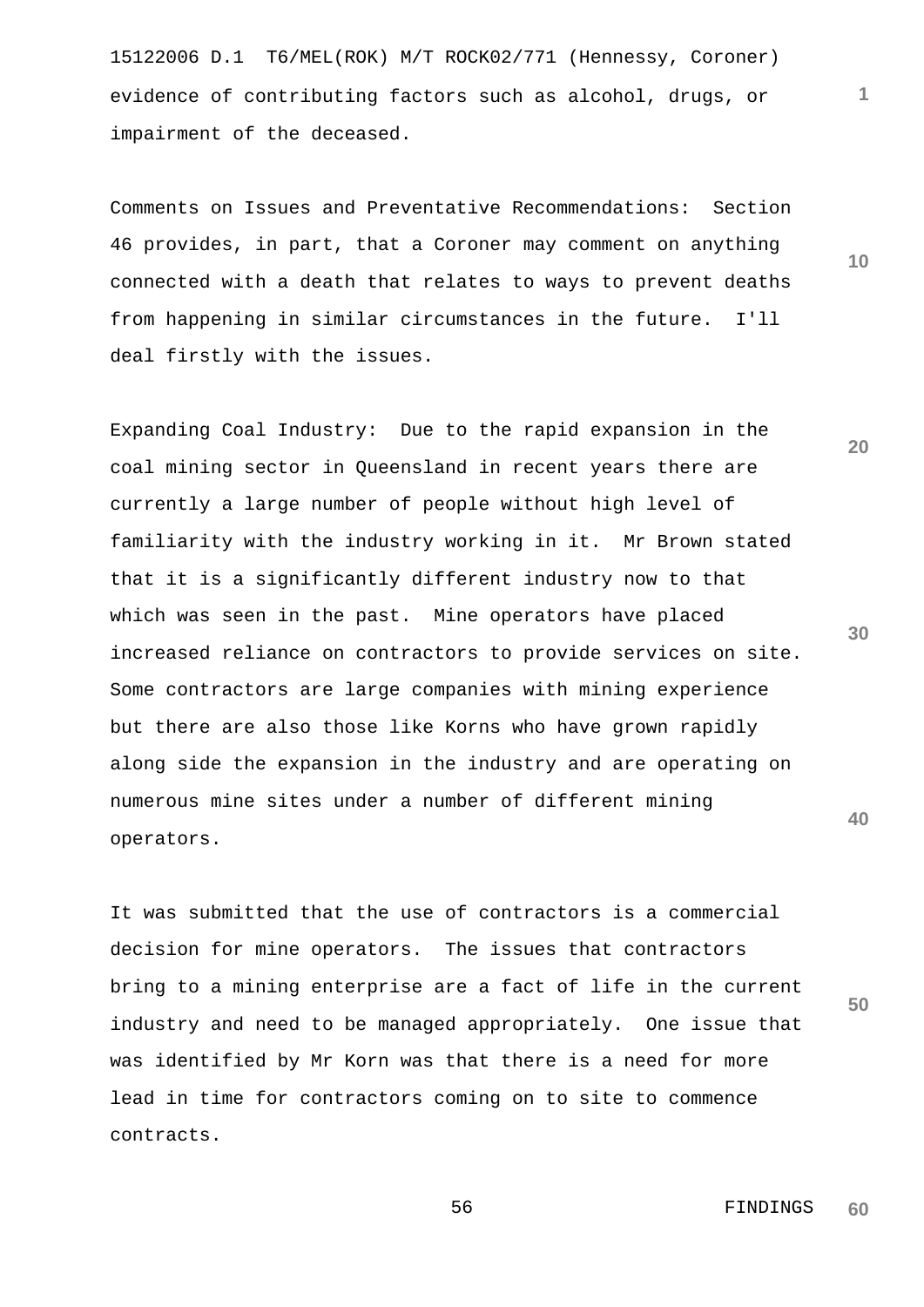evidence of contributing factors such as alcohol, drugs, or impairment of the deceased.

Comments on Issues and Preventative Recommendations: Section 46 provides, in part, that a Coroner may comment on anything connected with a death that relates to ways to prevent deaths from happening in similar circumstances in the future. I'll deal firstly with the issues.

Expanding Coal Industry: Due to the rapid expansion in the coal mining sector in Queensland in recent years there are currently a large number of people without high level of familiarity with the industry working in it. Mr Brown stated that it is a significantly different industry now to that which was seen in the past. Mine operators have placed increased reliance on contractors to provide services on site. Some contractors are large companies with mining experience but there are also those like Korns who have grown rapidly along side the expansion in the industry and are operating on numerous mine sites under a number of different mining operators.

It was submitted that the use of contractors is a commercial decision for mine operators. The issues that contractors bring to a mining enterprise are a fact of life in the current industry and need to be managed appropriately. One issue that was identified by Mr Korn was that there is a need for more lead in time for contractors coming on to site to commence contracts.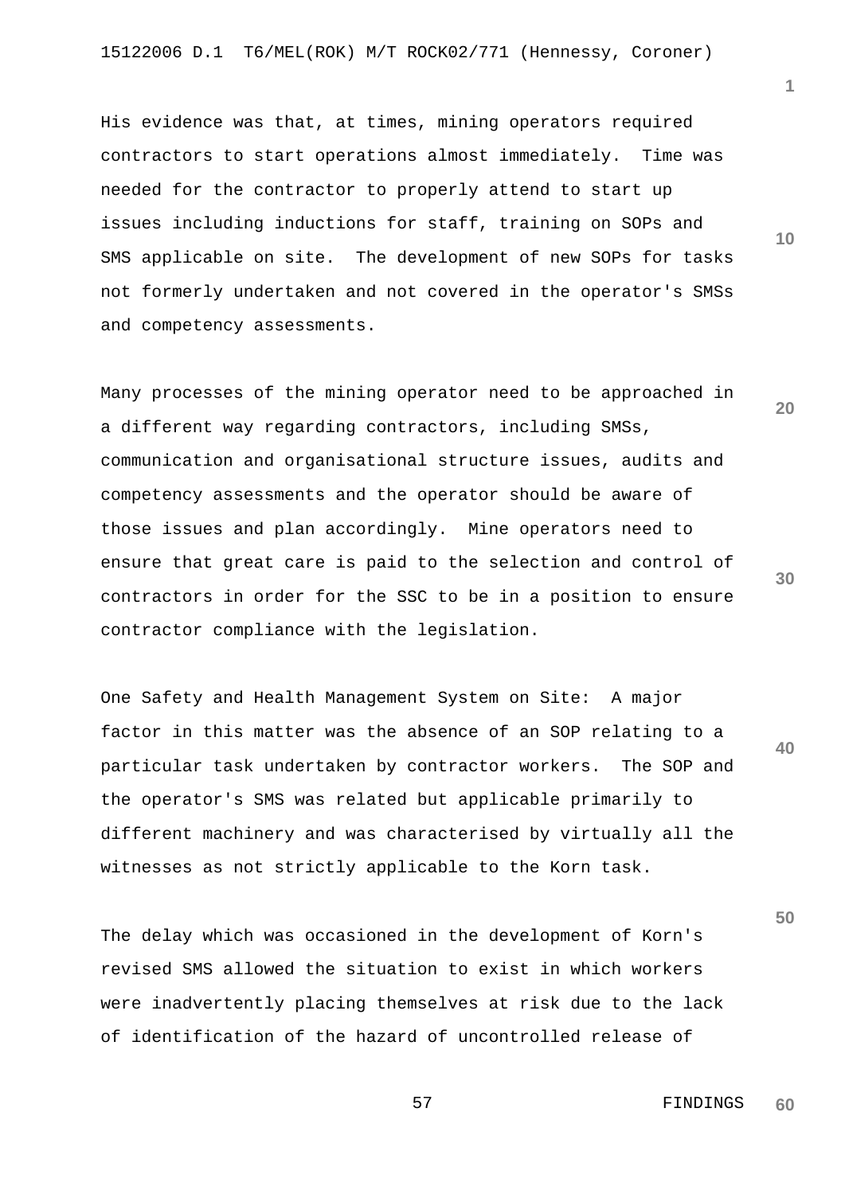His evidence was that, at times, mining operators required contractors to start operations almost immediately. Time was needed for the contractor to properly attend to start up issues including inductions for staff, training on SOPs and SMS applicable on site. The development of new SOPs for tasks not formerly undertaken and not covered in the operator's SMSs and competency assessments.

Many processes of the mining operator need to be approached in a different way regarding contractors, including SMSs, communication and organisational structure issues, audits and competency assessments and the operator should be aware of those issues and plan accordingly. Mine operators need to ensure that great care is paid to the selection and control of contractors in order for the SSC to be in a position to ensure contractor compliance with the legislation.

One Safety and Health Management System on Site: A major factor in this matter was the absence of an SOP relating to a particular task undertaken by contractor workers. The SOP and the operator's SMS was related but applicable primarily to different machinery and was characterised by virtually all the witnesses as not strictly applicable to the Korn task.

The delay which was occasioned in the development of Korn's revised SMS allowed the situation to exist in which workers were inadvertently placing themselves at risk due to the lack of identification of the hazard of uncontrolled release of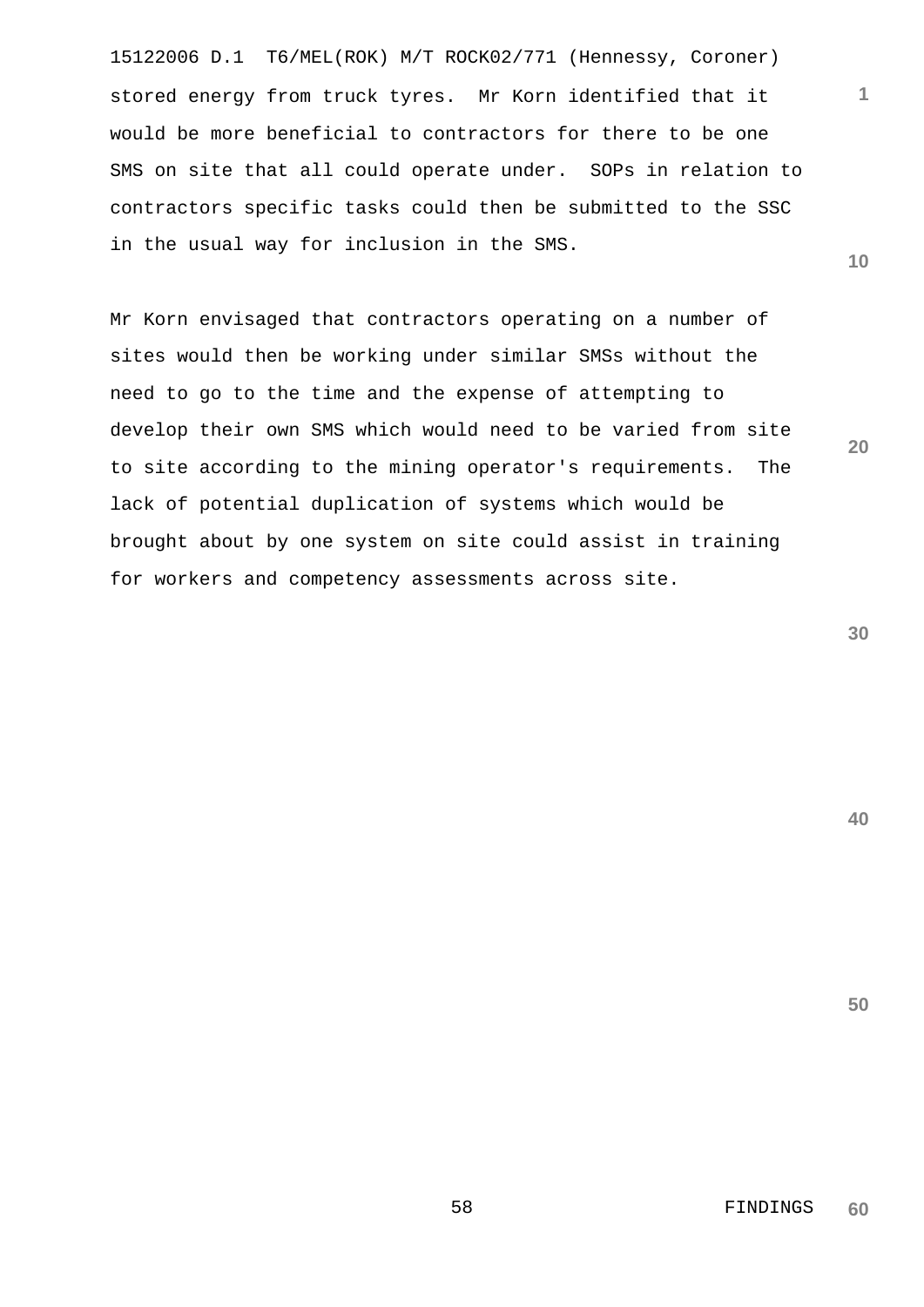stored energy from truck tyres. Mr Korn identified that it would be more beneficial to contractors for there to be one SMS on site that all could operate under. SOPs in relation to contractors specific tasks could then be submitted to the SSC in the usual way for inclusion in the SMS.

Mr Korn envisaged that contractors operating on a number of sites would then be working under similar SMSs without the need to go to the time and the expense of attempting to develop their own SMS which would need to be varied from site to site according to the mining operator's requirements. The lack of potential duplication of systems which would be brought about by one system on site could assist in training for workers and competency assessments across site.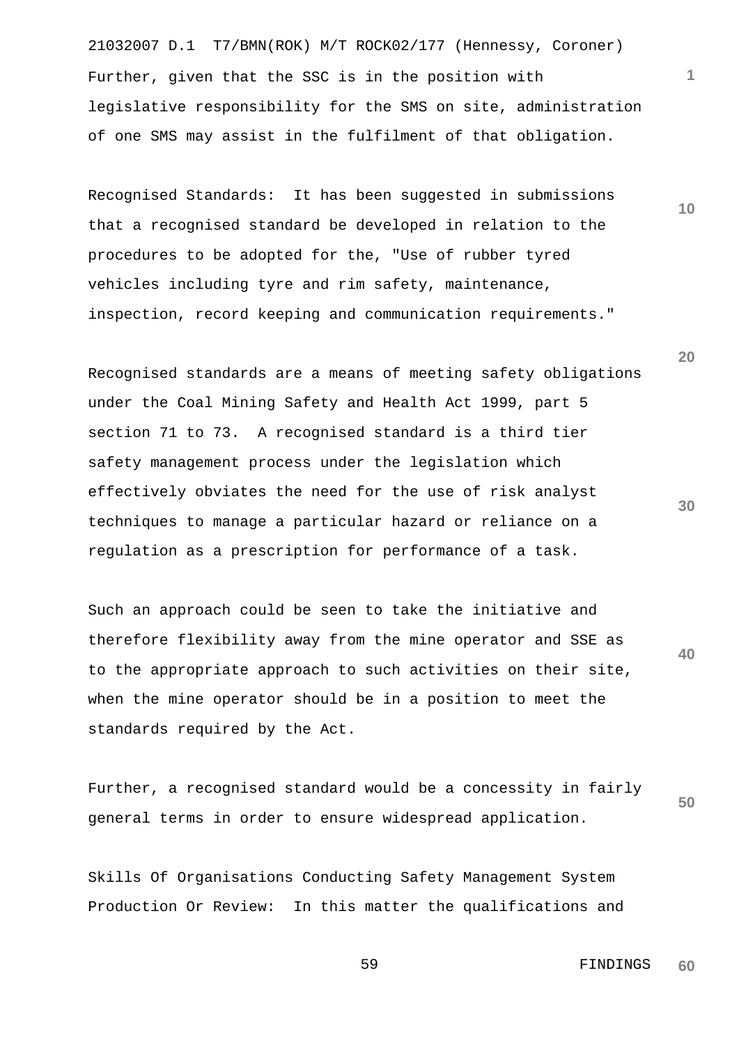Further, given that the SSC is in the position with legislative responsibility for the SMS on site, administration of one SMS may assist in the fulfilment of that obligation.

Recognised Standards: It has been suggested in submissions that a recognised standard be developed in relation to the procedures to be adopted for the, "Use of rubber tyred vehicles including tyre and rim safety, maintenance, inspection, record keeping and communication requirements."

Recognised standards are a means of meeting safety obligations under the Coal Mining Safety and Health Act 1999, part 5 section 71 to 73. A recognised standard is a third tier safety management process under the legislation which effectively obviates the need for the use of risk analyst techniques to manage a particular hazard or reliance on a regulation as a prescription for performance of a task.

Such an approach could be seen to take the initiative and therefore flexibility away from the mine operator and SSE as to the appropriate approach to such activities on their site, when the mine operator should be in a position to meet the standards required by the Act.

Further, a recognised standard would be a concessity in fairly general terms in order to ensure widespread application.

Skills Of Organisations Conducting Safety Management System Production Or Review: In this matter the qualifications and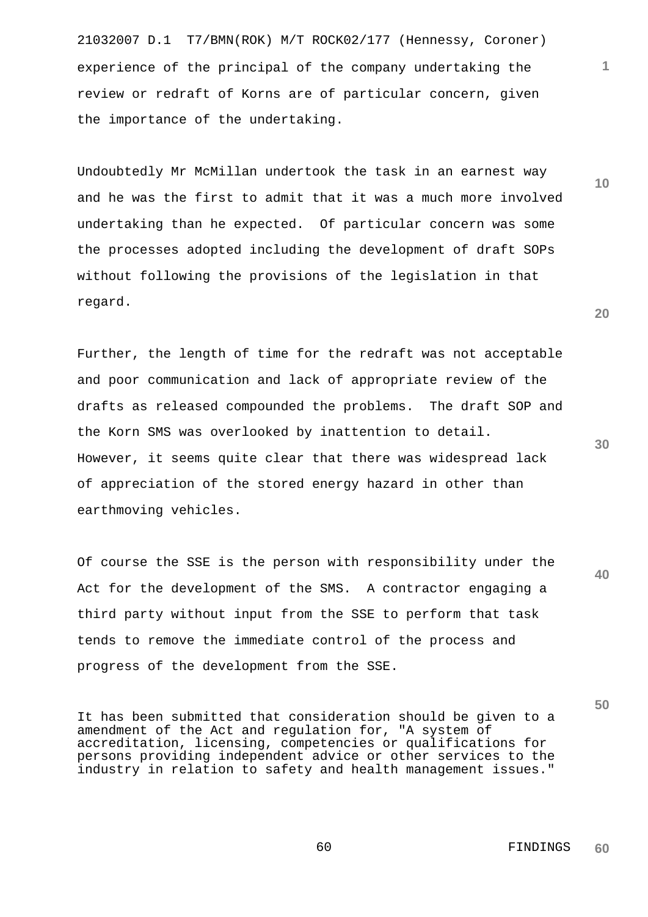experience of the principal of the company undertaking the review or redraft of Korns are of particular concern, given the importance of the undertaking.

Undoubtedly Mr McMillan undertook the task in an earnest way and he was the first to admit that it was a much more involved undertaking than he expected. Of particular concern was some the processes adopted including the development of draft SOPs without following the provisions of the legislation in that regard.

Further, the length of time for the redraft was not acceptable and poor communication and lack of appropriate review of the drafts as released compounded the problems. The draft SOP and the Korn SMS was overlooked by inattention to detail. However, it seems quite clear that there was widespread lack of appreciation of the stored energy hazard in other than earthmoving vehicles.

Of course the SSE is the person with responsibility under the Act for the development of the SMS. A contractor engaging a third party without input from the SSE to perform that task tends to remove the immediate control of the process and progress of the development from the SSE.

It has been submitted that consideration should be given to a amendment of the Act and regulation for, "A system of accreditation, licensing, competencies or qualifications for persons providing independent advice or other services to the industry in relation to safety and health management issues."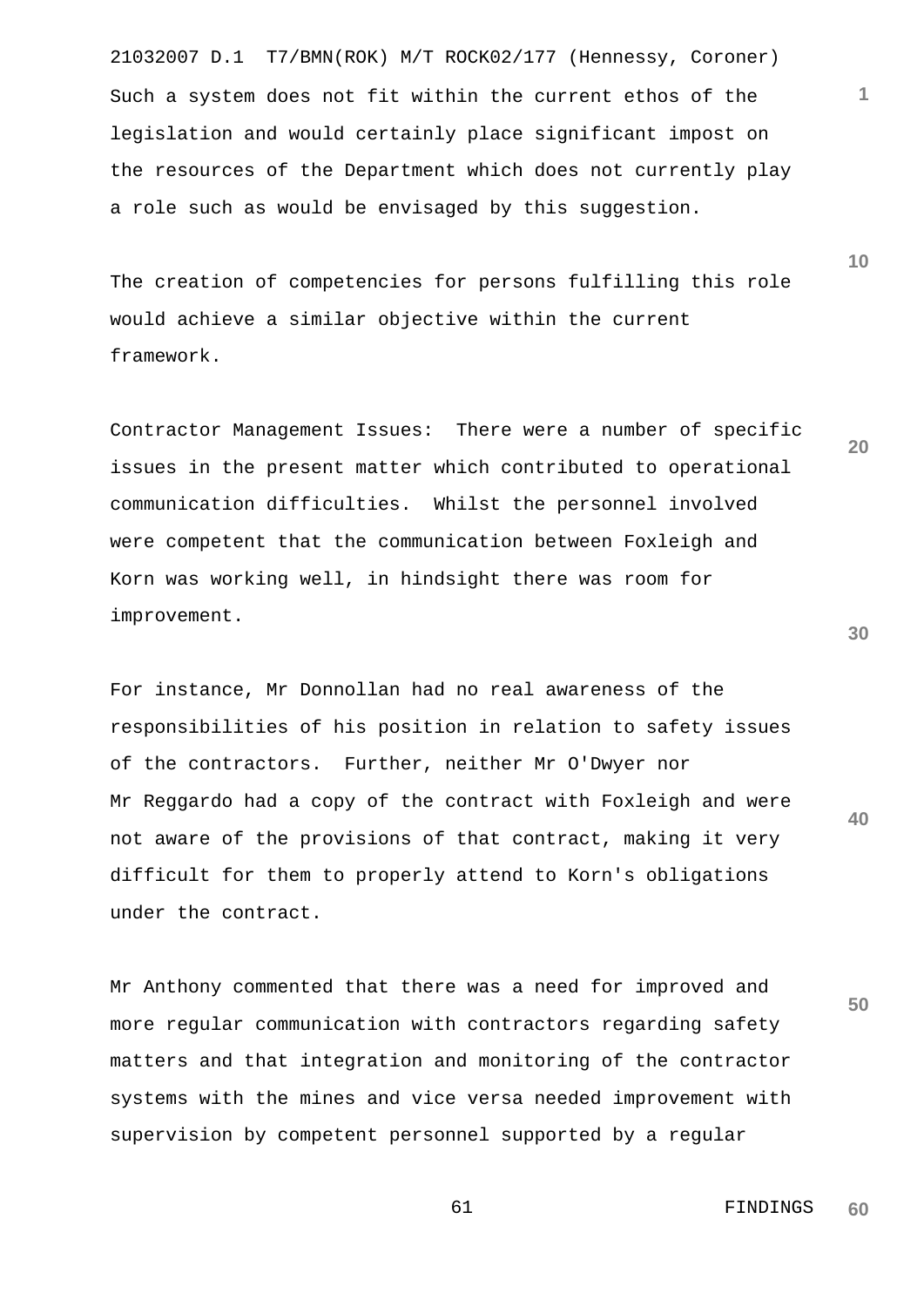Such a system does not fit within the current ethos of the legislation and would certainly place significant impost on the resources of the Department which does not currently play a role such as would be envisaged by this suggestion.

The creation of competencies for persons fulfilling this role would achieve a similar objective within the current framework.

Contractor Management Issues: There were a number of specific issues in the present matter which contributed to operational communication difficulties. Whilst the personnel involved were competent that the communication between Foxleigh and Korn was working well, in hindsight there was room for improvement.

For instance, Mr Donnollan had no real awareness of the responsibilities of his position in relation to safety issues of the contractors. Further, neither Mr O'Dwyer nor Mr Reggardo had a copy of the contract with Foxleigh and were not aware of the provisions of that contract, making it very difficult for them to properly attend to Korn's obligations under the contract.

Mr Anthony commented that there was a need for improved and more regular communication with contractors regarding safety matters and that integration and monitoring of the contractor systems with the mines and vice versa needed improvement with supervision by competent personnel supported by a regular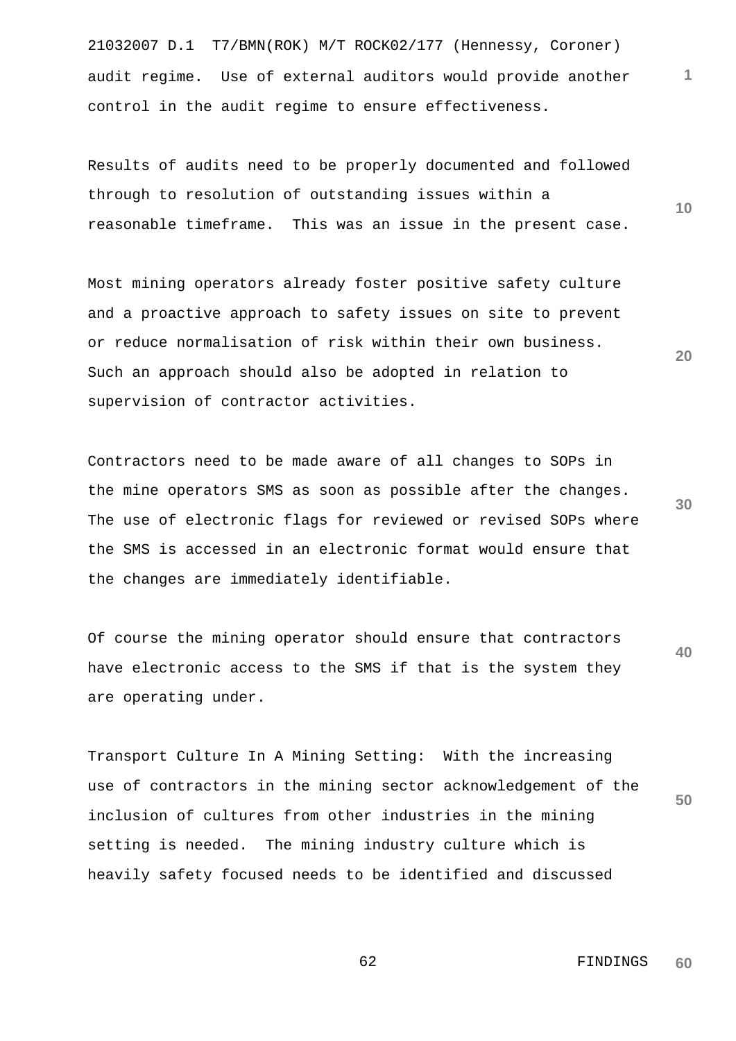audit regime. Use of external auditors would provide another control in the audit regime to ensure effectiveness.

Results of audits need to be properly documented and followed through to resolution of outstanding issues within a reasonable timeframe. This was an issue in the present case.

Most mining operators already foster positive safety culture and a proactive approach to safety issues on site to prevent or reduce normalisation of risk within their own business. Such an approach should also be adopted in relation to supervision of contractor activities.

Contractors need to be made aware of all changes to SOPs in the mine operators SMS as soon as possible after the changes. The use of electronic flags for reviewed or revised SOPs where the SMS is accessed in an electronic format would ensure that the changes are immediately identifiable.

Of course the mining operator should ensure that contractors have electronic access to the SMS if that is the system they are operating under.

Transport Culture In A Mining Setting: With the increasing use of contractors in the mining sector acknowledgement of the inclusion of cultures from other industries in the mining setting is needed. The mining industry culture which is heavily safety focused needs to be identified and discussed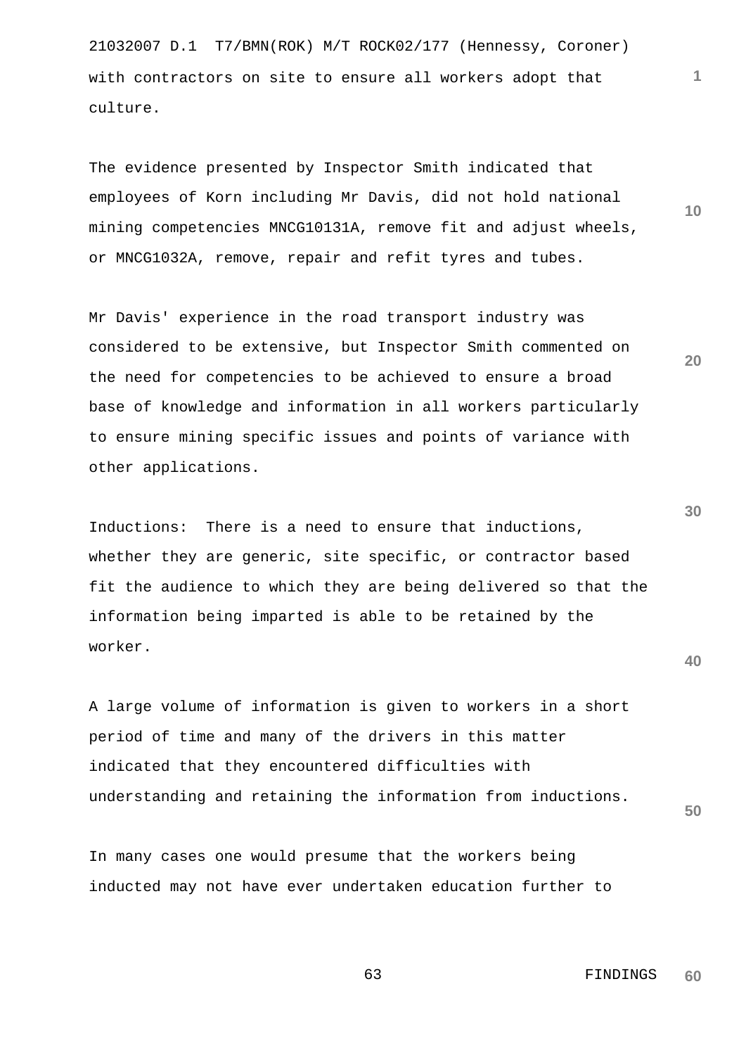with contractors on site to ensure all workers adopt that culture.

The evidence presented by Inspector Smith indicated that employees of Korn including Mr Davis, did not hold national mining competencies MNCG10131A, remove fit and adjust wheels, or MNCG1032A, remove, repair and refit tyres and tubes.

Mr Davis' experience in the road transport industry was considered to be extensive, but Inspector Smith commented on the need for competencies to be achieved to ensure a broad base of knowledge and information in all workers particularly to ensure mining specific issues and points of variance with other applications.

Inductions: There is a need to ensure that inductions, whether they are generic, site specific, or contractor based fit the audience to which they are being delivered so that the information being imparted is able to be retained by the worker.

A large volume of information is given to workers in a short period of time and many of the drivers in this matter indicated that they encountered difficulties with understanding and retaining the information from inductions.

In many cases one would presume that the workers being inducted may not have ever undertaken education further to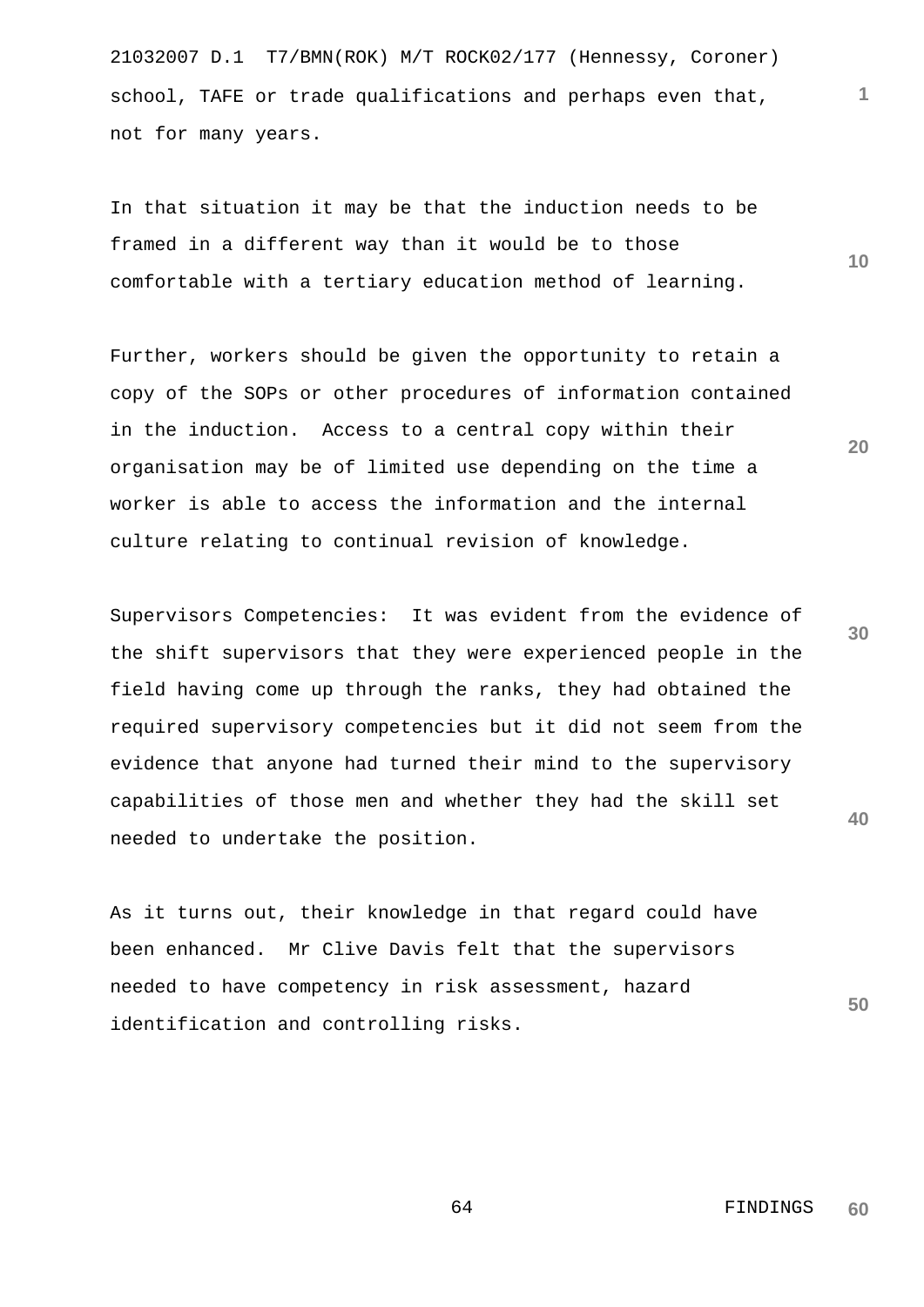school, TAFE or trade qualifications and perhaps even that, not for many years.

In that situation it may be that the induction needs to be framed in a different way than it would be to those comfortable with a tertiary education method of learning.

Further, workers should be given the opportunity to retain a copy of the SOPs or other procedures of information contained in the induction. Access to a central copy within their organisation may be of limited use depending on the time a worker is able to access the information and the internal culture relating to continual revision of knowledge.

Supervisors Competencies: It was evident from the evidence of the shift supervisors that they were experienced people in the field having come up through the ranks, they had obtained the required supervisory competencies but it did not seem from the evidence that anyone had turned their mind to the supervisory capabilities of those men and whether they had the skill set needed to undertake the position.

As it turns out, their knowledge in that regard could have been enhanced. Mr Clive Davis felt that the supervisors needed to have competency in risk assessment, hazard identification and controlling risks.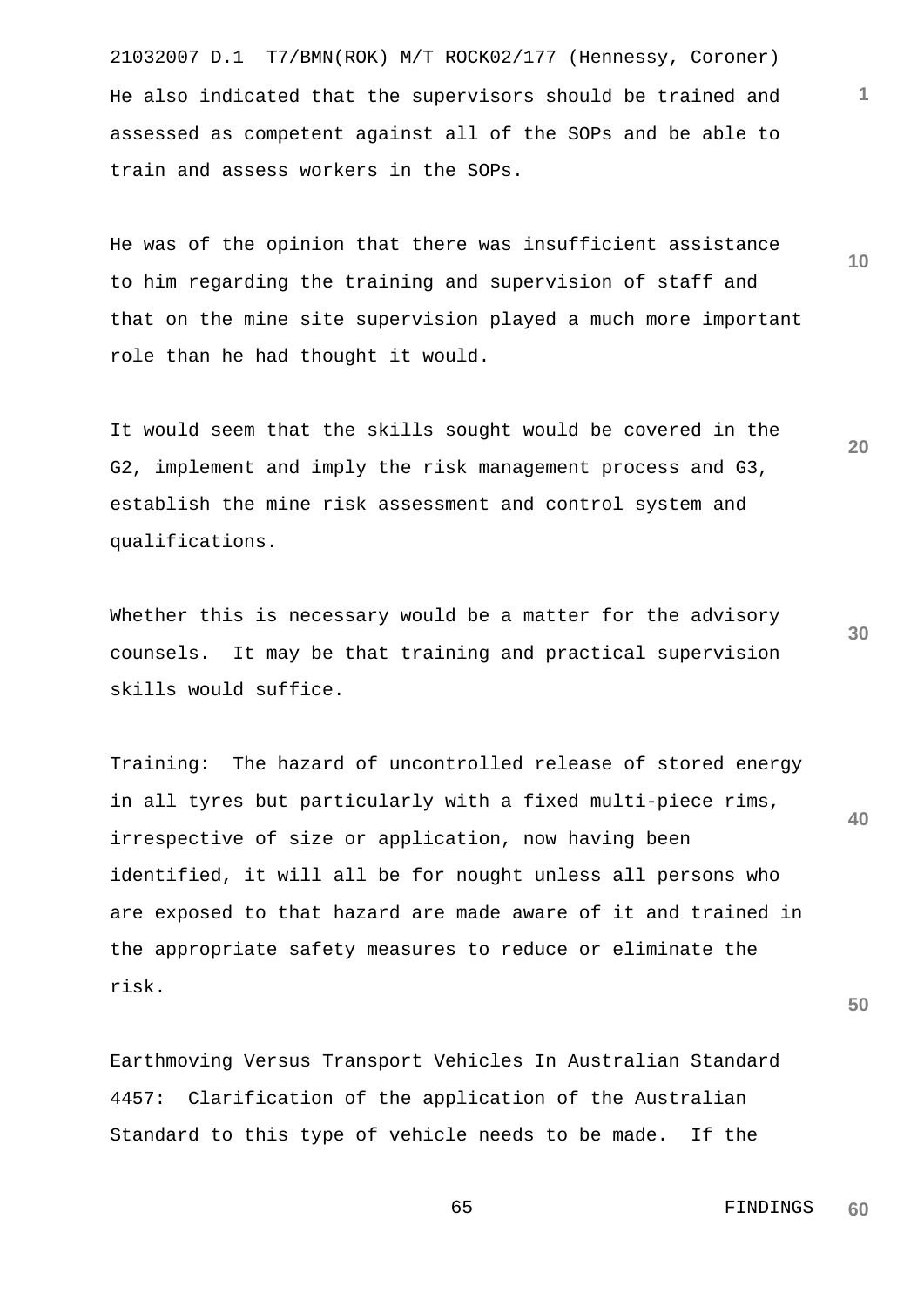He also indicated that the supervisors should be trained and assessed as competent against all of the SOPs and be able to train and assess workers in the SOPs.

He was of the opinion that there was insufficient assistance to him regarding the training and supervision of staff and that on the mine site supervision played a much more important role than he had thought it would.

It would seem that the skills sought would be covered in the G2, implement and imply the risk management process and G3, establish the mine risk assessment and control system and qualifications.

Whether this is necessary would be a matter for the advisory counsels. It may be that training and practical supervision skills would suffice.

Training: The hazard of uncontrolled release of stored energy in all tyres but particularly with a fixed multi-piece rims, irrespective of size or application, now having been identified, it will all be for nought unless all persons who are exposed to that hazard are made aware of it and trained in the appropriate safety measures to reduce or eliminate the risk.

Earthmoving Versus Transport Vehicles In Australian Standard 4457: Clarification of the application of the Australian Standard to this type of vehicle needs to be made. If the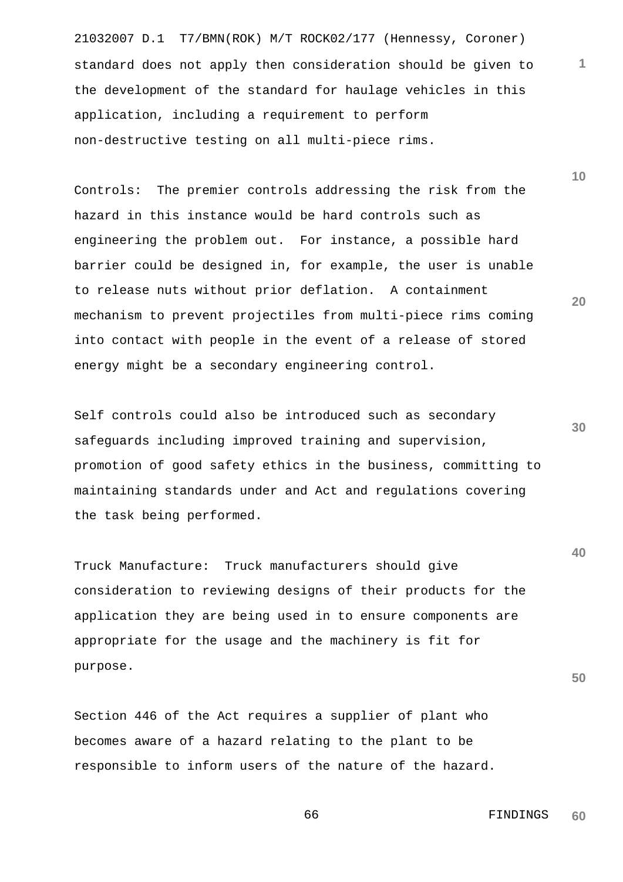standard does not apply then consideration should be given to the development of the standard for haulage vehicles in this application, including a requirement to perform non-destructive testing on all multi-piece rims.

Controls: The premier controls addressing the risk from the hazard in this instance would be hard controls such as engineering the problem out. For instance, a possible hard barrier could be designed in, for example, the user is unable to release nuts without prior deflation. A containment mechanism to prevent projectiles from multi-piece rims coming into contact with people in the event of a release of stored energy might be a secondary engineering control.

Self controls could also be introduced such as secondary safeguards including improved training and supervision, promotion of good safety ethics in the business, committing to maintaining standards under and Act and regulations covering the task being performed.

Truck Manufacture: Truck manufacturers should give consideration to reviewing designs of their products for the application they are being used in to ensure components are appropriate for the usage and the machinery is fit for purpose.

Section 446 of the Act requires a supplier of plant who becomes aware of a hazard relating to the plant to be responsible to inform users of the nature of the hazard.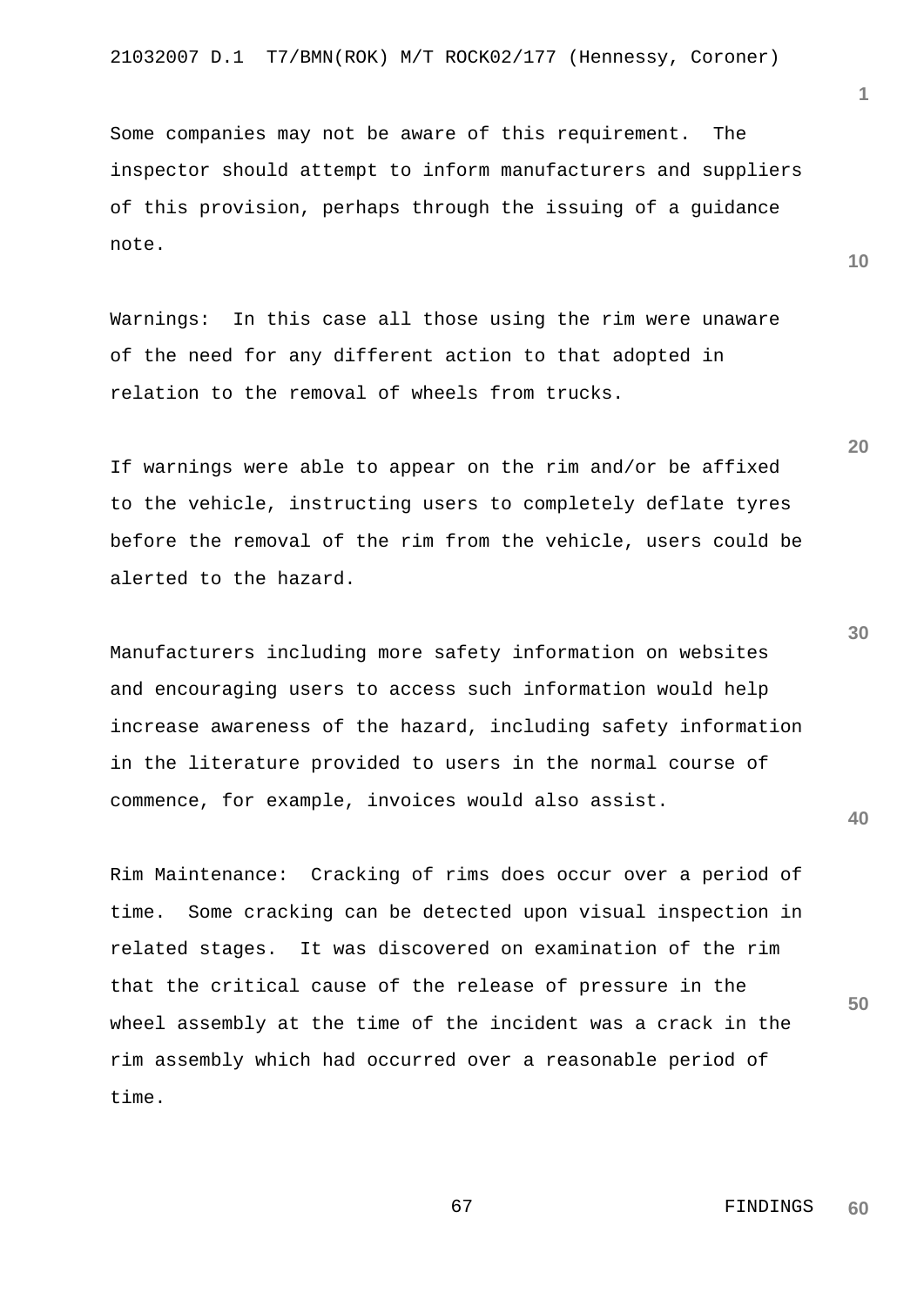Some companies may not be aware of this requirement. The inspector should attempt to inform manufacturers and suppliers of this provision, perhaps through the issuing of a guidance note.

Warnings: In this case all those using the rim were unaware of the need for any different action to that adopted in relation to the removal of wheels from trucks.

If warnings were able to appear on the rim and/or be affixed to the vehicle, instructing users to completely deflate tyres before the removal of the rim from the vehicle, users could be alerted to the hazard.

Manufacturers including more safety information on websites and encouraging users to access such information would help increase awareness of the hazard, including safety information in the literature provided to users in the normal course of commence, for example, invoices would also assist.

Rim Maintenance: Cracking of rims does occur over a period of time. Some cracking can be detected upon visual inspection in related stages. It was discovered on examination of the rim that the critical cause of the release of pressure in the wheel assembly at the time of the incident was a crack in the rim assembly which had occurred over a reasonable period of time.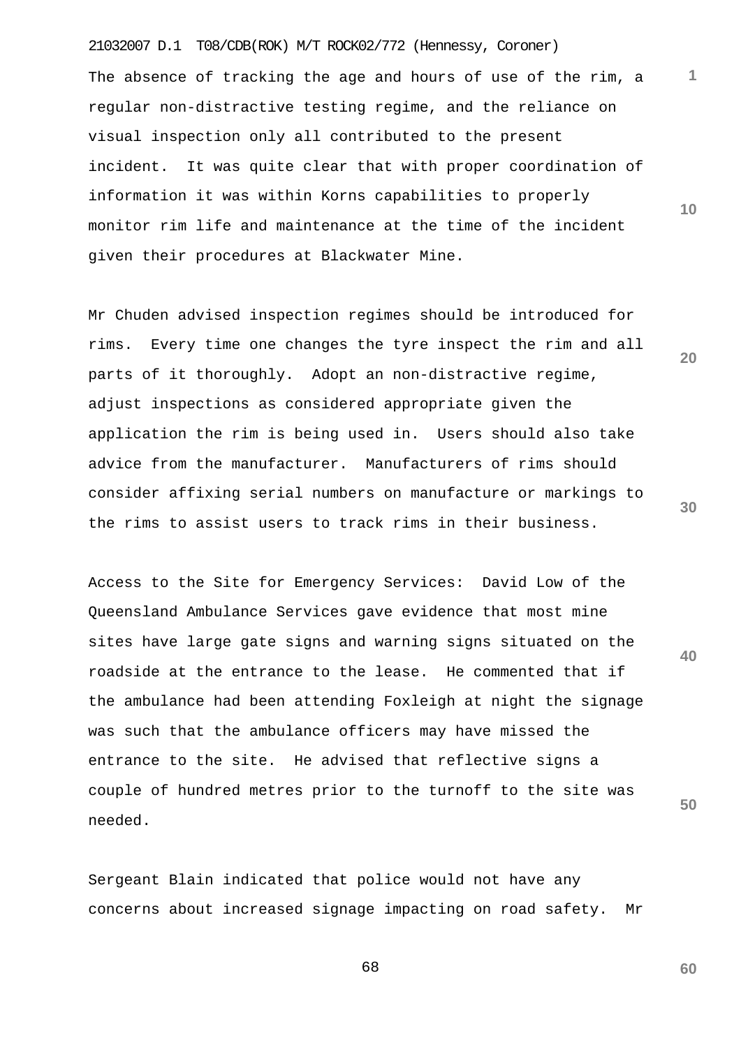The absence of tracking the age and hours of use of the rim, a regular non-distractive testing regime, and the reliance on visual inspection only all contributed to the present incident. It was quite clear that with proper coordination of information it was within Korns capabilities to properly monitor rim life and maintenance at the time of the incident given their procedures at Blackwater Mine.

Mr Chuden advised inspection regimes should be introduced for rims. Every time one changes the tyre inspect the rim and all parts of it thoroughly. Adopt an non-distractive regime, adjust inspections as considered appropriate given the application the rim is being used in. Users should also take advice from the manufacturer. Manufacturers of rims should consider affixing serial numbers on manufacture or markings to the rims to assist users to track rims in their business.

Access to the Site for Emergency Services: David Low of the Queensland Ambulance Services gave evidence that most mine sites have large gate signs and warning signs situated on the roadside at the entrance to the lease. He commented that if the ambulance had been attending Foxleigh at night the signage was such that the ambulance officers may have missed the entrance to the site. He advised that reflective signs a couple of hundred metres prior to the turnoff to the site was needed.

Sergeant Blain indicated that police would not have any concerns about increased signage impacting on road safety. Mr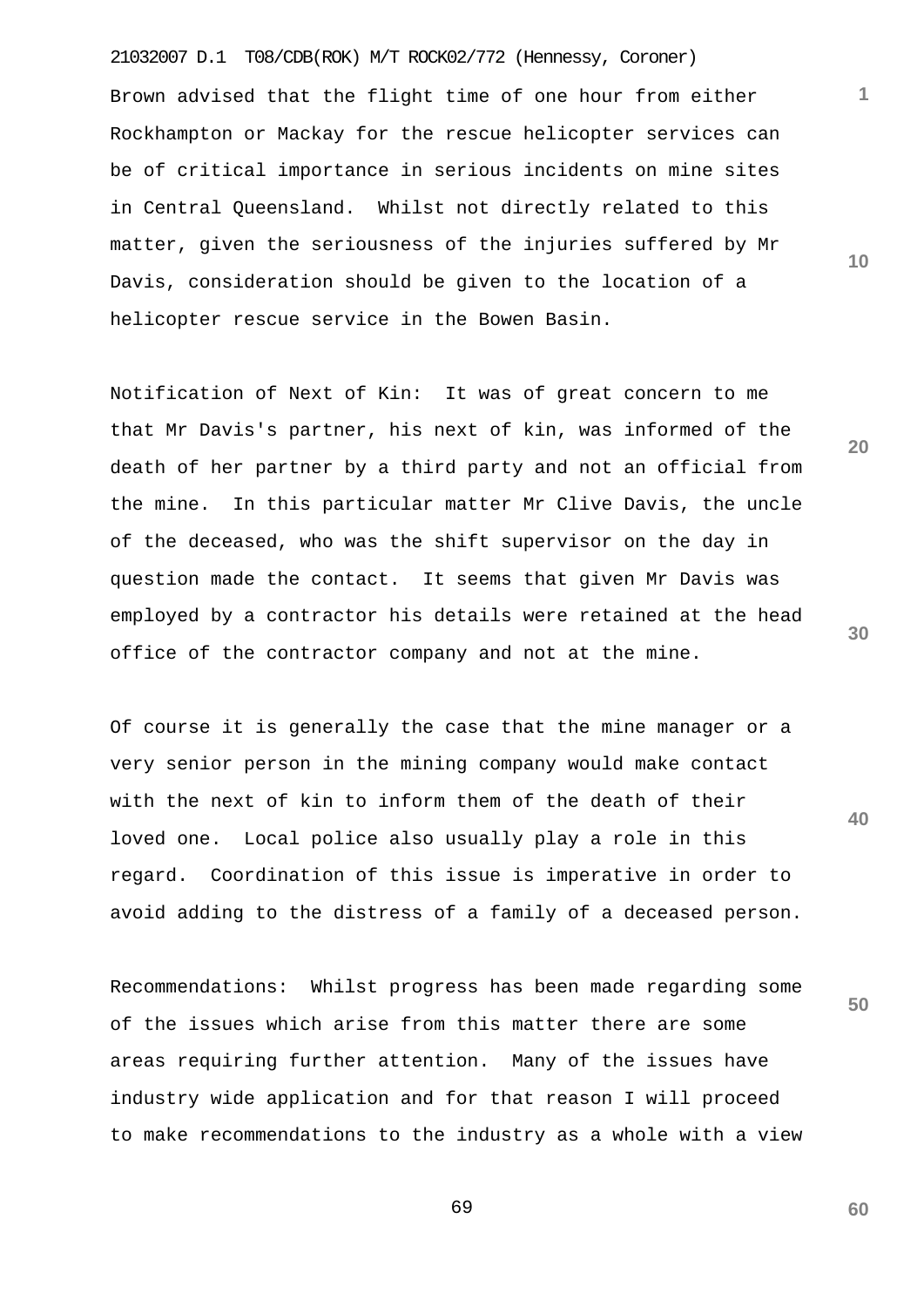Brown advised that the flight time of one hour from either Rockhampton or Mackay for the rescue helicopter services can be of critical importance in serious incidents on mine sites in Central Queensland. Whilst not directly related to this matter, given the seriousness of the injuries suffered by Mr Davis, consideration should be given to the location of a helicopter rescue service in the Bowen Basin.

Notification of Next of Kin: It was of great concern to me that Mr Davis's partner, his next of kin, was informed of the death of her partner by a third party and not an official from the mine. In this particular matter Mr Clive Davis, the uncle of the deceased, who was the shift supervisor on the day in question made the contact. It seems that given Mr Davis was employed by a contractor his details were retained at the head office of the contractor company and not at the mine.

Of course it is generally the case that the mine manager or a very senior person in the mining company would make contact with the next of kin to inform them of the death of their loved one. Local police also usually play a role in this regard. Coordination of this issue is imperative in order to avoid adding to the distress of a family of a deceased person.

Recommendations: Whilst progress has been made regarding some of the issues which arise from this matter there are some areas requiring further attention. Many of the issues have industry wide application and for that reason I will proceed to make recommendations to the industry as a whole with a view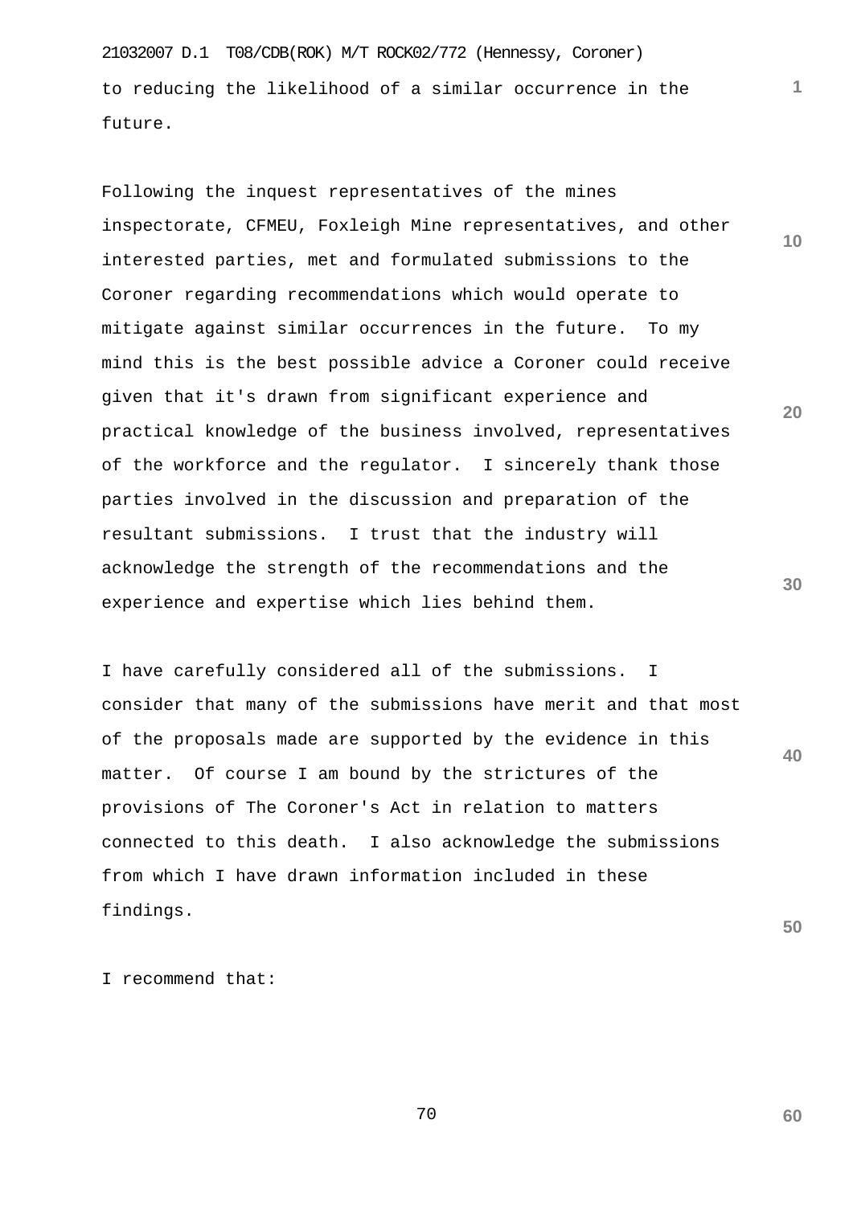to reducing the likelihood of a similar occurrence in the future.

Following the inquest representatives of the mines inspectorate, CFMEU, Foxleigh Mine representatives, and other interested parties, met and formulated submissions to the Coroner regarding recommendations which would operate to mitigate against similar occurrences in the future. To my mind this is the best possible advice a Coroner could receive given that it's drawn from significant experience and practical knowledge of the business involved, representatives of the workforce and the regulator. I sincerely thank those parties involved in the discussion and preparation of the resultant submissions. I trust that the industry will acknowledge the strength of the recommendations and the experience and expertise which lies behind them.

I have carefully considered all of the submissions. I consider that many of the submissions have merit and that most of the proposals made are supported by the evidence in this matter. Of course I am bound by the strictures of the provisions of The Coroner's Act in relation to matters connected to this death. I also acknowledge the submissions from which I have drawn information included in these findings.

I recommend that: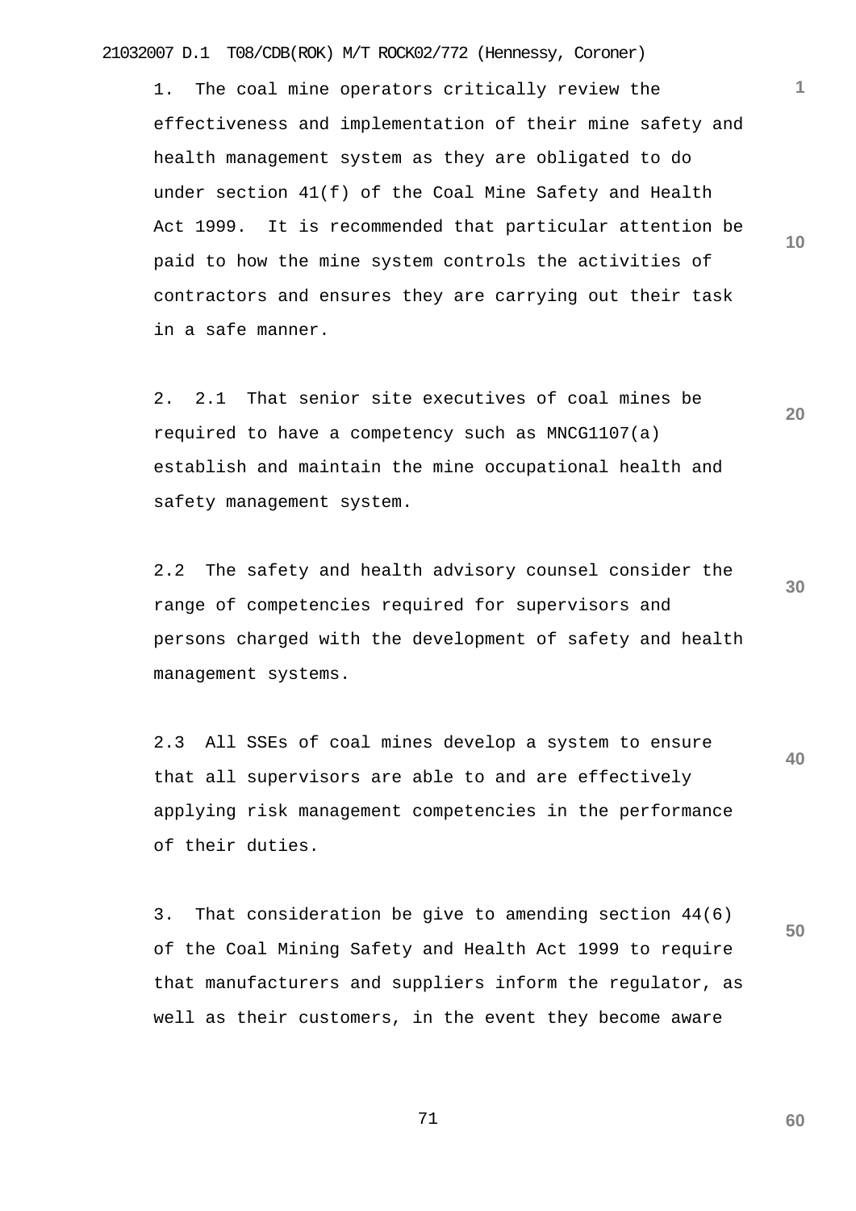1. The coal mine operators critically review the effectiveness and implementation of their mine safety and health management system as they are obligated to do under section 41(f) of the Coal Mine Safety and Health Act 1999. It is recommended that particular attention be paid to how the mine system controls the activities of contractors and ensures they are carrying out their task in a safe manner.

2. 2.1 That senior site executives of coal mines be required to have a competency such as MNCG1107(a) establish and maintain the mine occupational health and safety management system.

2.2 The safety and health advisory counsel consider the range of competencies required for supervisors and persons charged with the development of safety and health management systems.

2.3 All SSEs of coal mines develop a system to ensure that all supervisors are able to and are effectively applying risk management competencies in the performance of their duties.

3. That consideration be give to amending section 44(6) of the Coal Mining Safety and Health Act 1999 to require that manufacturers and suppliers inform the regulator, as well as their customers, in the event they become aware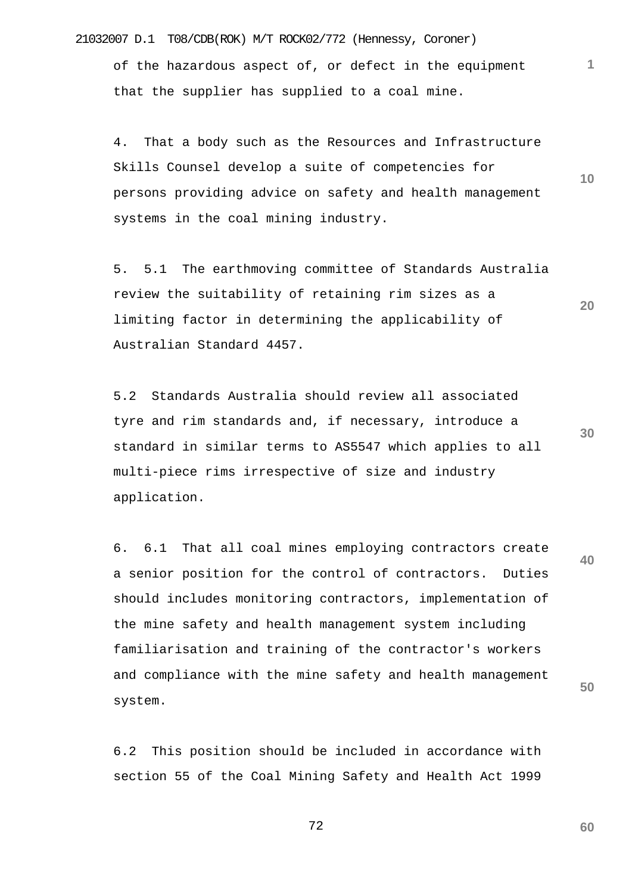of the hazardous aspect of, or defect in the equipment that the supplier has supplied to a coal mine.

4. That a body such as the Resources and Infrastructure Skills Counsel develop a suite of competencies for persons providing advice on safety and health management systems in the coal mining industry.

5. 5.1 The earthmoving committee of Standards Australia review the suitability of retaining rim sizes as a limiting factor in determining the applicability of Australian Standard 4457.

5.2 Standards Australia should review all associated tyre and rim standards and, if necessary, introduce a standard in similar terms to AS5547 which applies to all multi-piece rims irrespective of size and industry application.

6. 6.1 That all coal mines employing contractors create a senior position for the control of contractors. Duties should includes monitoring contractors, implementation of the mine safety and health management system including familiarisation and training of the contractor's workers and compliance with the mine safety and health management system.

6.2 This position should be included in accordance with section 55 of the Coal Mining Safety and Health Act 1999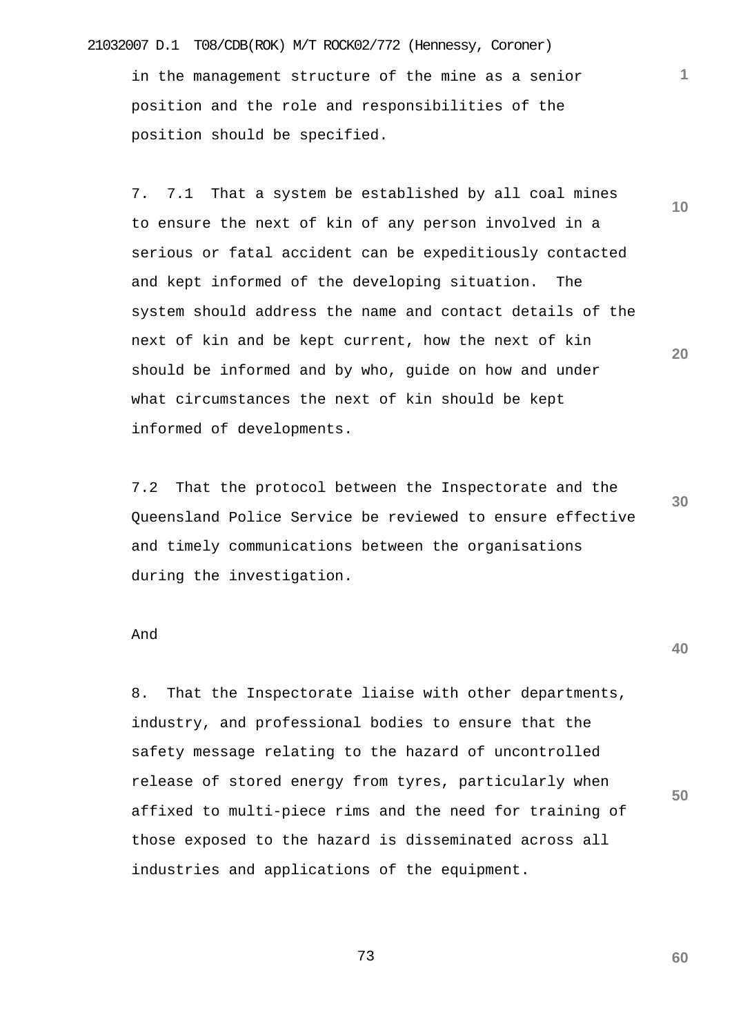in the management structure of the mine as a senior position and the role and responsibilities of the position should be specified.

7. 7.1 That a system be established by all coal mines to ensure the next of kin of any person involved in a serious or fatal accident can be expeditiously contacted and kept informed of the developing situation. The system should address the name and contact details of the next of kin and be kept current, how the next of kin should be informed and by who, guide on how and under what circumstances the next of kin should be kept informed of developments.

7.2 That the protocol between the Inspectorate and the Queensland Police Service be reviewed to ensure effective and timely communications between the organisations during the investigation.

And

8. That the Inspectorate liaise with other departments, industry, and professional bodies to ensure that the safety message relating to the hazard of uncontrolled release of stored energy from tyres, particularly when affixed to multi-piece rims and the need for training of those exposed to the hazard is disseminated across all industries and applications of the equipment.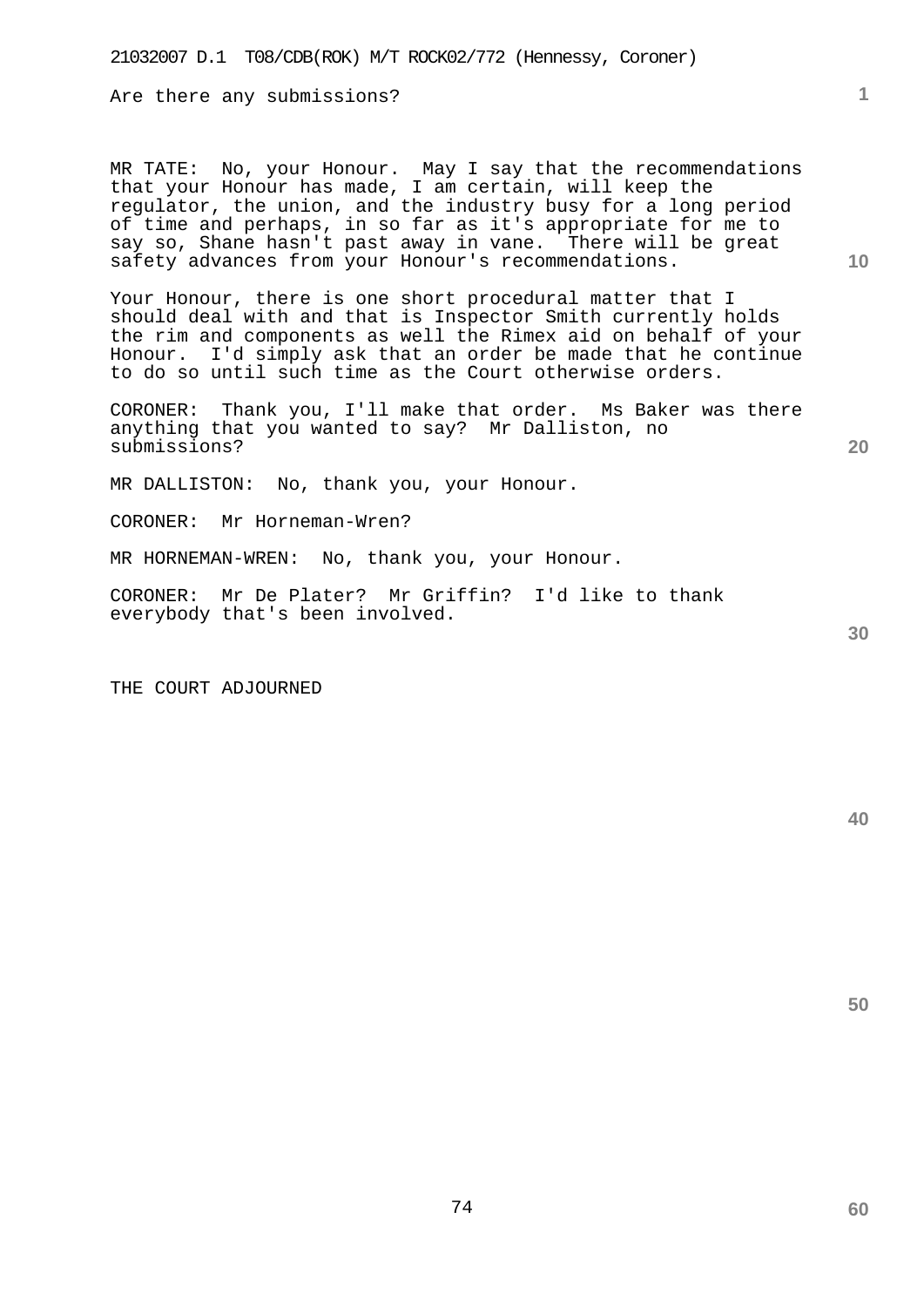Are there any submissions?

MR TATE: No, your Honour. May I say that the recommendations that your Honour has made, I am certain, will keep the regulator, the union, and the industry busy for a long period of time and perhaps, in so far as it's appropriate for me to say so, Shane hasn't past away in vane. There will be great safety advances from your Honour's recommendations.

Your Honour, there is one short procedural matter that I should deal with and that is Inspector Smith currently holds the rim and components as well the Rimex aid on behalf of your Honour. I'd simply ask that an order be made that he continue to do so until such time as the Court otherwise orders.

CORONER: Thank you, I'll make that order. Ms Baker was there anything that you wanted to say? Mr Dalliston, no submissions?

MR DALLISTON: No, thank you, your Honour.

CORONER: Mr Horneman-Wren?

MR HORNEMAN-WREN: No, thank you, your Honour.

CORONER: Mr De Plater? Mr Griffin? I'd like to thank everybody that's been involved.

THE COURT ADJOURNED